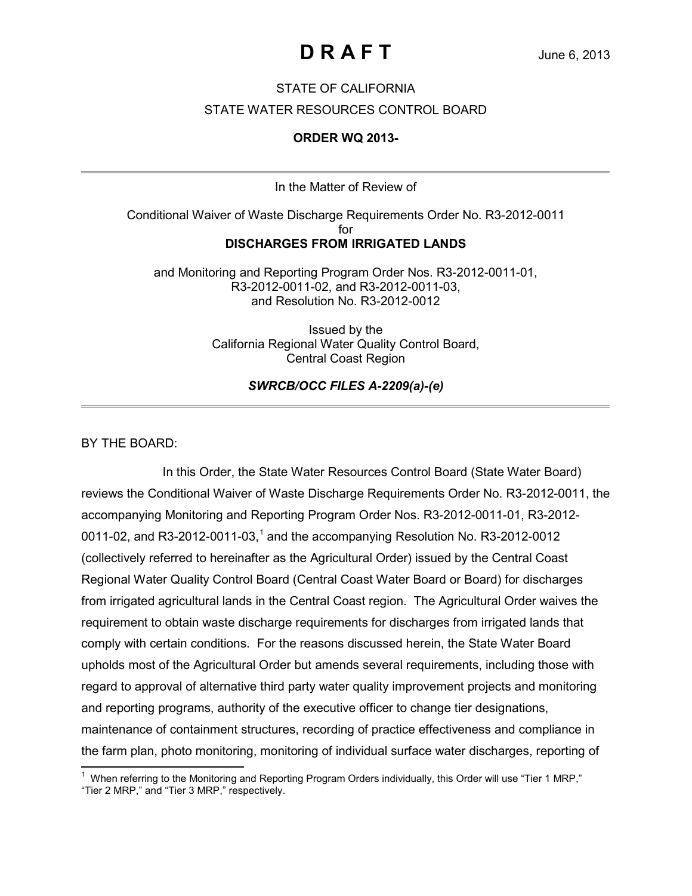**D R A F T** June 6, 2013

STATE OF CALIFORNIA

STATE WATER RESOURCES CONTROL BOARD

**ORDER WQ 2013-**

---

In the Matter of Review of

Conditional Waiver of Waste Discharge Requirements Order No. R3-2012-0011
for
**DISCHARGES FROM IRRIGATED LANDS**

and Monitoring and Reporting Program Order Nos. R3-2012-0011-01,
R3-2012-0011-02, and R3-2012-0011-03,
and Resolution No. R3-2012-0012

Issued by the
California Regional Water Quality Control Board,
Central Coast Region

***SWRCB/OCC FILES A-2209(a)-(e)***

---

BY THE BOARD:

In this Order, the State Water Resources Control Board (State Water Board) reviews the Conditional Waiver of Waste Discharge Requirements Order No. R3-2012-0011, the accompanying Monitoring and Reporting Program Order Nos. R3-2012-0011-01, R3-2012-0011-02, and R3-2012-0011-03,[1] and the accompanying Resolution No. R3-2012-0012 (collectively referred to hereinafter as the Agricultural Order) issued by the Central Coast Regional Water Quality Control Board (Central Coast Water Board or Board) for discharges from irrigated agricultural lands in the Central Coast region. The Agricultural Order waives the requirement to obtain waste discharge requirements for discharges from irrigated lands that comply with certain conditions. For the reasons discussed herein, the State Water Board upholds most of the Agricultural Order but amends several requirements, including those with regard to approval of alternative third party water quality improvement projects and monitoring and reporting programs, authority of the executive officer to change tier designations, maintenance of containment structures, recording of practice effectiveness and compliance in the farm plan, photo monitoring, monitoring of individual surface water discharges, reporting of

[1] When referring to the Monitoring and Reporting Program Orders individually, this Order will use "Tier 1 MRP," "Tier 2 MRP," and "Tier 3 MRP," respectively.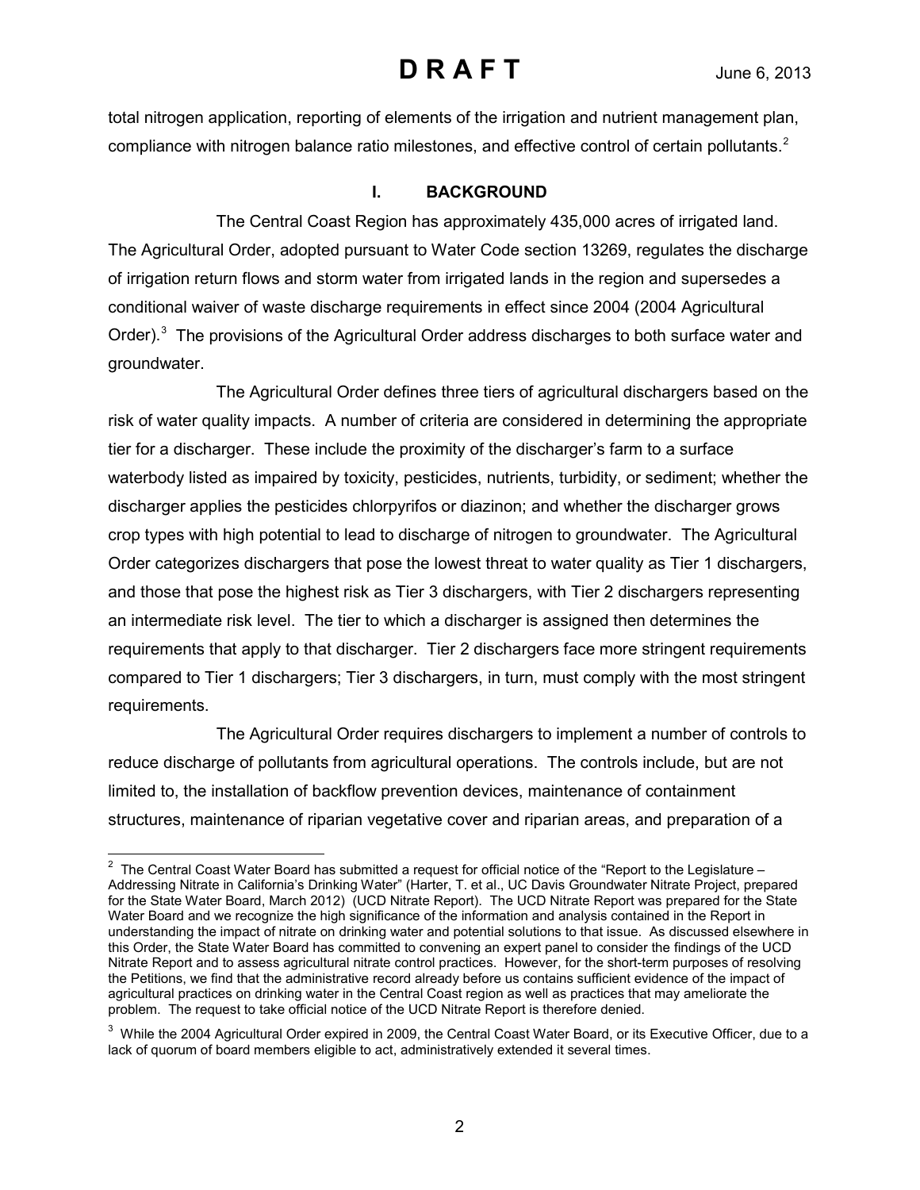total nitrogen application, reporting of elements of the irrigation and nutrient management plan, compliance with nitrogen balance ratio milestones, and effective control of certain pollutants.[2]

## I. BACKGROUND

The Central Coast Region has approximately 435,000 acres of irrigated land. The Agricultural Order, adopted pursuant to Water Code section 13269, regulates the discharge of irrigation return flows and storm water from irrigated lands in the region and supersedes a conditional waiver of waste discharge requirements in effect since 2004 (2004 Agricultural Order).[3] The provisions of the Agricultural Order address discharges to both surface water and groundwater.

The Agricultural Order defines three tiers of agricultural dischargers based on the risk of water quality impacts. A number of criteria are considered in determining the appropriate tier for a discharger. These include the proximity of the discharger's farm to a surface waterbody listed as impaired by toxicity, pesticides, nutrients, turbidity, or sediment; whether the discharger applies the pesticides chlorpyrifos or diazinon; and whether the discharger grows crop types with high potential to lead to discharge of nitrogen to groundwater. The Agricultural Order categorizes dischargers that pose the lowest threat to water quality as Tier 1 dischargers, and those that pose the highest risk as Tier 3 dischargers, with Tier 2 dischargers representing an intermediate risk level. The tier to which a discharger is assigned then determines the requirements that apply to that discharger. Tier 2 dischargers face more stringent requirements compared to Tier 1 dischargers; Tier 3 dischargers, in turn, must comply with the most stringent requirements.

The Agricultural Order requires dischargers to implement a number of controls to reduce discharge of pollutants from agricultural operations. The controls include, but are not limited to, the installation of backflow prevention devices, maintenance of containment structures, maintenance of riparian vegetative cover and riparian areas, and preparation of a

---

[2] The Central Coast Water Board has submitted a request for official notice of the "Report to the Legislature – Addressing Nitrate in California's Drinking Water" (Harter, T. et al., UC Davis Groundwater Nitrate Project, prepared for the State Water Board, March 2012) (UCD Nitrate Report). The UCD Nitrate Report was prepared for the State Water Board and we recognize the high significance of the information and analysis contained in the Report in understanding the impact of nitrate on drinking water and potential solutions to that issue. As discussed elsewhere in this Order, the State Water Board has committed to convening an expert panel to consider the findings of the UCD Nitrate Report and to assess agricultural nitrate control practices. However, for the short-term purposes of resolving the Petitions, we find that the administrative record already before us contains sufficient evidence of the impact of agricultural practices on drinking water in the Central Coast region as well as practices that may ameliorate the problem. The request to take official notice of the UCD Nitrate Report is therefore denied.

[3] While the 2004 Agricultural Order expired in 2009, the Central Coast Water Board, or its Executive Officer, due to a lack of quorum of board members eligible to act, administratively extended it several times.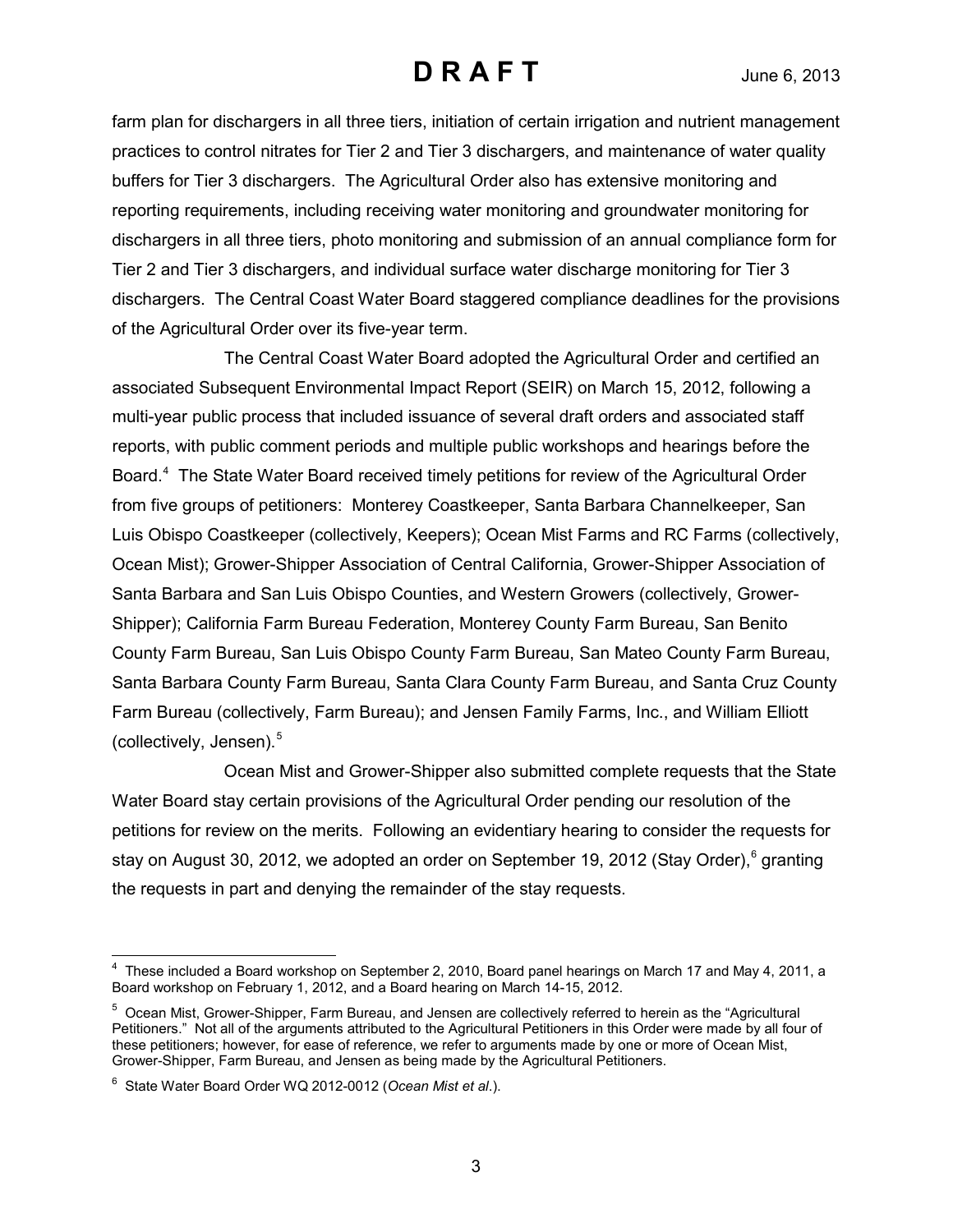farm plan for dischargers in all three tiers, initiation of certain irrigation and nutrient management practices to control nitrates for Tier 2 and Tier 3 dischargers, and maintenance of water quality buffers for Tier 3 dischargers. The Agricultural Order also has extensive monitoring and reporting requirements, including receiving water monitoring and groundwater monitoring for dischargers in all three tiers, photo monitoring and submission of an annual compliance form for Tier 2 and Tier 3 dischargers, and individual surface water discharge monitoring for Tier 3 dischargers. The Central Coast Water Board staggered compliance deadlines for the provisions of the Agricultural Order over its five-year term.

The Central Coast Water Board adopted the Agricultural Order and certified an associated Subsequent Environmental Impact Report (SEIR) on March 15, 2012, following a multi-year public process that included issuance of several draft orders and associated staff reports, with public comment periods and multiple public workshops and hearings before the Board.[4] The State Water Board received timely petitions for review of the Agricultural Order from five groups of petitioners: Monterey Coastkeeper, Santa Barbara Channelkeeper, San Luis Obispo Coastkeeper (collectively, Keepers); Ocean Mist Farms and RC Farms (collectively, Ocean Mist); Grower-Shipper Association of Central California, Grower-Shipper Association of Santa Barbara and San Luis Obispo Counties, and Western Growers (collectively, Grower-Shipper); California Farm Bureau Federation, Monterey County Farm Bureau, San Benito County Farm Bureau, San Luis Obispo County Farm Bureau, San Mateo County Farm Bureau, Santa Barbara County Farm Bureau, Santa Clara County Farm Bureau, and Santa Cruz County Farm Bureau (collectively, Farm Bureau); and Jensen Family Farms, Inc., and William Elliott (collectively, Jensen).[5]

Ocean Mist and Grower-Shipper also submitted complete requests that the State Water Board stay certain provisions of the Agricultural Order pending our resolution of the petitions for review on the merits. Following an evidentiary hearing to consider the requests for stay on August 30, 2012, we adopted an order on September 19, 2012 (Stay Order),[6] granting the requests in part and denying the remainder of the stay requests.

---

[4] These included a Board workshop on September 2, 2010, Board panel hearings on March 17 and May 4, 2011, a Board workshop on February 1, 2012, and a Board hearing on March 14-15, 2012.

[5] Ocean Mist, Grower-Shipper, Farm Bureau, and Jensen are collectively referred to herein as the "Agricultural Petitioners." Not all of the arguments attributed to the Agricultural Petitioners in this Order were made by all four of these petitioners; however, for ease of reference, we refer to arguments made by one or more of Ocean Mist, Grower-Shipper, Farm Bureau, and Jensen as being made by the Agricultural Petitioners.

[6] State Water Board Order WQ 2012-0012 (*Ocean Mist et al.*).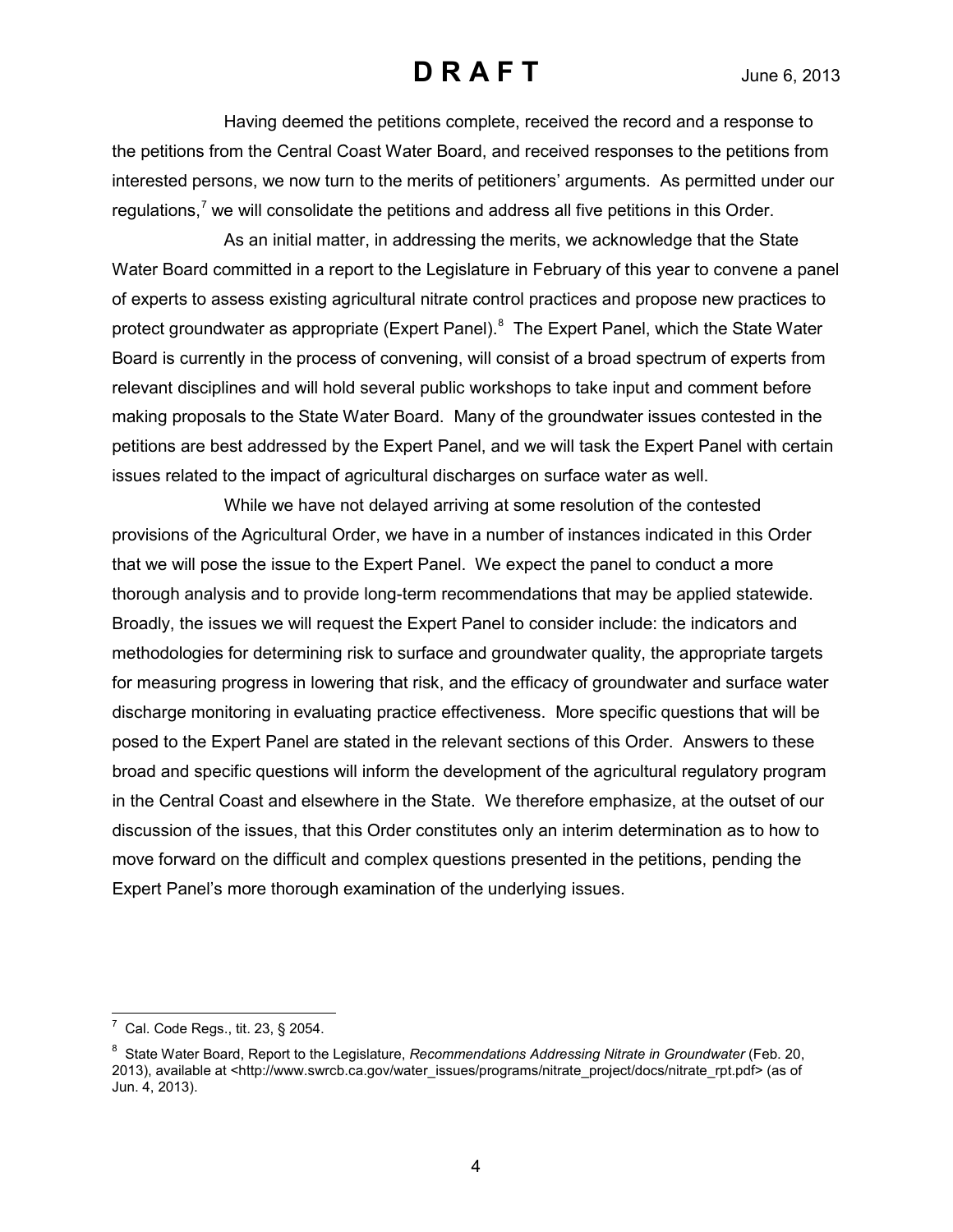Having deemed the petitions complete, received the record and a response to the petitions from the Central Coast Water Board, and received responses to the petitions from interested persons, we now turn to the merits of petitioners' arguments. As permitted under our regulations,[7] we will consolidate the petitions and address all five petitions in this Order.

As an initial matter, in addressing the merits, we acknowledge that the State Water Board committed in a report to the Legislature in February of this year to convene a panel of experts to assess existing agricultural nitrate control practices and propose new practices to protect groundwater as appropriate (Expert Panel).[8] The Expert Panel, which the State Water Board is currently in the process of convening, will consist of a broad spectrum of experts from relevant disciplines and will hold several public workshops to take input and comment before making proposals to the State Water Board. Many of the groundwater issues contested in the petitions are best addressed by the Expert Panel, and we will task the Expert Panel with certain issues related to the impact of agricultural discharges on surface water as well.

While we have not delayed arriving at some resolution of the contested provisions of the Agricultural Order, we have in a number of instances indicated in this Order that we will pose the issue to the Expert Panel. We expect the panel to conduct a more thorough analysis and to provide long-term recommendations that may be applied statewide. Broadly, the issues we will request the Expert Panel to consider include: the indicators and methodologies for determining risk to surface and groundwater quality, the appropriate targets for measuring progress in lowering that risk, and the efficacy of groundwater and surface water discharge monitoring in evaluating practice effectiveness. More specific questions that will be posed to the Expert Panel are stated in the relevant sections of this Order. Answers to these broad and specific questions will inform the development of the agricultural regulatory program in the Central Coast and elsewhere in the State. We therefore emphasize, at the outset of our discussion of the issues, that this Order constitutes only an interim determination as to how to move forward on the difficult and complex questions presented in the petitions, pending the Expert Panel's more thorough examination of the underlying issues.

---

[7] Cal. Code Regs., tit. 23, § 2054.

[8] State Water Board, Report to the Legislature, *Recommendations Addressing Nitrate in Groundwater* (Feb. 20, 2013), available at <http://www.swrcb.ca.gov/water_issues/programs/nitrate_project/docs/nitrate_rpt.pdf> (as of Jun. 4, 2013).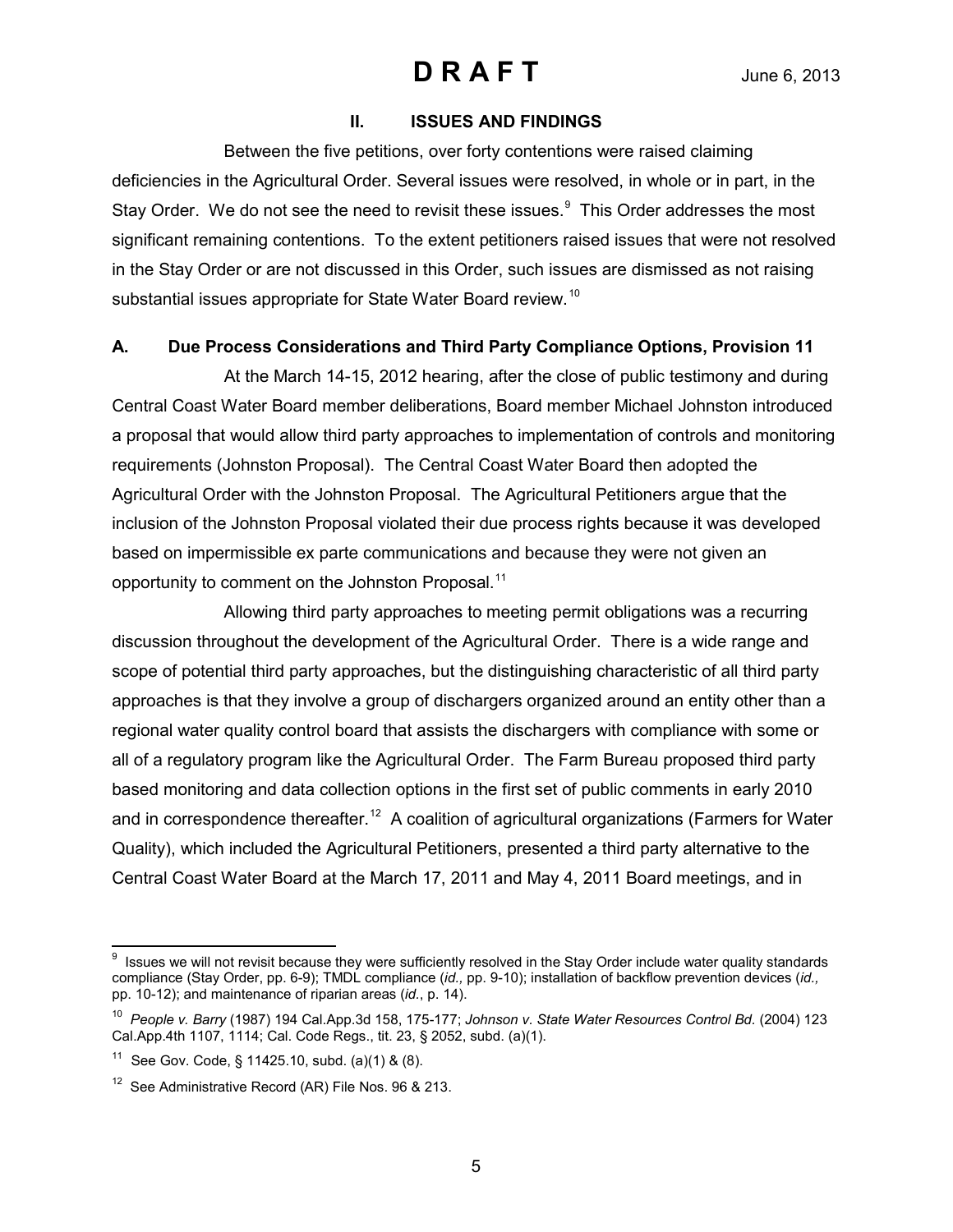## II. ISSUES AND FINDINGS

Between the five petitions, over forty contentions were raised claiming deficiencies in the Agricultural Order. Several issues were resolved, in whole or in part, in the Stay Order. We do not see the need to revisit these issues.[9] This Order addresses the most significant remaining contentions. To the extent petitioners raised issues that were not resolved in the Stay Order or are not discussed in this Order, such issues are dismissed as not raising substantial issues appropriate for State Water Board review.[10]

### A. Due Process Considerations and Third Party Compliance Options, Provision 11

At the March 14-15, 2012 hearing, after the close of public testimony and during Central Coast Water Board member deliberations, Board member Michael Johnston introduced a proposal that would allow third party approaches to implementation of controls and monitoring requirements (Johnston Proposal). The Central Coast Water Board then adopted the Agricultural Order with the Johnston Proposal. The Agricultural Petitioners argue that the inclusion of the Johnston Proposal violated their due process rights because it was developed based on impermissible ex parte communications and because they were not given an opportunity to comment on the Johnston Proposal.[11]

Allowing third party approaches to meeting permit obligations was a recurring discussion throughout the development of the Agricultural Order. There is a wide range and scope of potential third party approaches, but the distinguishing characteristic of all third party approaches is that they involve a group of dischargers organized around an entity other than a regional water quality control board that assists the dischargers with compliance with some or all of a regulatory program like the Agricultural Order. The Farm Bureau proposed third party based monitoring and data collection options in the first set of public comments in early 2010 and in correspondence thereafter.[12] A coalition of agricultural organizations (Farmers for Water Quality), which included the Agricultural Petitioners, presented a third party alternative to the Central Coast Water Board at the March 17, 2011 and May 4, 2011 Board meetings, and in

---

[9] Issues we will not revisit because they were sufficiently resolved in the Stay Order include water quality standards compliance (Stay Order, pp. 6-9); TMDL compliance (*id.,* pp. 9-10); installation of backflow prevention devices (*id.,* pp. 10-12); and maintenance of riparian areas (*id.*, p. 14).

[10] *People v. Barry* (1987) 194 Cal.App.3d 158, 175-177; *Johnson v. State Water Resources Control Bd.* (2004) 123 Cal.App.4th 1107, 1114; Cal. Code Regs., tit. 23, § 2052, subd. (a)(1).

[11] See Gov. Code, § 11425.10, subd. (a)(1) & (8).

[12] See Administrative Record (AR) File Nos. 96 & 213.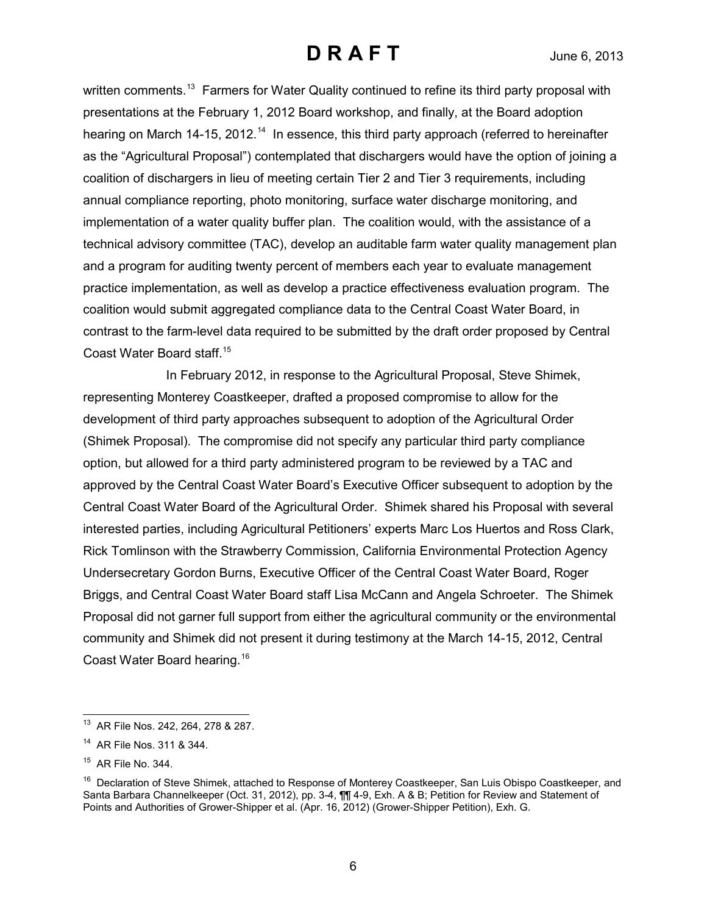written comments.[13] Farmers for Water Quality continued to refine its third party proposal with presentations at the February 1, 2012 Board workshop, and finally, at the Board adoption hearing on March 14-15, 2012.[14] In essence, this third party approach (referred to hereinafter as the "Agricultural Proposal") contemplated that dischargers would have the option of joining a coalition of dischargers in lieu of meeting certain Tier 2 and Tier 3 requirements, including annual compliance reporting, photo monitoring, surface water discharge monitoring, and implementation of a water quality buffer plan. The coalition would, with the assistance of a technical advisory committee (TAC), develop an auditable farm water quality management plan and a program for auditing twenty percent of members each year to evaluate management practice implementation, as well as develop a practice effectiveness evaluation program. The coalition would submit aggregated compliance data to the Central Coast Water Board, in contrast to the farm-level data required to be submitted by the draft order proposed by Central Coast Water Board staff.[15]

In February 2012, in response to the Agricultural Proposal, Steve Shimek, representing Monterey Coastkeeper, drafted a proposed compromise to allow for the development of third party approaches subsequent to adoption of the Agricultural Order (Shimek Proposal). The compromise did not specify any particular third party compliance option, but allowed for a third party administered program to be reviewed by a TAC and approved by the Central Coast Water Board's Executive Officer subsequent to adoption by the Central Coast Water Board of the Agricultural Order. Shimek shared his Proposal with several interested parties, including Agricultural Petitioners' experts Marc Los Huertos and Ross Clark, Rick Tomlinson with the Strawberry Commission, California Environmental Protection Agency Undersecretary Gordon Burns, Executive Officer of the Central Coast Water Board, Roger Briggs, and Central Coast Water Board staff Lisa McCann and Angela Schroeter. The Shimek Proposal did not garner full support from either the agricultural community or the environmental community and Shimek did not present it during testimony at the March 14-15, 2012, Central Coast Water Board hearing.[16]

---

[13] AR File Nos. 242, 264, 278 & 287.

[14] AR File Nos. 311 & 344.

[15] AR File No. 344.

[16] Declaration of Steve Shimek, attached to Response of Monterey Coastkeeper, San Luis Obispo Coastkeeper, and Santa Barbara Channelkeeper (Oct. 31, 2012), pp. 3-4, ¶¶ 4-9, Exh. A & B; Petition for Review and Statement of Points and Authorities of Grower-Shipper et al. (Apr. 16, 2012) (Grower-Shipper Petition), Exh. G.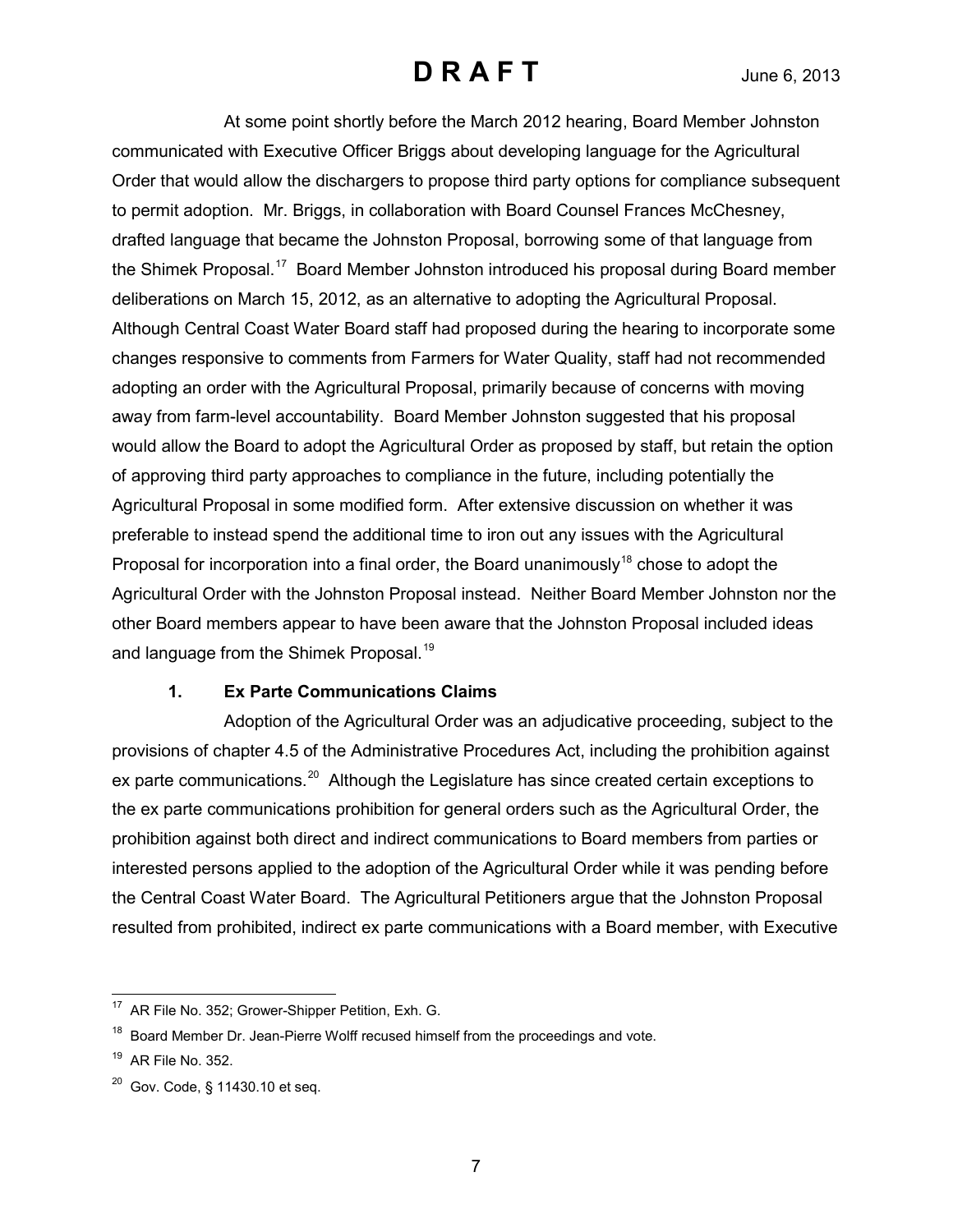At some point shortly before the March 2012 hearing, Board Member Johnston communicated with Executive Officer Briggs about developing language for the Agricultural Order that would allow the dischargers to propose third party options for compliance subsequent to permit adoption. Mr. Briggs, in collaboration with Board Counsel Frances McChesney, drafted language that became the Johnston Proposal, borrowing some of that language from the Shimek Proposal.[17] Board Member Johnston introduced his proposal during Board member deliberations on March 15, 2012, as an alternative to adopting the Agricultural Proposal. Although Central Coast Water Board staff had proposed during the hearing to incorporate some changes responsive to comments from Farmers for Water Quality, staff had not recommended adopting an order with the Agricultural Proposal, primarily because of concerns with moving away from farm-level accountability. Board Member Johnston suggested that his proposal would allow the Board to adopt the Agricultural Order as proposed by staff, but retain the option of approving third party approaches to compliance in the future, including potentially the Agricultural Proposal in some modified form. After extensive discussion on whether it was preferable to instead spend the additional time to iron out any issues with the Agricultural Proposal for incorporation into a final order, the Board unanimously[18] chose to adopt the Agricultural Order with the Johnston Proposal instead. Neither Board Member Johnston nor the other Board members appear to have been aware that the Johnston Proposal included ideas and language from the Shimek Proposal.[19]

### 1. Ex Parte Communications Claims

Adoption of the Agricultural Order was an adjudicative proceeding, subject to the provisions of chapter 4.5 of the Administrative Procedures Act, including the prohibition against ex parte communications.[20] Although the Legislature has since created certain exceptions to the ex parte communications prohibition for general orders such as the Agricultural Order, the prohibition against both direct and indirect communications to Board members from parties or interested persons applied to the adoption of the Agricultural Order while it was pending before the Central Coast Water Board. The Agricultural Petitioners argue that the Johnston Proposal resulted from prohibited, indirect ex parte communications with a Board member, with Executive

---

[17] AR File No. 352; Grower-Shipper Petition, Exh. G.

[18] Board Member Dr. Jean-Pierre Wolff recused himself from the proceedings and vote.

[19] AR File No. 352.

[20] Gov. Code, § 11430.10 et seq.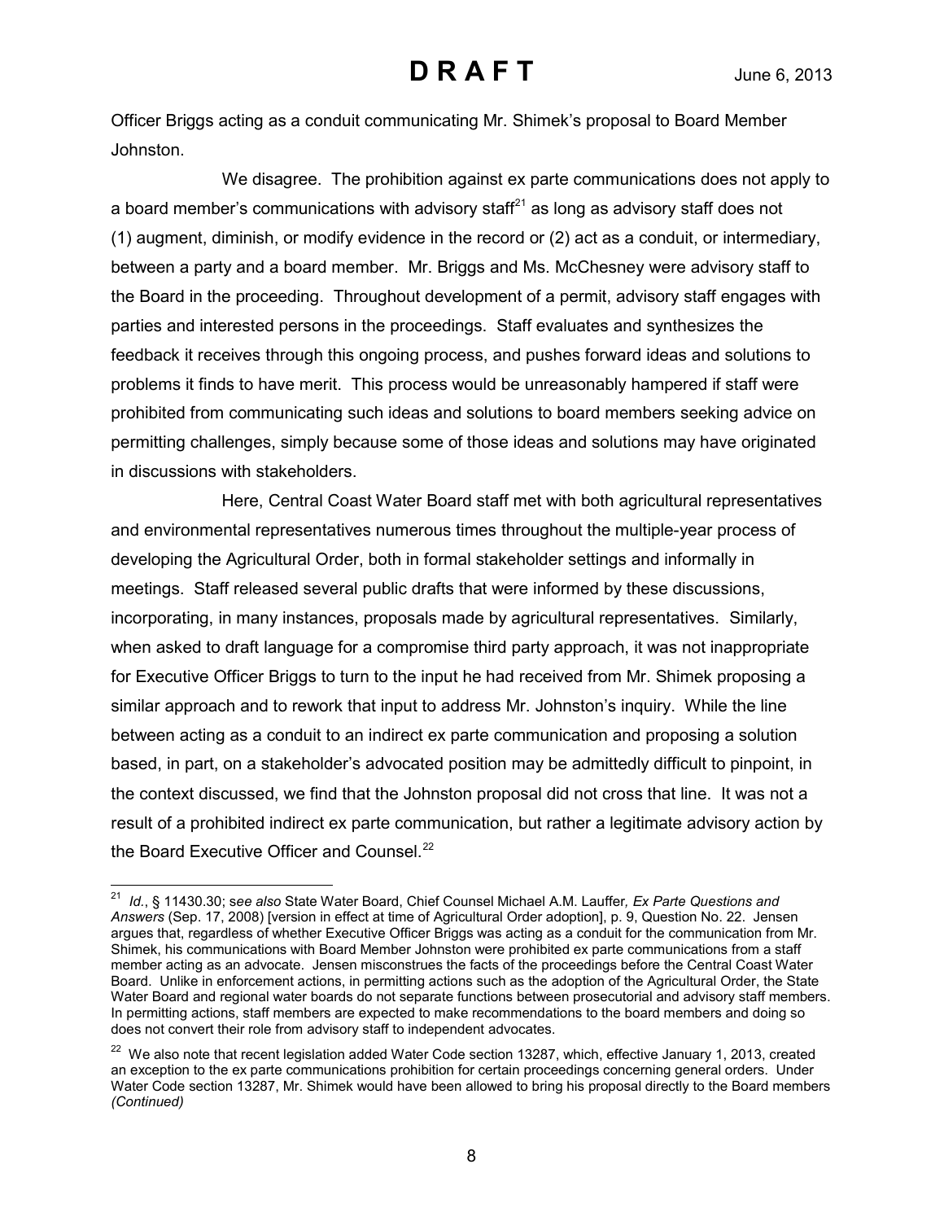Officer Briggs acting as a conduit communicating Mr. Shimek's proposal to Board Member Johnston.

We disagree. The prohibition against ex parte communications does not apply to a board member's communications with advisory staff[21] as long as advisory staff does not (1) augment, diminish, or modify evidence in the record or (2) act as a conduit, or intermediary, between a party and a board member. Mr. Briggs and Ms. McChesney were advisory staff to the Board in the proceeding. Throughout development of a permit, advisory staff engages with parties and interested persons in the proceedings. Staff evaluates and synthesizes the feedback it receives through this ongoing process, and pushes forward ideas and solutions to problems it finds to have merit. This process would be unreasonably hampered if staff were prohibited from communicating such ideas and solutions to board members seeking advice on permitting challenges, simply because some of those ideas and solutions may have originated in discussions with stakeholders.

Here, Central Coast Water Board staff met with both agricultural representatives and environmental representatives numerous times throughout the multiple-year process of developing the Agricultural Order, both in formal stakeholder settings and informally in meetings. Staff released several public drafts that were informed by these discussions, incorporating, in many instances, proposals made by agricultural representatives. Similarly, when asked to draft language for a compromise third party approach, it was not inappropriate for Executive Officer Briggs to turn to the input he had received from Mr. Shimek proposing a similar approach and to rework that input to address Mr. Johnston's inquiry. While the line between acting as a conduit to an indirect ex parte communication and proposing a solution based, in part, on a stakeholder's advocated position may be admittedly difficult to pinpoint, in the context discussed, we find that the Johnston proposal did not cross that line. It was not a result of a prohibited indirect ex parte communication, but rather a legitimate advisory action by the Board Executive Officer and Counsel.[22]

---

[21] *Id.*, § 11430.30; s*ee also* State Water Board, Chief Counsel Michael A.M. Lauffer*, Ex Parte Questions and Answers* (Sep. 17, 2008) [version in effect at time of Agricultural Order adoption], p. 9, Question No. 22. Jensen argues that, regardless of whether Executive Officer Briggs was acting as a conduit for the communication from Mr. Shimek, his communications with Board Member Johnston were prohibited ex parte communications from a staff member acting as an advocate. Jensen misconstrues the facts of the proceedings before the Central Coast Water Board. Unlike in enforcement actions, in permitting actions such as the adoption of the Agricultural Order, the State Water Board and regional water boards do not separate functions between prosecutorial and advisory staff members. In permitting actions, staff members are expected to make recommendations to the board members and doing so does not convert their role from advisory staff to independent advocates.

[22] We also note that recent legislation added Water Code section 13287, which, effective January 1, 2013, created an exception to the ex parte communications prohibition for certain proceedings concerning general orders. Under Water Code section 13287, Mr. Shimek would have been allowed to bring his proposal directly to the Board members *(Continued)*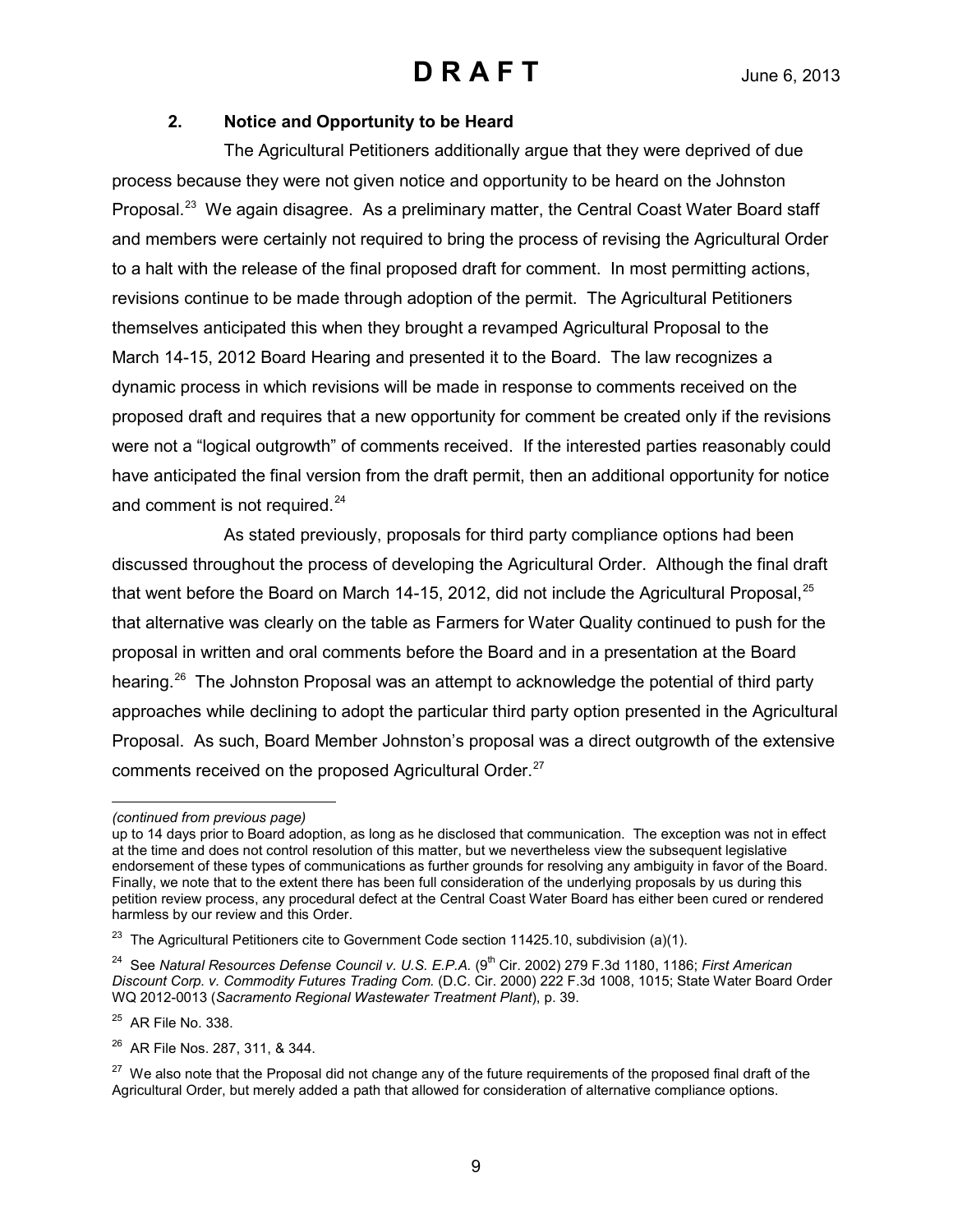**D R A F T** June 6, 2013

### 2. Notice and Opportunity to be Heard

The Agricultural Petitioners additionally argue that they were deprived of due process because they were not given notice and opportunity to be heard on the Johnston Proposal.[23] We again disagree. As a preliminary matter, the Central Coast Water Board staff and members were certainly not required to bring the process of revising the Agricultural Order to a halt with the release of the final proposed draft for comment. In most permitting actions, revisions continue to be made through adoption of the permit. The Agricultural Petitioners themselves anticipated this when they brought a revamped Agricultural Proposal to the March 14-15, 2012 Board Hearing and presented it to the Board. The law recognizes a dynamic process in which revisions will be made in response to comments received on the proposed draft and requires that a new opportunity for comment be created only if the revisions were not a "logical outgrowth" of comments received. If the interested parties reasonably could have anticipated the final version from the draft permit, then an additional opportunity for notice and comment is not required.[24]

As stated previously, proposals for third party compliance options had been discussed throughout the process of developing the Agricultural Order. Although the final draft that went before the Board on March 14-15, 2012, did not include the Agricultural Proposal,[25] that alternative was clearly on the table as Farmers for Water Quality continued to push for the proposal in written and oral comments before the Board and in a presentation at the Board hearing.[26] The Johnston Proposal was an attempt to acknowledge the potential of third party approaches while declining to adopt the particular third party option presented in the Agricultural Proposal. As such, Board Member Johnston's proposal was a direct outgrowth of the extensive comments received on the proposed Agricultural Order.[27]

---

*(continued from previous page)*

up to 14 days prior to Board adoption, as long as he disclosed that communication. The exception was not in effect at the time and does not control resolution of this matter, but we nevertheless view the subsequent legislative endorsement of these types of communications as further grounds for resolving any ambiguity in favor of the Board. Finally, we note that to the extent there has been full consideration of the underlying proposals by us during this petition review process, any procedural defect at the Central Coast Water Board has either been cured or rendered harmless by our review and this Order.

[23] The Agricultural Petitioners cite to Government Code section 11425.10, subdivision (a)(1).

[24] See *Natural Resources Defense Council v. U.S. E.P.A.* (9th Cir. 2002) 279 F.3d 1180, 1186; *First American Discount Corp. v. Commodity Futures Trading Com.* (D.C. Cir. 2000) 222 F.3d 1008, 1015; State Water Board Order WQ 2012-0013 (*Sacramento Regional Wastewater Treatment Plant*), p. 39.

[25] AR File No. 338.

[26] AR File Nos. 287, 311, & 344.

[27] We also note that the Proposal did not change any of the future requirements of the proposed final draft of the Agricultural Order, but merely added a path that allowed for consideration of alternative compliance options.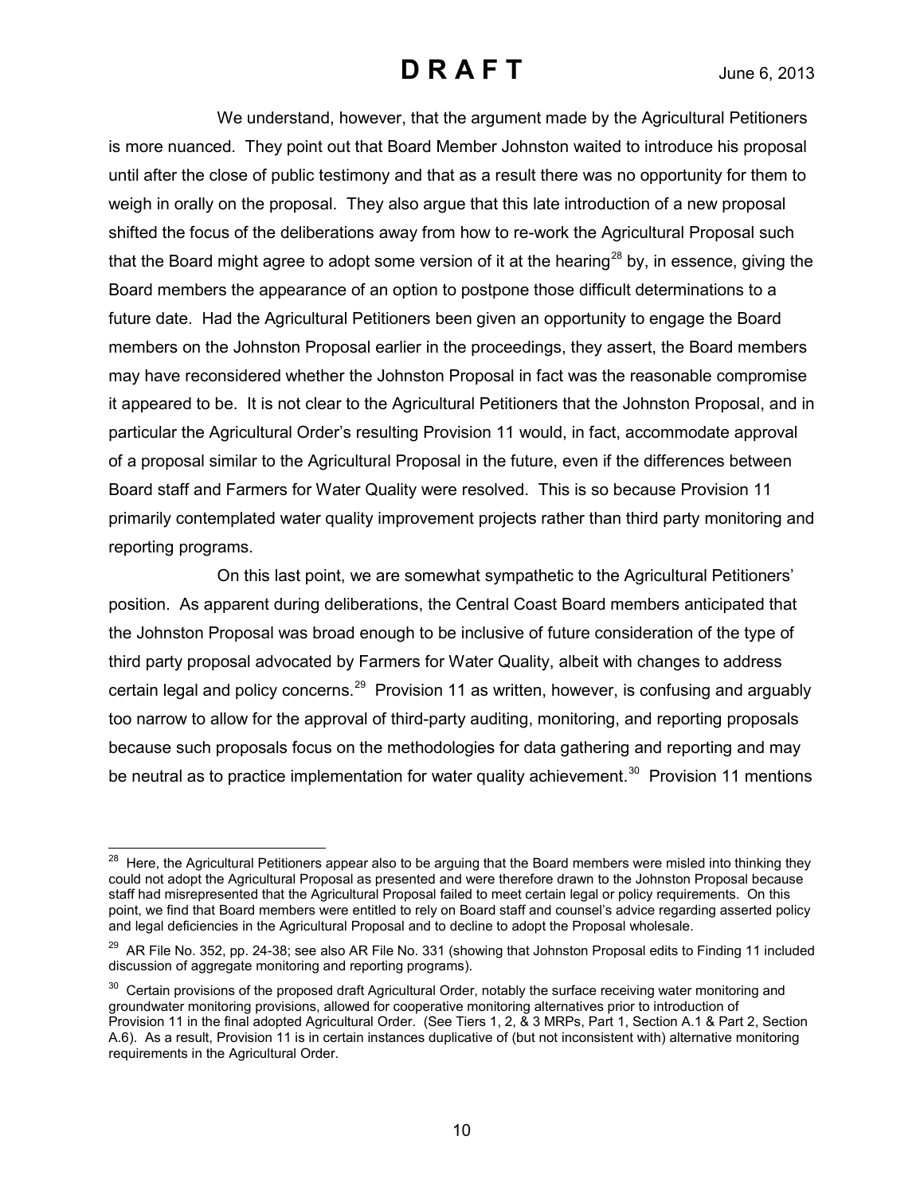We understand, however, that the argument made by the Agricultural Petitioners is more nuanced. They point out that Board Member Johnston waited to introduce his proposal until after the close of public testimony and that as a result there was no opportunity for them to weigh in orally on the proposal. They also argue that this late introduction of a new proposal shifted the focus of the deliberations away from how to re-work the Agricultural Proposal such that the Board might agree to adopt some version of it at the hearing[28] by, in essence, giving the Board members the appearance of an option to postpone those difficult determinations to a future date. Had the Agricultural Petitioners been given an opportunity to engage the Board members on the Johnston Proposal earlier in the proceedings, they assert, the Board members may have reconsidered whether the Johnston Proposal in fact was the reasonable compromise it appeared to be. It is not clear to the Agricultural Petitioners that the Johnston Proposal, and in particular the Agricultural Order's resulting Provision 11 would, in fact, accommodate approval of a proposal similar to the Agricultural Proposal in the future, even if the differences between Board staff and Farmers for Water Quality were resolved. This is so because Provision 11 primarily contemplated water quality improvement projects rather than third party monitoring and reporting programs.

On this last point, we are somewhat sympathetic to the Agricultural Petitioners' position. As apparent during deliberations, the Central Coast Board members anticipated that the Johnston Proposal was broad enough to be inclusive of future consideration of the type of third party proposal advocated by Farmers for Water Quality, albeit with changes to address certain legal and policy concerns.[29] Provision 11 as written, however, is confusing and arguably too narrow to allow for the approval of third-party auditing, monitoring, and reporting proposals because such proposals focus on the methodologies for data gathering and reporting and may be neutral as to practice implementation for water quality achievement.[30] Provision 11 mentions

---

[28] Here, the Agricultural Petitioners appear also to be arguing that the Board members were misled into thinking they could not adopt the Agricultural Proposal as presented and were therefore drawn to the Johnston Proposal because staff had misrepresented that the Agricultural Proposal failed to meet certain legal or policy requirements. On this point, we find that Board members were entitled to rely on Board staff and counsel's advice regarding asserted policy and legal deficiencies in the Agricultural Proposal and to decline to adopt the Proposal wholesale.

[29] AR File No. 352, pp. 24-38; see also AR File No. 331 (showing that Johnston Proposal edits to Finding 11 included discussion of aggregate monitoring and reporting programs).

[30] Certain provisions of the proposed draft Agricultural Order, notably the surface receiving water monitoring and groundwater monitoring provisions, allowed for cooperative monitoring alternatives prior to introduction of Provision 11 in the final adopted Agricultural Order. (See Tiers 1, 2, & 3 MRPs, Part 1, Section A.1 & Part 2, Section A.6). As a result, Provision 11 is in certain instances duplicative of (but not inconsistent with) alternative monitoring requirements in the Agricultural Order.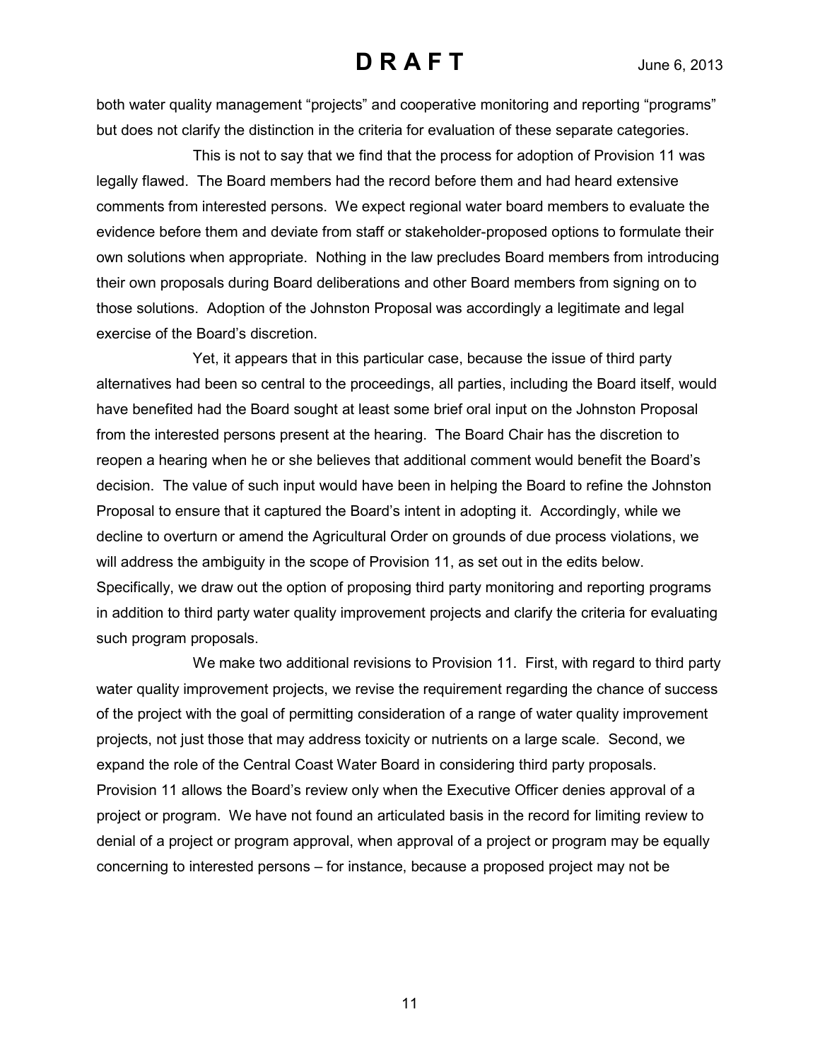both water quality management "projects" and cooperative monitoring and reporting "programs" but does not clarify the distinction in the criteria for evaluation of these separate categories.

This is not to say that we find that the process for adoption of Provision 11 was legally flawed. The Board members had the record before them and had heard extensive comments from interested persons. We expect regional water board members to evaluate the evidence before them and deviate from staff or stakeholder-proposed options to formulate their own solutions when appropriate. Nothing in the law precludes Board members from introducing their own proposals during Board deliberations and other Board members from signing on to those solutions. Adoption of the Johnston Proposal was accordingly a legitimate and legal exercise of the Board's discretion.

Yet, it appears that in this particular case, because the issue of third party alternatives had been so central to the proceedings, all parties, including the Board itself, would have benefited had the Board sought at least some brief oral input on the Johnston Proposal from the interested persons present at the hearing. The Board Chair has the discretion to reopen a hearing when he or she believes that additional comment would benefit the Board's decision. The value of such input would have been in helping the Board to refine the Johnston Proposal to ensure that it captured the Board's intent in adopting it. Accordingly, while we decline to overturn or amend the Agricultural Order on grounds of due process violations, we will address the ambiguity in the scope of Provision 11, as set out in the edits below. Specifically, we draw out the option of proposing third party monitoring and reporting programs in addition to third party water quality improvement projects and clarify the criteria for evaluating such program proposals.

We make two additional revisions to Provision 11. First, with regard to third party water quality improvement projects, we revise the requirement regarding the chance of success of the project with the goal of permitting consideration of a range of water quality improvement projects, not just those that may address toxicity or nutrients on a large scale. Second, we expand the role of the Central Coast Water Board in considering third party proposals. Provision 11 allows the Board's review only when the Executive Officer denies approval of a project or program. We have not found an articulated basis in the record for limiting review to denial of a project or program approval, when approval of a project or program may be equally concerning to interested persons – for instance, because a proposed project may not be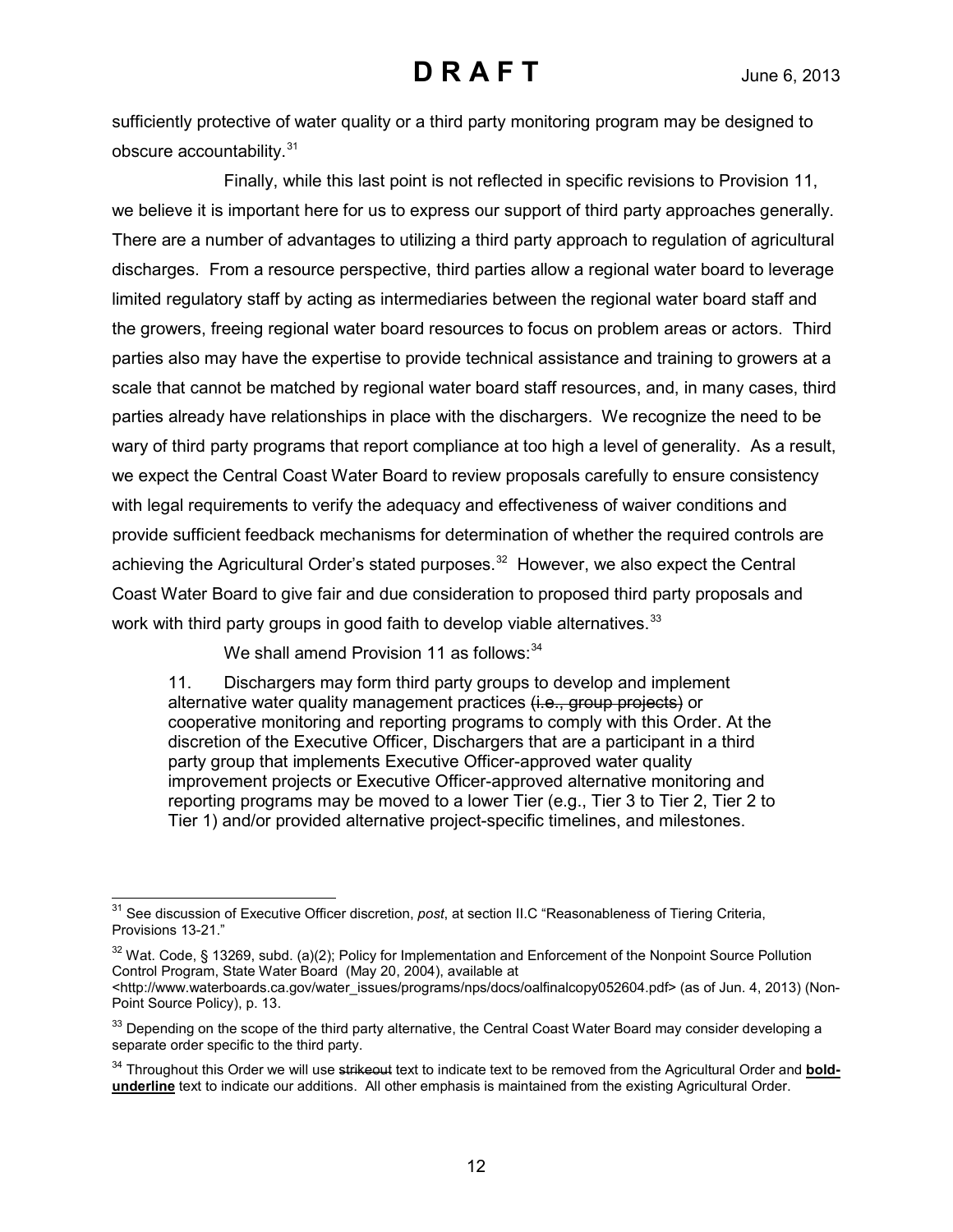sufficiently protective of water quality or a third party monitoring program may be designed to obscure accountability.[31]

Finally, while this last point is not reflected in specific revisions to Provision 11, we believe it is important here for us to express our support of third party approaches generally. There are a number of advantages to utilizing a third party approach to regulation of agricultural discharges. From a resource perspective, third parties allow a regional water board to leverage limited regulatory staff by acting as intermediaries between the regional water board staff and the growers, freeing regional water board resources to focus on problem areas or actors. Third parties also may have the expertise to provide technical assistance and training to growers at a scale that cannot be matched by regional water board staff resources, and, in many cases, third parties already have relationships in place with the dischargers. We recognize the need to be wary of third party programs that report compliance at too high a level of generality. As a result, we expect the Central Coast Water Board to review proposals carefully to ensure consistency with legal requirements to verify the adequacy and effectiveness of waiver conditions and provide sufficient feedback mechanisms for determination of whether the required controls are achieving the Agricultural Order's stated purposes.[32] However, we also expect the Central Coast Water Board to give fair and due consideration to proposed third party proposals and work with third party groups in good faith to develop viable alternatives.[33]

We shall amend Provision 11 as follows:[34]

> 11. Dischargers may form third party groups to develop and implement alternative water quality management practices ~~(i.e., group projects)~~ or cooperative monitoring and reporting programs to comply with this Order. At the discretion of the Executive Officer, Dischargers that are a participant in a third party group that implements Executive Officer-approved water quality improvement projects or Executive Officer-approved alternative monitoring and reporting programs may be moved to a lower Tier (e.g., Tier 3 to Tier 2, Tier 2 to Tier 1) and/or provided alternative project-specific timelines, and milestones.

---

[31] See discussion of Executive Officer discretion, *post*, at section II.C "Reasonableness of Tiering Criteria, Provisions 13-21."

[32] Wat. Code, § 13269, subd. (a)(2); Policy for Implementation and Enforcement of the Nonpoint Source Pollution Control Program, State Water Board (May 20, 2004), available at <http://www.waterboards.ca.gov/water_issues/programs/nps/docs/oalfinalcopy052604.pdf> (as of Jun. 4, 2013) (Non-Point Source Policy), p. 13.

[33] Depending on the scope of the third party alternative, the Central Coast Water Board may consider developing a separate order specific to the third party.

[34] Throughout this Order we will use ~~strikeout~~ text to indicate text to be removed from the Agricultural Order and **<u>bold-underline</u>** text to indicate our additions. All other emphasis is maintained from the existing Agricultural Order.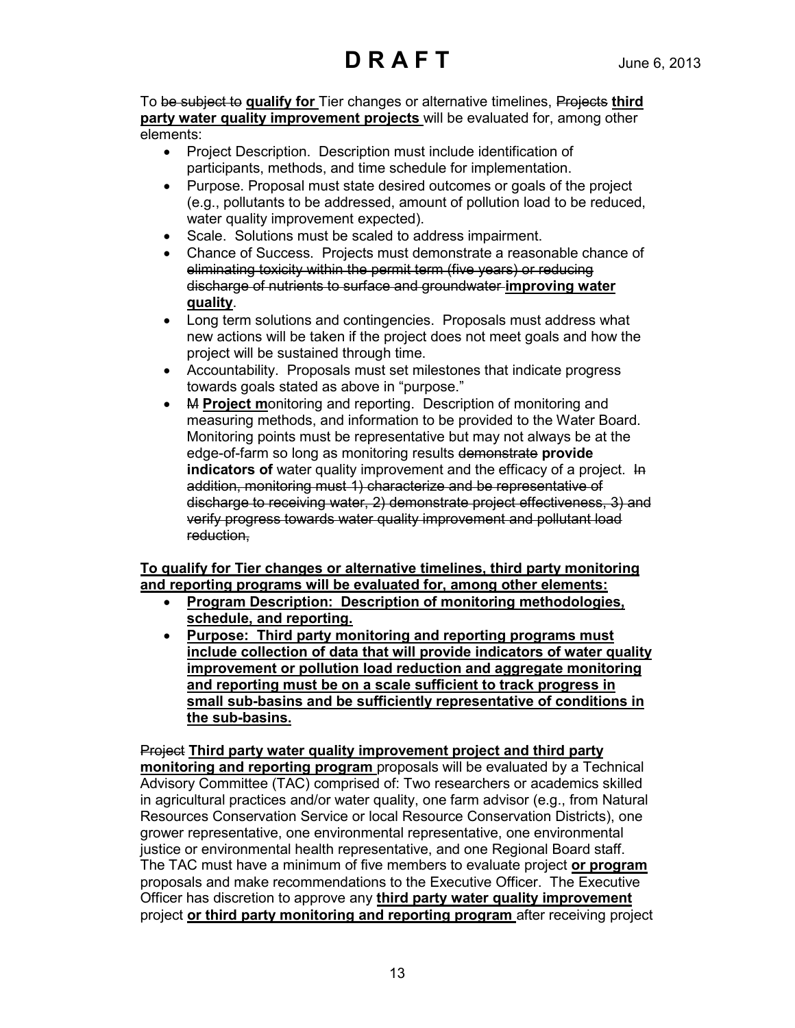To ~~be subject to~~ **qualify for** Tier changes or alternative timelines, ~~Projects~~ **third party water quality improvement projects** will be evaluated for, among other elements:

- Project Description. Description must include identification of participants, methods, and time schedule for implementation.
- Purpose. Proposal must state desired outcomes or goals of the project (e.g., pollutants to be addressed, amount of pollution load to be reduced, water quality improvement expected).
- Scale. Solutions must be scaled to address impairment.
- Chance of Success. Projects must demonstrate a reasonable chance of ~~eliminating toxicity within the permit term (five years) or reducing discharge of nutrients to surface and groundwater~~ **improving water quality**.
- Long term solutions and contingencies. Proposals must address what new actions will be taken if the project does not meet goals and how the project will be sustained through time.
- Accountability. Proposals must set milestones that indicate progress towards goals stated as above in "purpose."
- ~~M~~ **Project m**onitoring and reporting. Description of monitoring and measuring methods, and information to be provided to the Water Board. Monitoring points must be representative but may not always be at the edge-of-farm so long as monitoring results ~~demonstrate~~ **provide indicators of** water quality improvement and the efficacy of a project. ~~In addition, monitoring must 1) characterize and be representative of discharge to receiving water, 2) demonstrate project effectiveness, 3) and verify progress towards water quality improvement and pollutant load reduction,~~

**To qualify for Tier changes or alternative timelines, third party monitoring and reporting programs will be evaluated for, among other elements:**

- **Program Description: Description of monitoring methodologies, schedule, and reporting.**
- **Purpose: Third party monitoring and reporting programs must include collection of data that will provide indicators of water quality improvement or pollution load reduction and aggregate monitoring and reporting must be on a scale sufficient to track progress in small sub-basins and be sufficiently representative of conditions in the sub-basins.**

~~Project~~ **Third party water quality improvement project and third party monitoring and reporting program** proposals will be evaluated by a Technical Advisory Committee (TAC) comprised of: Two researchers or academics skilled in agricultural practices and/or water quality, one farm advisor (e.g., from Natural Resources Conservation Service or local Resource Conservation Districts), one grower representative, one environmental representative, one environmental justice or environmental health representative, and one Regional Board staff. The TAC must have a minimum of five members to evaluate project **or program** proposals and make recommendations to the Executive Officer. The Executive Officer has discretion to approve any **third party water quality improvement** project **or third party monitoring and reporting program** after receiving project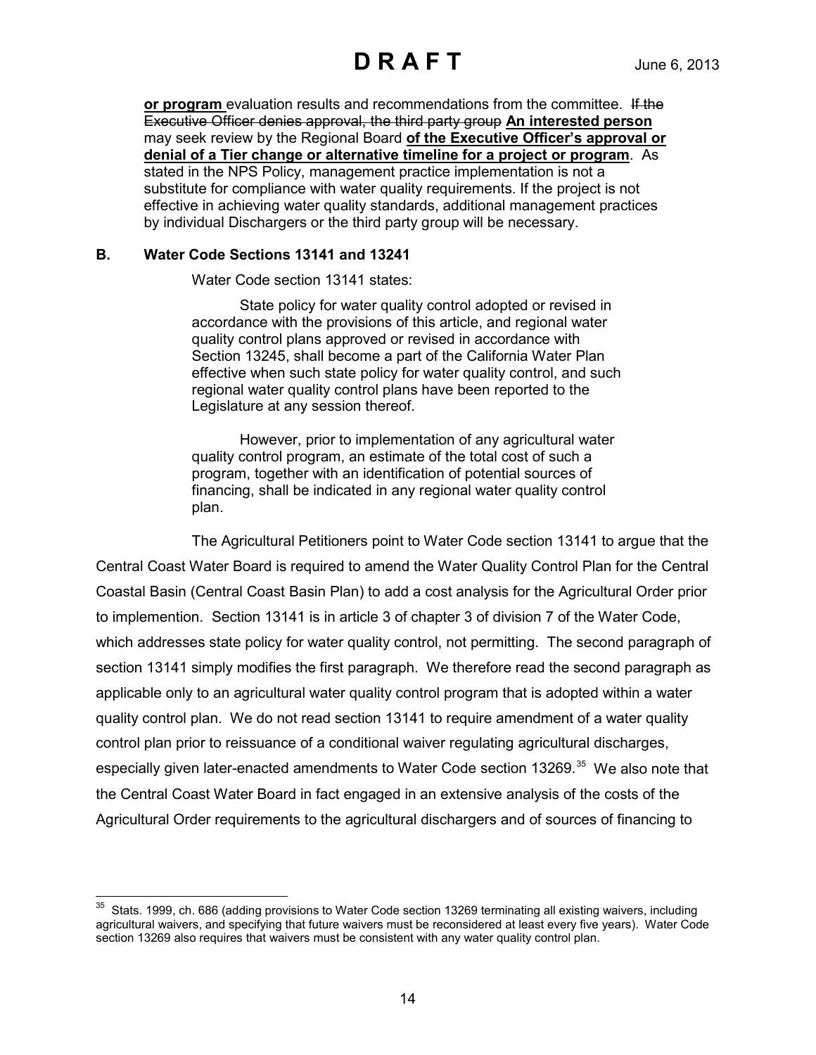**or program** evaluation results and recommendations from the committee. ~~If the Executive Officer denies approval, the third party group~~ **An interested person** may seek review by the Regional Board **of the Executive Officer's approval or denial of a Tier change or alternative timeline for a project or program**. As stated in the NPS Policy, management practice implementation is not a substitute for compliance with water quality requirements. If the project is not effective in achieving water quality standards, additional management practices by individual Dischargers or the third party group will be necessary.

## B. Water Code Sections 13141 and 13241

Water Code section 13141 states:

> State policy for water quality control adopted or revised in accordance with the provisions of this article, and regional water quality control plans approved or revised in accordance with Section 13245, shall become a part of the California Water Plan effective when such state policy for water quality control, and such regional water quality control plans have been reported to the Legislature at any session thereof.
>
> However, prior to implementation of any agricultural water quality control program, an estimate of the total cost of such a program, together with an identification of potential sources of financing, shall be indicated in any regional water quality control plan.

The Agricultural Petitioners point to Water Code section 13141 to argue that the Central Coast Water Board is required to amend the Water Quality Control Plan for the Central Coastal Basin (Central Coast Basin Plan) to add a cost analysis for the Agricultural Order prior to implemention. Section 13141 is in article 3 of chapter 3 of division 7 of the Water Code, which addresses state policy for water quality control, not permitting. The second paragraph of section 13141 simply modifies the first paragraph. We therefore read the second paragraph as applicable only to an agricultural water quality control program that is adopted within a water quality control plan. We do not read section 13141 to require amendment of a water quality control plan prior to reissuance of a conditional waiver regulating agricultural discharges, especially given later-enacted amendments to Water Code section 13269.[35] We also note that the Central Coast Water Board in fact engaged in an extensive analysis of the costs of the Agricultural Order requirements to the agricultural dischargers and of sources of financing to

[35] Stats. 1999, ch. 686 (adding provisions to Water Code section 13269 terminating all existing waivers, including agricultural waivers, and specifying that future waivers must be reconsidered at least every five years). Water Code section 13269 also requires that waivers must be consistent with any water quality control plan.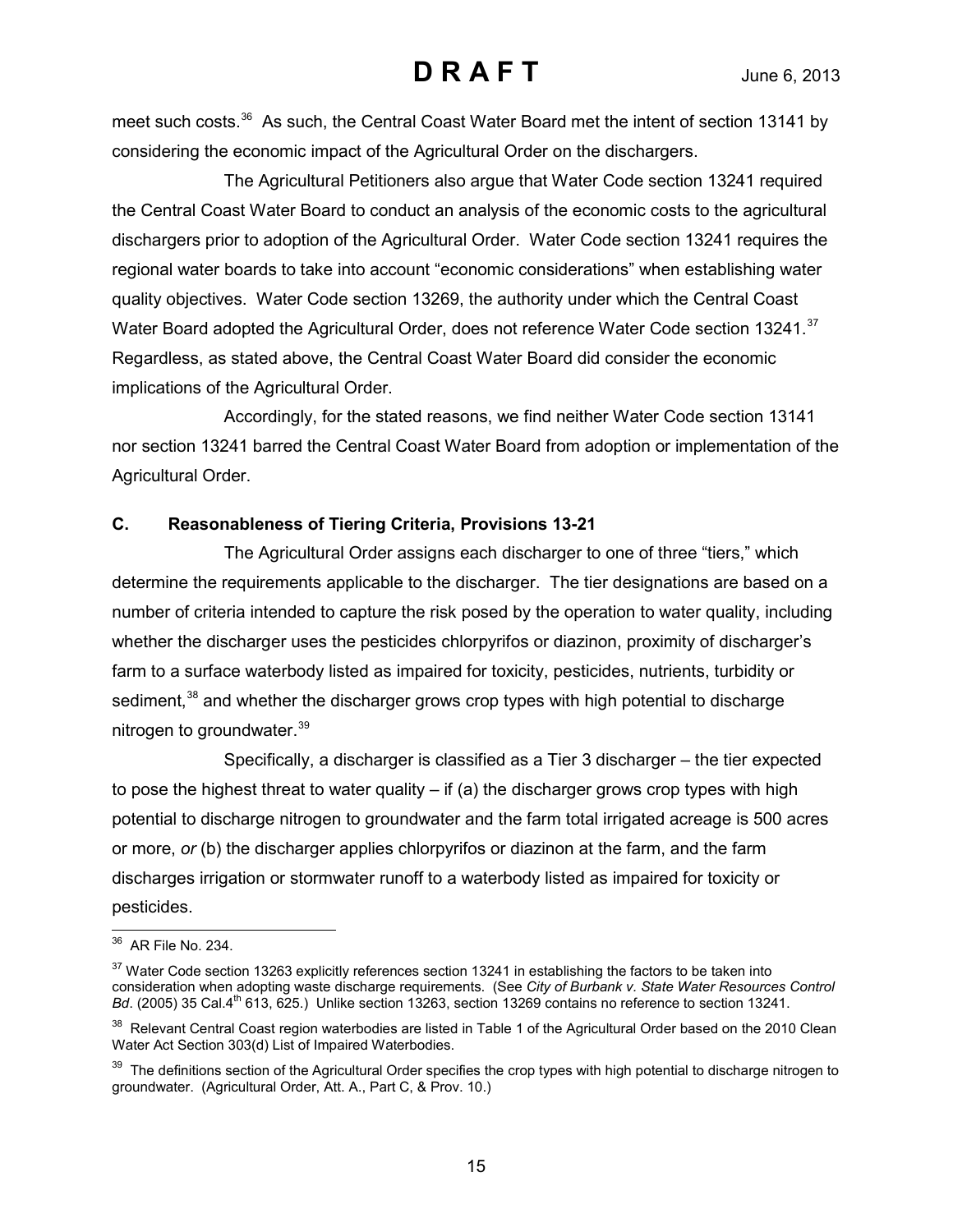meet such costs.[36] As such, the Central Coast Water Board met the intent of section 13141 by considering the economic impact of the Agricultural Order on the dischargers.

The Agricultural Petitioners also argue that Water Code section 13241 required the Central Coast Water Board to conduct an analysis of the economic costs to the agricultural dischargers prior to adoption of the Agricultural Order. Water Code section 13241 requires the regional water boards to take into account "economic considerations" when establishing water quality objectives. Water Code section 13269, the authority under which the Central Coast Water Board adopted the Agricultural Order, does not reference Water Code section 13241.[37] Regardless, as stated above, the Central Coast Water Board did consider the economic implications of the Agricultural Order.

Accordingly, for the stated reasons, we find neither Water Code section 13141 nor section 13241 barred the Central Coast Water Board from adoption or implementation of the Agricultural Order.

### C. Reasonableness of Tiering Criteria, Provisions 13-21

The Agricultural Order assigns each discharger to one of three "tiers," which determine the requirements applicable to the discharger. The tier designations are based on a number of criteria intended to capture the risk posed by the operation to water quality, including whether the discharger uses the pesticides chlorpyrifos or diazinon, proximity of discharger's farm to a surface waterbody listed as impaired for toxicity, pesticides, nutrients, turbidity or sediment,[38] and whether the discharger grows crop types with high potential to discharge nitrogen to groundwater.[39]

Specifically, a discharger is classified as a Tier 3 discharger – the tier expected to pose the highest threat to water quality – if (a) the discharger grows crop types with high potential to discharge nitrogen to groundwater and the farm total irrigated acreage is 500 acres or more, *or* (b) the discharger applies chlorpyrifos or diazinon at the farm, and the farm discharges irrigation or stormwater runoff to a waterbody listed as impaired for toxicity or pesticides.

---

[36] AR File No. 234.

[37] Water Code section 13263 explicitly references section 13241 in establishing the factors to be taken into consideration when adopting waste discharge requirements. (See *City of Burbank v. State Water Resources Control Bd*. (2005) 35 Cal.4th 613, 625.) Unlike section 13263, section 13269 contains no reference to section 13241.

[38] Relevant Central Coast region waterbodies are listed in Table 1 of the Agricultural Order based on the 2010 Clean Water Act Section 303(d) List of Impaired Waterbodies.

[39] The definitions section of the Agricultural Order specifies the crop types with high potential to discharge nitrogen to groundwater. (Agricultural Order, Att. A., Part C, & Prov. 10.)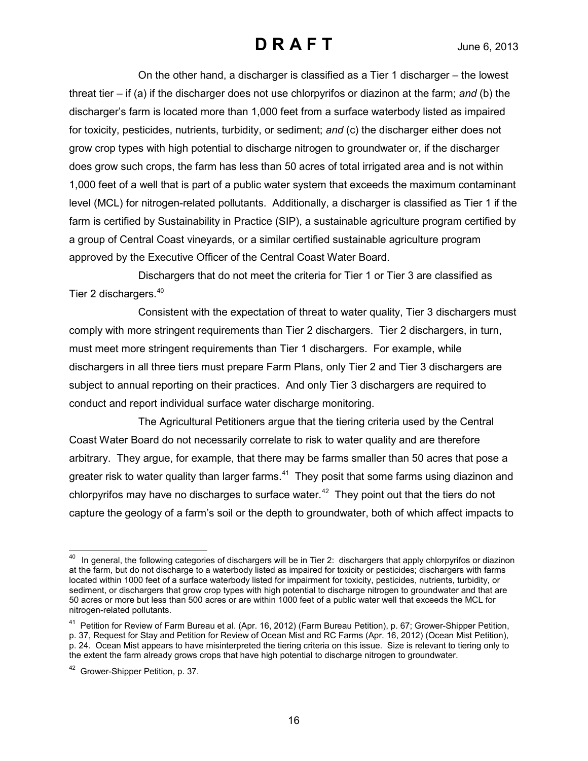On the other hand, a discharger is classified as a Tier 1 discharger – the lowest threat tier – if (a) if the discharger does not use chlorpyrifos or diazinon at the farm; *and* (b) the discharger's farm is located more than 1,000 feet from a surface waterbody listed as impaired for toxicity, pesticides, nutrients, turbidity, or sediment; *and* (c) the discharger either does not grow crop types with high potential to discharge nitrogen to groundwater or, if the discharger does grow such crops, the farm has less than 50 acres of total irrigated area and is not within 1,000 feet of a well that is part of a public water system that exceeds the maximum contaminant level (MCL) for nitrogen-related pollutants. Additionally, a discharger is classified as Tier 1 if the farm is certified by Sustainability in Practice (SIP), a sustainable agriculture program certified by a group of Central Coast vineyards, or a similar certified sustainable agriculture program approved by the Executive Officer of the Central Coast Water Board.

Dischargers that do not meet the criteria for Tier 1 or Tier 3 are classified as Tier 2 dischargers.[40]

Consistent with the expectation of threat to water quality, Tier 3 dischargers must comply with more stringent requirements than Tier 2 dischargers. Tier 2 dischargers, in turn, must meet more stringent requirements than Tier 1 dischargers. For example, while dischargers in all three tiers must prepare Farm Plans, only Tier 2 and Tier 3 dischargers are subject to annual reporting on their practices. And only Tier 3 dischargers are required to conduct and report individual surface water discharge monitoring.

The Agricultural Petitioners argue that the tiering criteria used by the Central Coast Water Board do not necessarily correlate to risk to water quality and are therefore arbitrary. They argue, for example, that there may be farms smaller than 50 acres that pose a greater risk to water quality than larger farms.[41] They posit that some farms using diazinon and chlorpyrifos may have no discharges to surface water.[42] They point out that the tiers do not capture the geology of a farm's soil or the depth to groundwater, both of which affect impacts to

---

[40] In general, the following categories of dischargers will be in Tier 2: dischargers that apply chlorpyrifos or diazinon at the farm, but do not discharge to a waterbody listed as impaired for toxicity or pesticides; dischargers with farms located within 1000 feet of a surface waterbody listed for impairment for toxicity, pesticides, nutrients, turbidity, or sediment, or dischargers that grow crop types with high potential to discharge nitrogen to groundwater and that are 50 acres or more but less than 500 acres or are within 1000 feet of a public water well that exceeds the MCL for nitrogen-related pollutants.

[41] Petition for Review of Farm Bureau et al. (Apr. 16, 2012) (Farm Bureau Petition), p. 67; Grower-Shipper Petition, p. 37, Request for Stay and Petition for Review of Ocean Mist and RC Farms (Apr. 16, 2012) (Ocean Mist Petition), p. 24. Ocean Mist appears to have misinterpreted the tiering criteria on this issue. Size is relevant to tiering only to the extent the farm already grows crops that have high potential to discharge nitrogen to groundwater.

[42] Grower-Shipper Petition, p. 37.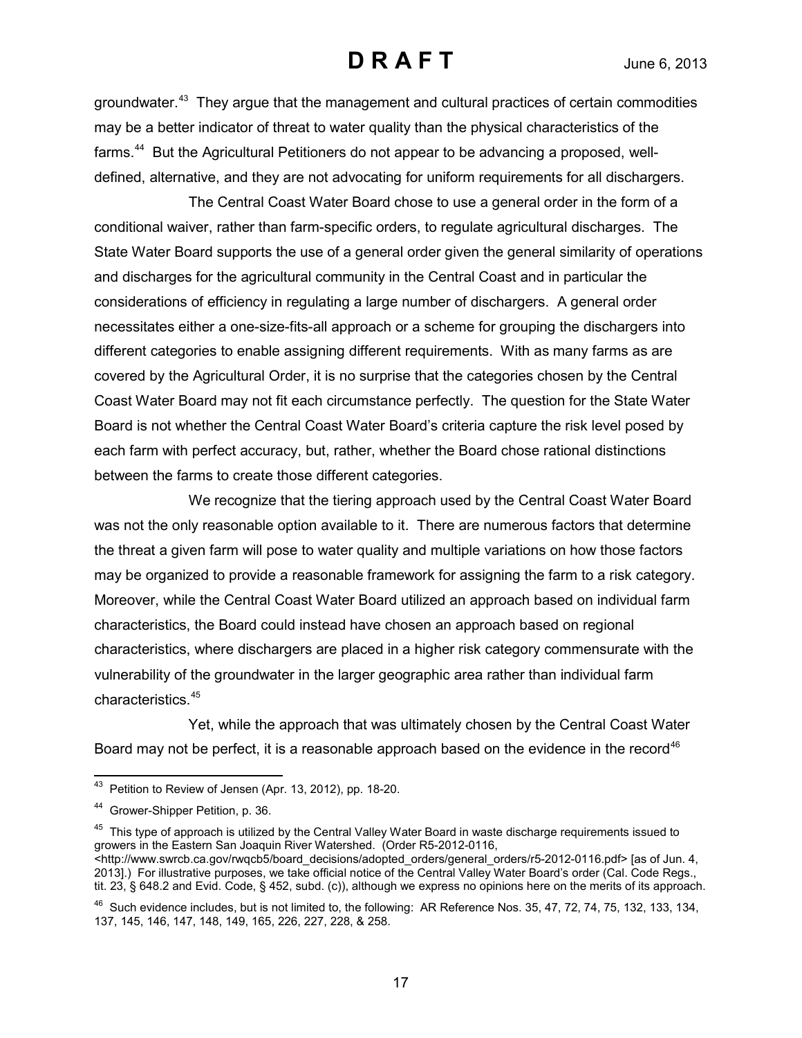groundwater.[43] They argue that the management and cultural practices of certain commodities may be a better indicator of threat to water quality than the physical characteristics of the farms.[44] But the Agricultural Petitioners do not appear to be advancing a proposed, well-defined, alternative, and they are not advocating for uniform requirements for all dischargers.

The Central Coast Water Board chose to use a general order in the form of a conditional waiver, rather than farm-specific orders, to regulate agricultural discharges. The State Water Board supports the use of a general order given the general similarity of operations and discharges for the agricultural community in the Central Coast and in particular the considerations of efficiency in regulating a large number of dischargers. A general order necessitates either a one-size-fits-all approach or a scheme for grouping the dischargers into different categories to enable assigning different requirements. With as many farms as are covered by the Agricultural Order, it is no surprise that the categories chosen by the Central Coast Water Board may not fit each circumstance perfectly. The question for the State Water Board is not whether the Central Coast Water Board's criteria capture the risk level posed by each farm with perfect accuracy, but, rather, whether the Board chose rational distinctions between the farms to create those different categories.

We recognize that the tiering approach used by the Central Coast Water Board was not the only reasonable option available to it. There are numerous factors that determine the threat a given farm will pose to water quality and multiple variations on how those factors may be organized to provide a reasonable framework for assigning the farm to a risk category. Moreover, while the Central Coast Water Board utilized an approach based on individual farm characteristics, the Board could instead have chosen an approach based on regional characteristics, where dischargers are placed in a higher risk category commensurate with the vulnerability of the groundwater in the larger geographic area rather than individual farm characteristics.[45]

Yet, while the approach that was ultimately chosen by the Central Coast Water Board may not be perfect, it is a reasonable approach based on the evidence in the record[46]

---

[43] Petition to Review of Jensen (Apr. 13, 2012), pp. 18-20.

[44] Grower-Shipper Petition, p. 36.

[45] This type of approach is utilized by the Central Valley Water Board in waste discharge requirements issued to growers in the Eastern San Joaquin River Watershed. (Order R5-2012-0116, <http://www.swrcb.ca.gov/rwqcb5/board_decisions/adopted_orders/general_orders/r5-2012-0116.pdf> [as of Jun. 4, 2013].) For illustrative purposes, we take official notice of the Central Valley Water Board's order (Cal. Code Regs., tit. 23, § 648.2 and Evid. Code, § 452, subd. (c)), although we express no opinions here on the merits of its approach.

[46] Such evidence includes, but is not limited to, the following: AR Reference Nos. 35, 47, 72, 74, 75, 132, 133, 134, 137, 145, 146, 147, 148, 149, 165, 226, 227, 228, & 258.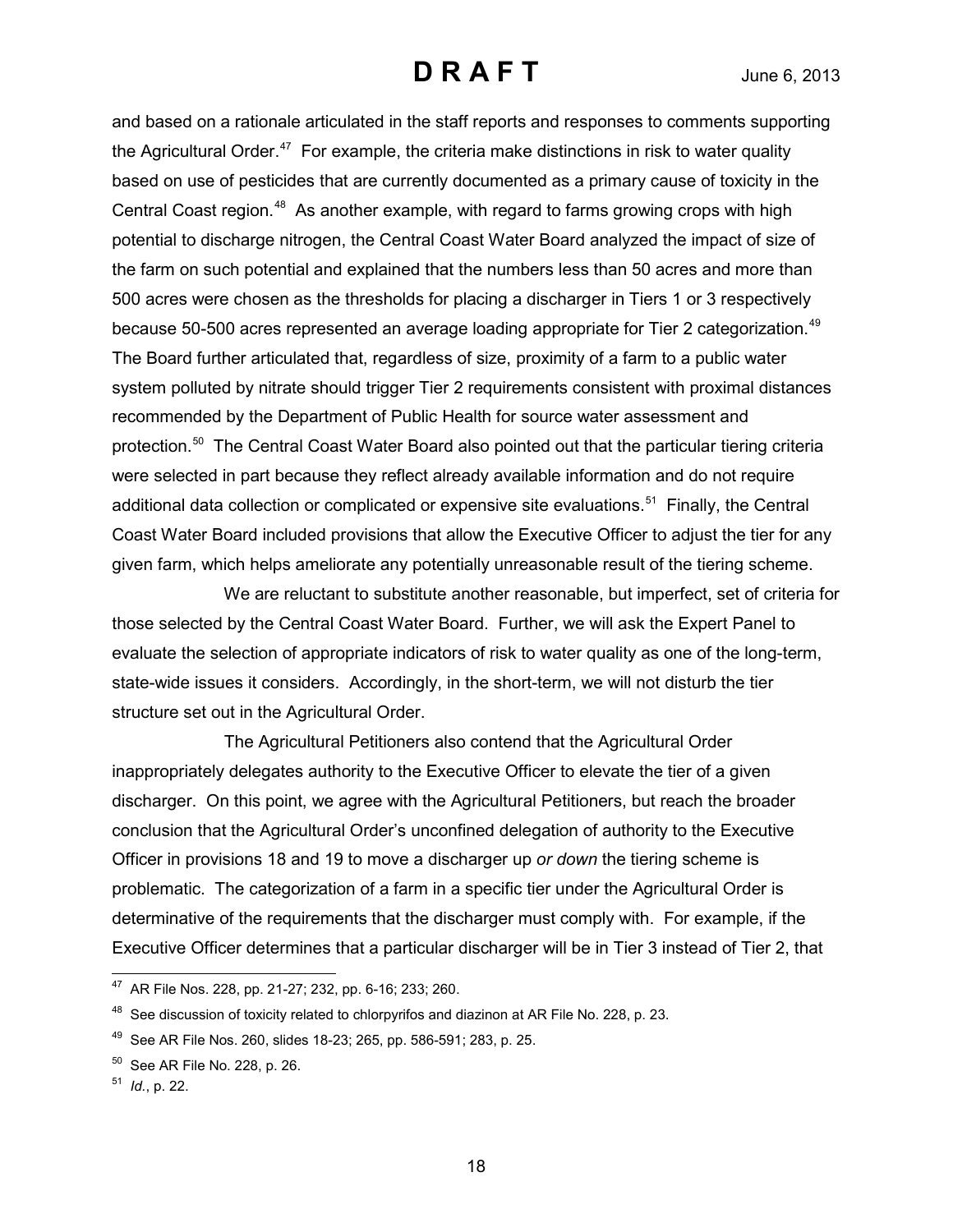and based on a rationale articulated in the staff reports and responses to comments supporting the Agricultural Order.[47] For example, the criteria make distinctions in risk to water quality based on use of pesticides that are currently documented as a primary cause of toxicity in the Central Coast region.[48] As another example, with regard to farms growing crops with high potential to discharge nitrogen, the Central Coast Water Board analyzed the impact of size of the farm on such potential and explained that the numbers less than 50 acres and more than 500 acres were chosen as the thresholds for placing a discharger in Tiers 1 or 3 respectively because 50-500 acres represented an average loading appropriate for Tier 2 categorization.[49] The Board further articulated that, regardless of size, proximity of a farm to a public water system polluted by nitrate should trigger Tier 2 requirements consistent with proximal distances recommended by the Department of Public Health for source water assessment and protection.[50] The Central Coast Water Board also pointed out that the particular tiering criteria were selected in part because they reflect already available information and do not require additional data collection or complicated or expensive site evaluations.[51] Finally, the Central Coast Water Board included provisions that allow the Executive Officer to adjust the tier for any given farm, which helps ameliorate any potentially unreasonable result of the tiering scheme.

We are reluctant to substitute another reasonable, but imperfect, set of criteria for those selected by the Central Coast Water Board. Further, we will ask the Expert Panel to evaluate the selection of appropriate indicators of risk to water quality as one of the long-term, state-wide issues it considers. Accordingly, in the short-term, we will not disturb the tier structure set out in the Agricultural Order.

The Agricultural Petitioners also contend that the Agricultural Order inappropriately delegates authority to the Executive Officer to elevate the tier of a given discharger. On this point, we agree with the Agricultural Petitioners, but reach the broader conclusion that the Agricultural Order's unconfined delegation of authority to the Executive Officer in provisions 18 and 19 to move a discharger up *or down* the tiering scheme is problematic. The categorization of a farm in a specific tier under the Agricultural Order is determinative of the requirements that the discharger must comply with. For example, if the Executive Officer determines that a particular discharger will be in Tier 3 instead of Tier 2, that

---

[47] AR File Nos. 228, pp. 21-27; 232, pp. 6-16; 233; 260.

[48] See discussion of toxicity related to chlorpyrifos and diazinon at AR File No. 228, p. 23.

[49] See AR File Nos. 260, slides 18-23; 265, pp. 586-591; 283, p. 25.

[50] See AR File No. 228, p. 26.

[51] *Id.*, p. 22.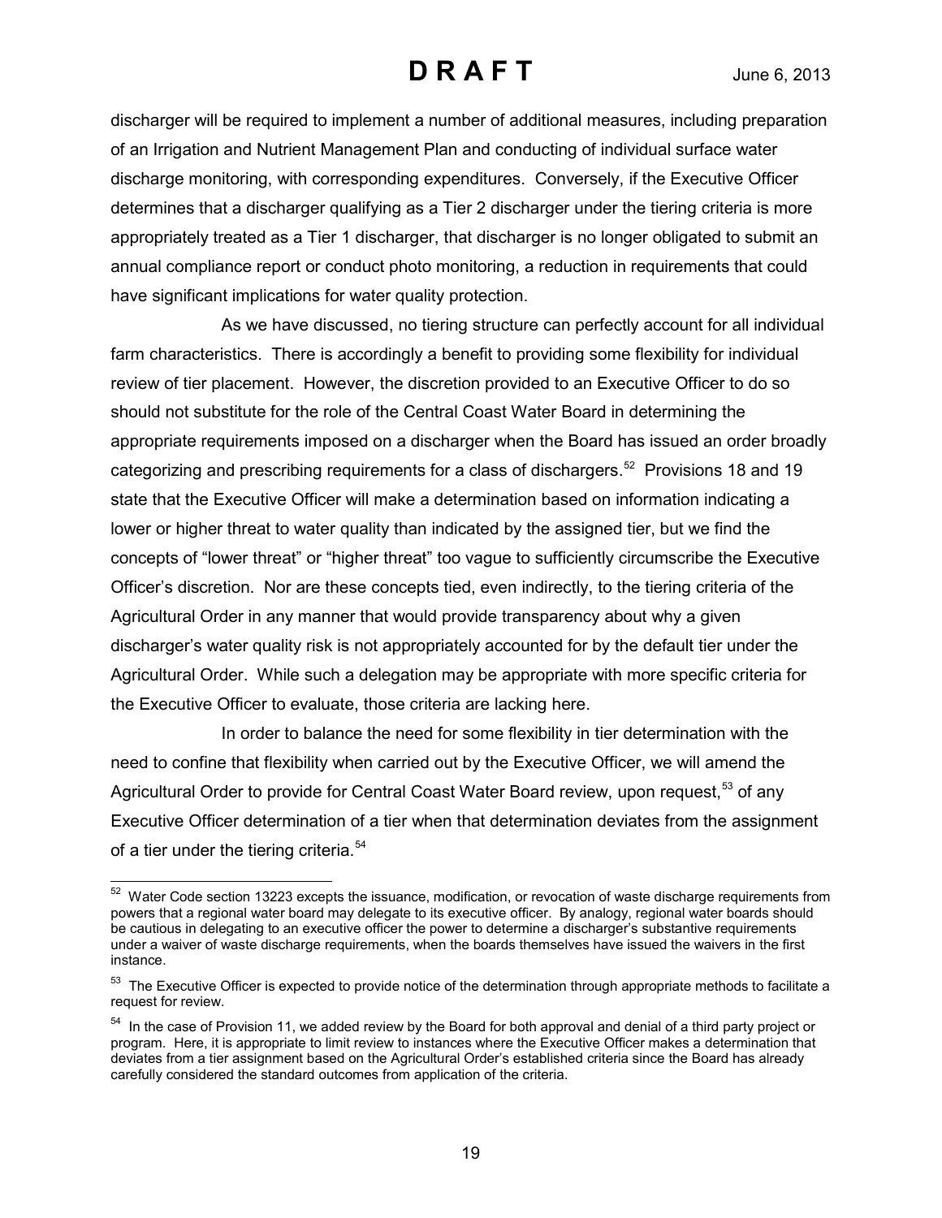discharger will be required to implement a number of additional measures, including preparation of an Irrigation and Nutrient Management Plan and conducting of individual surface water discharge monitoring, with corresponding expenditures. Conversely, if the Executive Officer determines that a discharger qualifying as a Tier 2 discharger under the tiering criteria is more appropriately treated as a Tier 1 discharger, that discharger is no longer obligated to submit an annual compliance report or conduct photo monitoring, a reduction in requirements that could have significant implications for water quality protection.

As we have discussed, no tiering structure can perfectly account for all individual farm characteristics. There is accordingly a benefit to providing some flexibility for individual review of tier placement. However, the discretion provided to an Executive Officer to do so should not substitute for the role of the Central Coast Water Board in determining the appropriate requirements imposed on a discharger when the Board has issued an order broadly categorizing and prescribing requirements for a class of dischargers.[52] Provisions 18 and 19 state that the Executive Officer will make a determination based on information indicating a lower or higher threat to water quality than indicated by the assigned tier, but we find the concepts of "lower threat" or "higher threat" too vague to sufficiently circumscribe the Executive Officer's discretion. Nor are these concepts tied, even indirectly, to the tiering criteria of the Agricultural Order in any manner that would provide transparency about why a given discharger's water quality risk is not appropriately accounted for by the default tier under the Agricultural Order. While such a delegation may be appropriate with more specific criteria for the Executive Officer to evaluate, those criteria are lacking here.

In order to balance the need for some flexibility in tier determination with the need to confine that flexibility when carried out by the Executive Officer, we will amend the Agricultural Order to provide for Central Coast Water Board review, upon request,[53] of any Executive Officer determination of a tier when that determination deviates from the assignment of a tier under the tiering criteria.[54]

---

[52] Water Code section 13223 excepts the issuance, modification, or revocation of waste discharge requirements from powers that a regional water board may delegate to its executive officer. By analogy, regional water boards should be cautious in delegating to an executive officer the power to determine a discharger's substantive requirements under a waiver of waste discharge requirements, when the boards themselves have issued the waivers in the first instance.

[53] The Executive Officer is expected to provide notice of the determination through appropriate methods to facilitate a request for review.

[54] In the case of Provision 11, we added review by the Board for both approval and denial of a third party project or program. Here, it is appropriate to limit review to instances where the Executive Officer makes a determination that deviates from a tier assignment based on the Agricultural Order's established criteria since the Board has already carefully considered the standard outcomes from application of the criteria.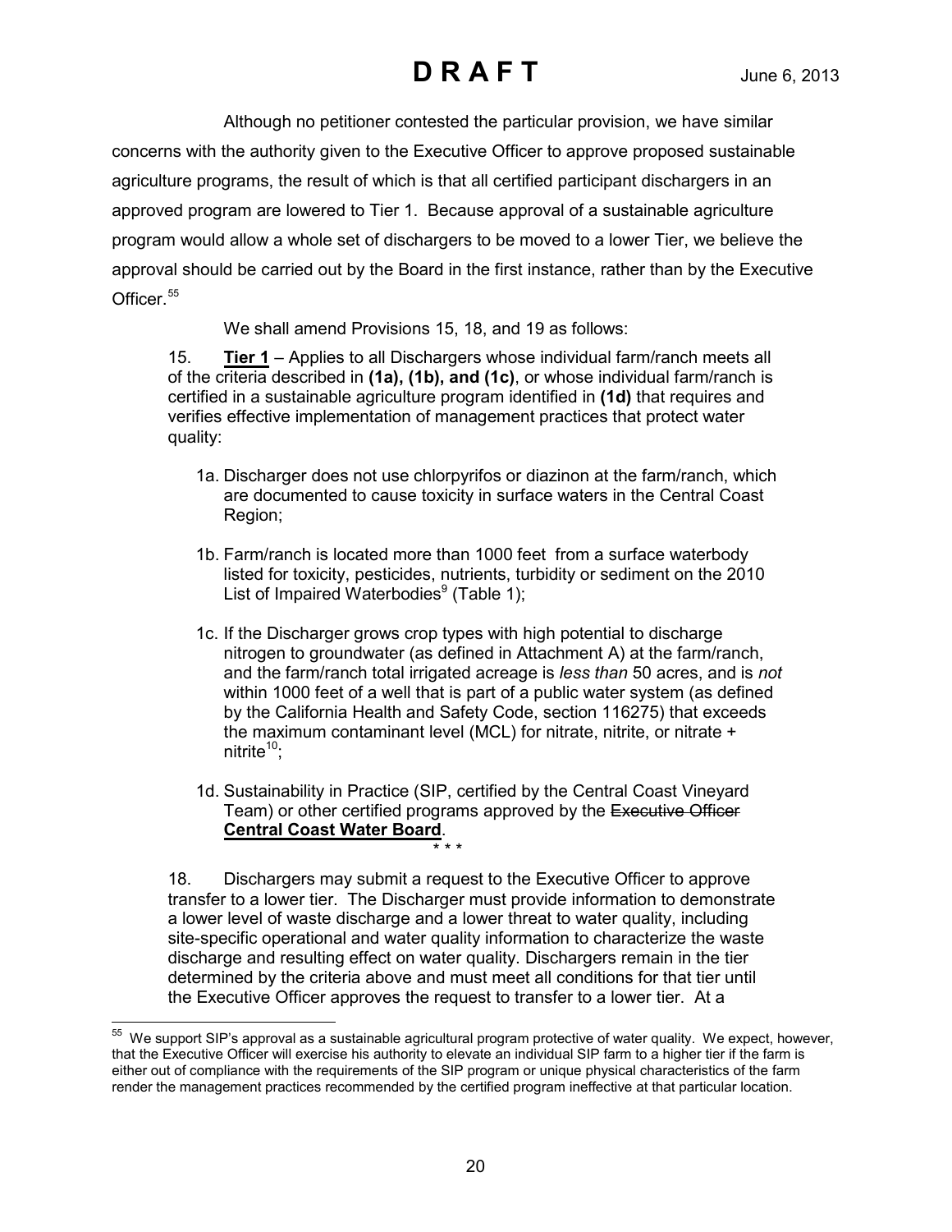Although no petitioner contested the particular provision, we have similar concerns with the authority given to the Executive Officer to approve proposed sustainable agriculture programs, the result of which is that all certified participant dischargers in an approved program are lowered to Tier 1. Because approval of a sustainable agriculture program would allow a whole set of dischargers to be moved to a lower Tier, we believe the approval should be carried out by the Board in the first instance, rather than by the Executive Officer.[55]

We shall amend Provisions 15, 18, and 19 as follows:

> 15. **Tier 1** – Applies to all Dischargers whose individual farm/ranch meets all of the criteria described in **(1a), (1b), and (1c)**, or whose individual farm/ranch is certified in a sustainable agriculture program identified in **(1d)** that requires and verifies effective implementation of management practices that protect water quality:
>
> 1a. Discharger does not use chlorpyrifos or diazinon at the farm/ranch, which are documented to cause toxicity in surface waters in the Central Coast Region;
>
> 1b. Farm/ranch is located more than 1000 feet from a surface waterbody listed for toxicity, pesticides, nutrients, turbidity or sediment on the 2010 List of Impaired Waterbodies[9] (Table 1);
>
> 1c. If the Discharger grows crop types with high potential to discharge nitrogen to groundwater (as defined in Attachment A) at the farm/ranch, and the farm/ranch total irrigated acreage is *less than* 50 acres, and is *not* within 1000 feet of a well that is part of a public water system (as defined by the California Health and Safety Code, section 116275) that exceeds the maximum contaminant level (MCL) for nitrate, nitrite, or nitrate + nitrite[10];
>
> 1d. Sustainability in Practice (SIP, certified by the Central Coast Vineyard Team) or other certified programs approved by the ~~Executive Officer~~ **Central Coast Water Board**.
>
> \* \* \*
>
> 18. Dischargers may submit a request to the Executive Officer to approve transfer to a lower tier. The Discharger must provide information to demonstrate a lower level of waste discharge and a lower threat to water quality, including site-specific operational and water quality information to characterize the waste discharge and resulting effect on water quality. Dischargers remain in the tier determined by the criteria above and must meet all conditions for that tier until the Executive Officer approves the request to transfer to a lower tier. At a

[55] We support SIP's approval as a sustainable agricultural program protective of water quality. We expect, however, that the Executive Officer will exercise his authority to elevate an individual SIP farm to a higher tier if the farm is either out of compliance with the requirements of the SIP program or unique physical characteristics of the farm render the management practices recommended by the certified program ineffective at that particular location.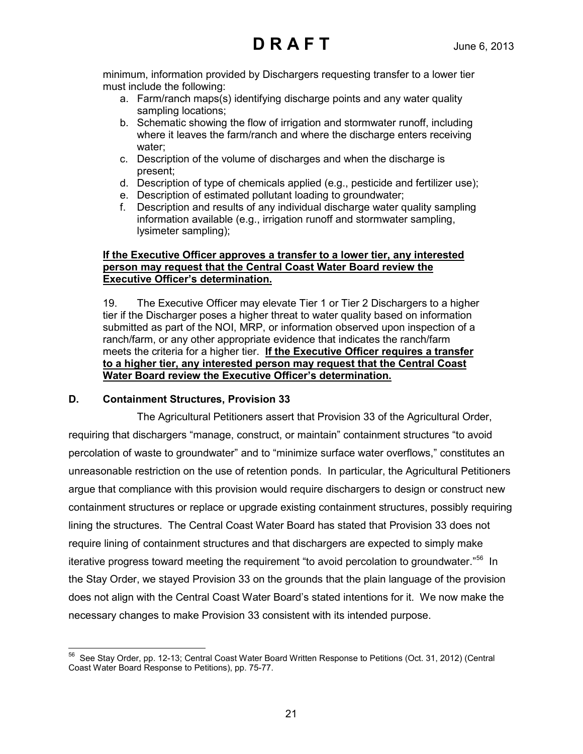minimum, information provided by Dischargers requesting transfer to a lower tier must include the following:

a. Farm/ranch maps(s) identifying discharge points and any water quality sampling locations;
b. Schematic showing the flow of irrigation and stormwater runoff, including where it leaves the farm/ranch and where the discharge enters receiving water;
c. Description of the volume of discharges and when the discharge is present;
d. Description of type of chemicals applied (e.g., pesticide and fertilizer use);
e. Description of estimated pollutant loading to groundwater;
f. Description and results of any individual discharge water quality sampling information available (e.g., irrigation runoff and stormwater sampling, lysimeter sampling);

**If the Executive Officer approves a transfer to a lower tier, any interested person may request that the Central Coast Water Board review the Executive Officer's determination.**

19. The Executive Officer may elevate Tier 1 or Tier 2 Dischargers to a higher tier if the Discharger poses a higher threat to water quality based on information submitted as part of the NOI, MRP, or information observed upon inspection of a ranch/farm, or any other appropriate evidence that indicates the ranch/farm meets the criteria for a higher tier. **If the Executive Officer requires a transfer to a higher tier, any interested person may request that the Central Coast Water Board review the Executive Officer's determination.**

## D. Containment Structures, Provision 33

The Agricultural Petitioners assert that Provision 33 of the Agricultural Order, requiring that dischargers "manage, construct, or maintain" containment structures "to avoid percolation of waste to groundwater" and to "minimize surface water overflows," constitutes an unreasonable restriction on the use of retention ponds. In particular, the Agricultural Petitioners argue that compliance with this provision would require dischargers to design or construct new containment structures or replace or upgrade existing containment structures, possibly requiring lining the structures. The Central Coast Water Board has stated that Provision 33 does not require lining of containment structures and that dischargers are expected to simply make iterative progress toward meeting the requirement "to avoid percolation to groundwater."[56] In the Stay Order, we stayed Provision 33 on the grounds that the plain language of the provision does not align with the Central Coast Water Board's stated intentions for it. We now make the necessary changes to make Provision 33 consistent with its intended purpose.

[56] See Stay Order, pp. 12-13; Central Coast Water Board Written Response to Petitions (Oct. 31, 2012) (Central Coast Water Board Response to Petitions), pp. 75-77.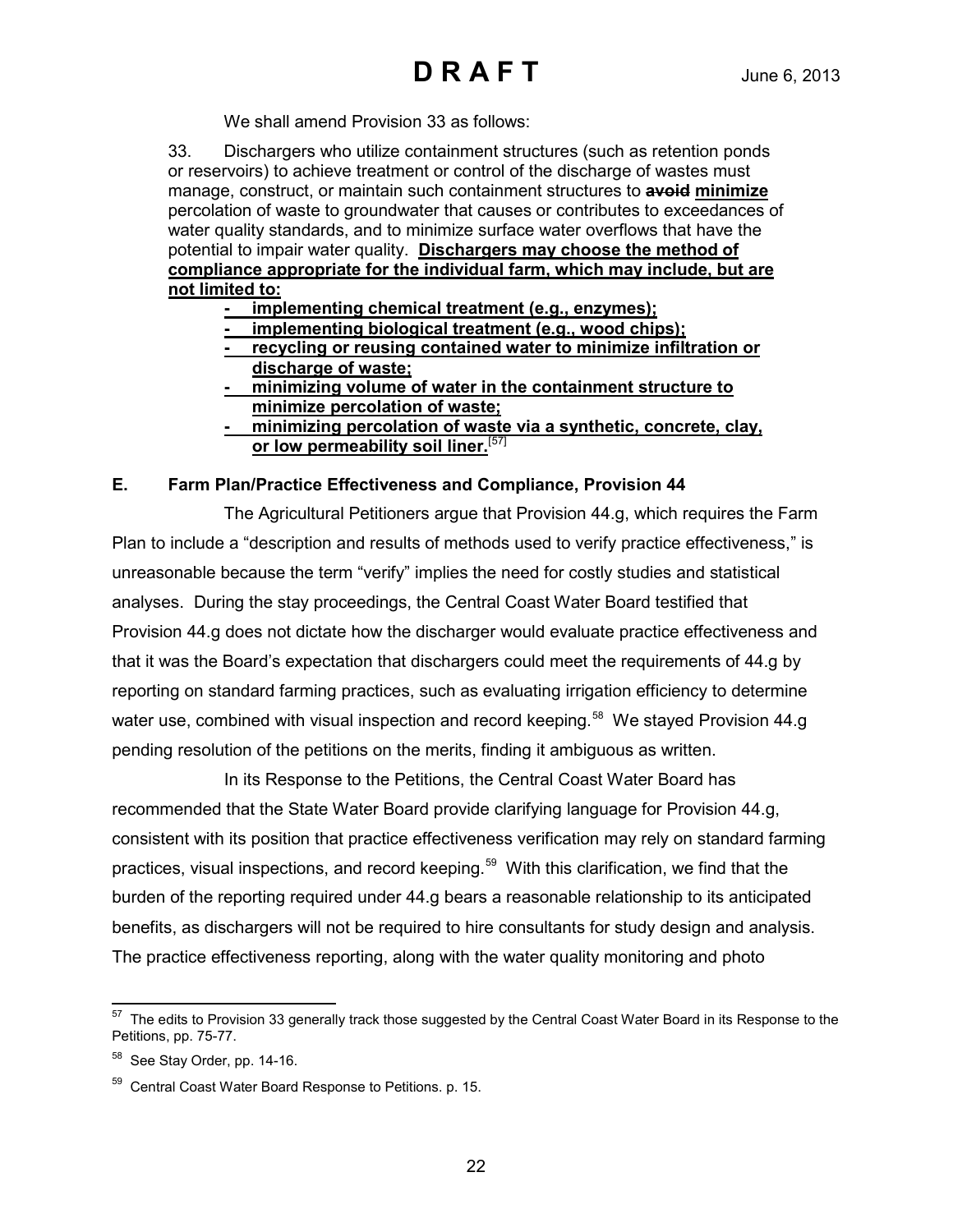We shall amend Provision 33 as follows:

> 33. Dischargers who utilize containment structures (such as retention ponds or reservoirs) to achieve treatment or control of the discharge of wastes must manage, construct, or maintain such containment structures to ~~**avoid**~~ **minimize** percolation of waste to groundwater that causes or contributes to exceedances of water quality standards, and to minimize surface water overflows that have the potential to impair water quality. **Dischargers may choose the method of compliance appropriate for the individual farm, which may include, but are not limited to:**
>
> - **implementing chemical treatment (e.g., enzymes);**
> - **implementing biological treatment (e.g., wood chips);**
> - **recycling or reusing contained water to minimize infiltration or discharge of waste;**
> - **minimizing volume of water in the containment structure to minimize percolation of waste;**
> - **minimizing percolation of waste via a synthetic, concrete, clay, or low permeability soil liner.**[57]

### E. Farm Plan/Practice Effectiveness and Compliance, Provision 44

The Agricultural Petitioners argue that Provision 44.g, which requires the Farm Plan to include a "description and results of methods used to verify practice effectiveness," is unreasonable because the term "verify" implies the need for costly studies and statistical analyses. During the stay proceedings, the Central Coast Water Board testified that Provision 44.g does not dictate how the discharger would evaluate practice effectiveness and that it was the Board's expectation that dischargers could meet the requirements of 44.g by reporting on standard farming practices, such as evaluating irrigation efficiency to determine water use, combined with visual inspection and record keeping.[58] We stayed Provision 44.g pending resolution of the petitions on the merits, finding it ambiguous as written.

In its Response to the Petitions, the Central Coast Water Board has recommended that the State Water Board provide clarifying language for Provision 44.g, consistent with its position that practice effectiveness verification may rely on standard farming practices, visual inspections, and record keeping.[59] With this clarification, we find that the burden of the reporting required under 44.g bears a reasonable relationship to its anticipated benefits, as dischargers will not be required to hire consultants for study design and analysis. The practice effectiveness reporting, along with the water quality monitoring and photo

---

[57] The edits to Provision 33 generally track those suggested by the Central Coast Water Board in its Response to the Petitions, pp. 75-77.

[58] See Stay Order, pp. 14-16.

[59] Central Coast Water Board Response to Petitions. p. 15.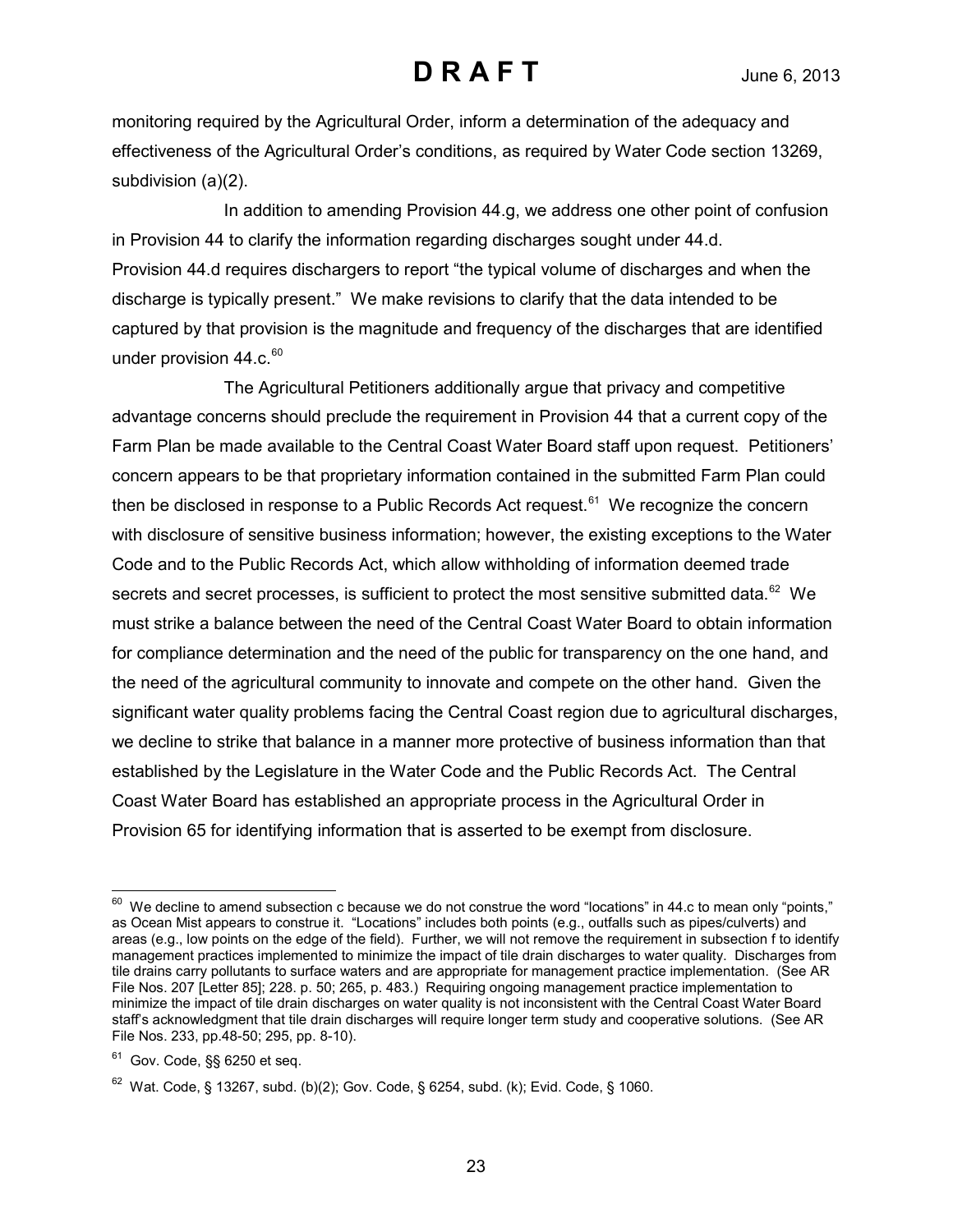monitoring required by the Agricultural Order, inform a determination of the adequacy and effectiveness of the Agricultural Order's conditions, as required by Water Code section 13269, subdivision (a)(2).

In addition to amending Provision 44.g, we address one other point of confusion in Provision 44 to clarify the information regarding discharges sought under 44.d. Provision 44.d requires dischargers to report "the typical volume of discharges and when the discharge is typically present." We make revisions to clarify that the data intended to be captured by that provision is the magnitude and frequency of the discharges that are identified under provision 44.c.[60]

The Agricultural Petitioners additionally argue that privacy and competitive advantage concerns should preclude the requirement in Provision 44 that a current copy of the Farm Plan be made available to the Central Coast Water Board staff upon request. Petitioners' concern appears to be that proprietary information contained in the submitted Farm Plan could then be disclosed in response to a Public Records Act request.[61] We recognize the concern with disclosure of sensitive business information; however, the existing exceptions to the Water Code and to the Public Records Act, which allow withholding of information deemed trade secrets and secret processes, is sufficient to protect the most sensitive submitted data.[62] We must strike a balance between the need of the Central Coast Water Board to obtain information for compliance determination and the need of the public for transparency on the one hand, and the need of the agricultural community to innovate and compete on the other hand. Given the significant water quality problems facing the Central Coast region due to agricultural discharges, we decline to strike that balance in a manner more protective of business information than that established by the Legislature in the Water Code and the Public Records Act. The Central Coast Water Board has established an appropriate process in the Agricultural Order in Provision 65 for identifying information that is asserted to be exempt from disclosure.

---

[60] We decline to amend subsection c because we do not construe the word "locations" in 44.c to mean only "points," as Ocean Mist appears to construe it. "Locations" includes both points (e.g., outfalls such as pipes/culverts) and areas (e.g., low points on the edge of the field). Further, we will not remove the requirement in subsection f to identify management practices implemented to minimize the impact of tile drain discharges to water quality. Discharges from tile drains carry pollutants to surface waters and are appropriate for management practice implementation. (See AR File Nos. 207 [Letter 85]; 228. p. 50; 265, p. 483.) Requiring ongoing management practice implementation to minimize the impact of tile drain discharges on water quality is not inconsistent with the Central Coast Water Board staff's acknowledgment that tile drain discharges will require longer term study and cooperative solutions. (See AR File Nos. 233, pp.48-50; 295, pp. 8-10).

[61] Gov. Code, §§ 6250 et seq.

[62] Wat. Code, § 13267, subd. (b)(2); Gov. Code, § 6254, subd. (k); Evid. Code, § 1060.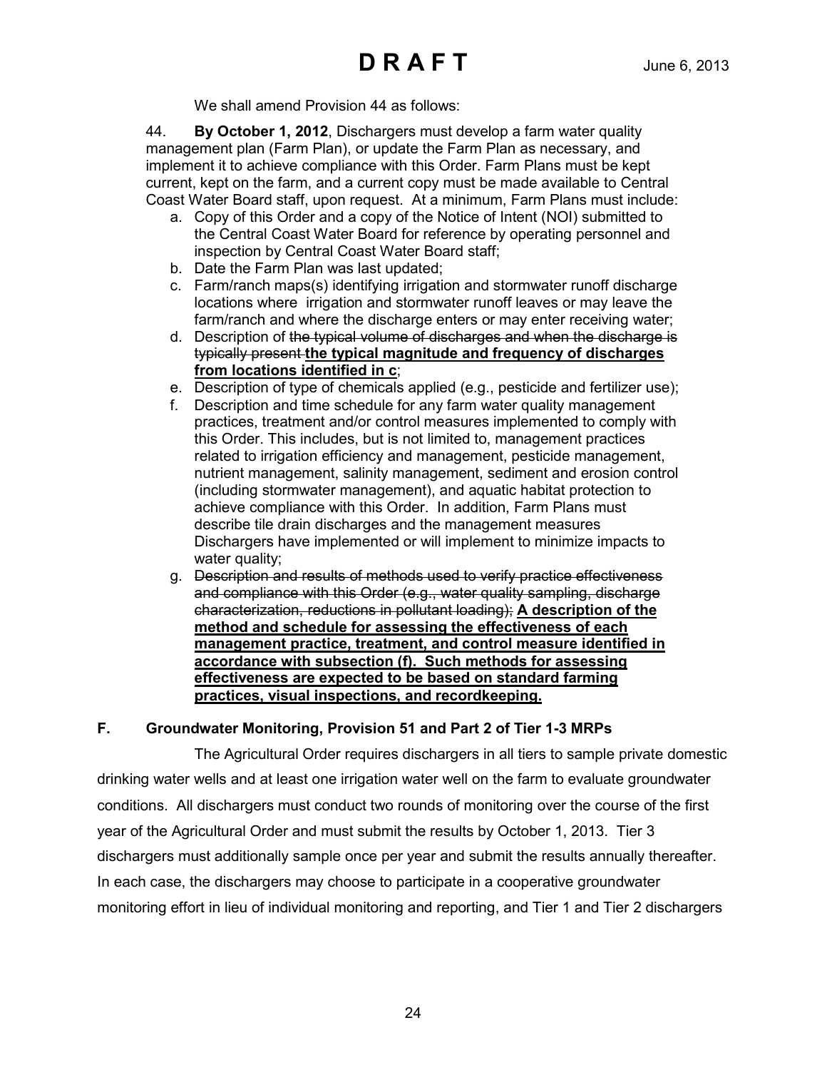We shall amend Provision 44 as follows:

44. **By October 1, 2012**, Dischargers must develop a farm water quality management plan (Farm Plan), or update the Farm Plan as necessary, and implement it to achieve compliance with this Order. Farm Plans must be kept current, kept on the farm, and a current copy must be made available to Central Coast Water Board staff, upon request. At a minimum, Farm Plans must include:

a. Copy of this Order and a copy of the Notice of Intent (NOI) submitted to the Central Coast Water Board for reference by operating personnel and inspection by Central Coast Water Board staff;

b. Date the Farm Plan was last updated;

c. Farm/ranch maps(s) identifying irrigation and stormwater runoff discharge locations where irrigation and stormwater runoff leaves or may leave the farm/ranch and where the discharge enters or may enter receiving water;

d. Description of ~~the typical volume of discharges and when the discharge is typically present~~ **<u>the typical magnitude and frequency of discharges from locations identified in c</u>**;

e. Description of type of chemicals applied (e.g., pesticide and fertilizer use);

f. Description and time schedule for any farm water quality management practices, treatment and/or control measures implemented to comply with this Order. This includes, but is not limited to, management practices related to irrigation efficiency and management, pesticide management, nutrient management, salinity management, sediment and erosion control (including stormwater management), and aquatic habitat protection to achieve compliance with this Order. In addition, Farm Plans must describe tile drain discharges and the management measures Dischargers have implemented or will implement to minimize impacts to water quality;

g. ~~Description and results of methods used to verify practice effectiveness and compliance with this Order (e.g., water quality sampling, discharge characterization, reductions in pollutant loading);~~ **<u>A description of the method and schedule for assessing the effectiveness of each management practice, treatment, and control measure identified in accordance with subsection (f). Such methods for assessing effectiveness are expected to be based on standard farming practices, visual inspections, and recordkeeping.</u>**

### F. Groundwater Monitoring, Provision 51 and Part 2 of Tier 1-3 MRPs

The Agricultural Order requires dischargers in all tiers to sample private domestic drinking water wells and at least one irrigation water well on the farm to evaluate groundwater conditions. All dischargers must conduct two rounds of monitoring over the course of the first year of the Agricultural Order and must submit the results by October 1, 2013. Tier 3 dischargers must additionally sample once per year and submit the results annually thereafter. In each case, the dischargers may choose to participate in a cooperative groundwater monitoring effort in lieu of individual monitoring and reporting, and Tier 1 and Tier 2 dischargers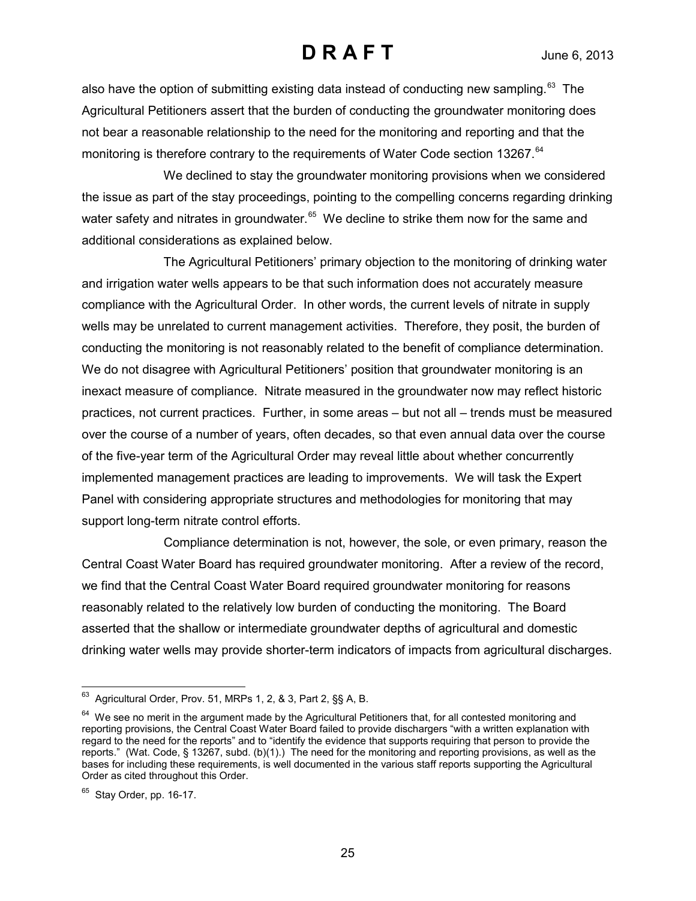also have the option of submitting existing data instead of conducting new sampling.[63] The Agricultural Petitioners assert that the burden of conducting the groundwater monitoring does not bear a reasonable relationship to the need for the monitoring and reporting and that the monitoring is therefore contrary to the requirements of Water Code section 13267.[64]

We declined to stay the groundwater monitoring provisions when we considered the issue as part of the stay proceedings, pointing to the compelling concerns regarding drinking water safety and nitrates in groundwater.[65] We decline to strike them now for the same and additional considerations as explained below.

The Agricultural Petitioners' primary objection to the monitoring of drinking water and irrigation water wells appears to be that such information does not accurately measure compliance with the Agricultural Order. In other words, the current levels of nitrate in supply wells may be unrelated to current management activities. Therefore, they posit, the burden of conducting the monitoring is not reasonably related to the benefit of compliance determination. We do not disagree with Agricultural Petitioners' position that groundwater monitoring is an inexact measure of compliance. Nitrate measured in the groundwater now may reflect historic practices, not current practices. Further, in some areas – but not all – trends must be measured over the course of a number of years, often decades, so that even annual data over the course of the five-year term of the Agricultural Order may reveal little about whether concurrently implemented management practices are leading to improvements. We will task the Expert Panel with considering appropriate structures and methodologies for monitoring that may support long-term nitrate control efforts.

Compliance determination is not, however, the sole, or even primary, reason the Central Coast Water Board has required groundwater monitoring. After a review of the record, we find that the Central Coast Water Board required groundwater monitoring for reasons reasonably related to the relatively low burden of conducting the monitoring. The Board asserted that the shallow or intermediate groundwater depths of agricultural and domestic drinking water wells may provide shorter-term indicators of impacts from agricultural discharges.

---

[63] Agricultural Order, Prov. 51, MRPs 1, 2, & 3, Part 2, §§ A, B.

[64] We see no merit in the argument made by the Agricultural Petitioners that, for all contested monitoring and reporting provisions, the Central Coast Water Board failed to provide dischargers "with a written explanation with regard to the need for the reports" and to "identify the evidence that supports requiring that person to provide the reports." (Wat. Code, § 13267, subd. (b)(1).) The need for the monitoring and reporting provisions, as well as the bases for including these requirements, is well documented in the various staff reports supporting the Agricultural Order as cited throughout this Order.

[65] Stay Order, pp. 16-17.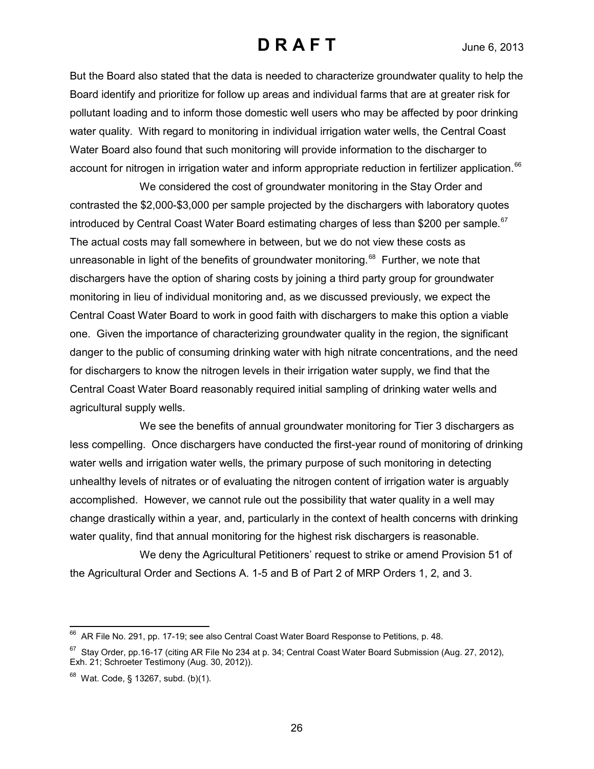But the Board also stated that the data is needed to characterize groundwater quality to help the Board identify and prioritize for follow up areas and individual farms that are at greater risk for pollutant loading and to inform those domestic well users who may be affected by poor drinking water quality. With regard to monitoring in individual irrigation water wells, the Central Coast Water Board also found that such monitoring will provide information to the discharger to account for nitrogen in irrigation water and inform appropriate reduction in fertilizer application.[66]

We considered the cost of groundwater monitoring in the Stay Order and contrasted the $2,000-$3,000 per sample projected by the dischargers with laboratory quotes introduced by Central Coast Water Board estimating charges of less than $200 per sample.[67] The actual costs may fall somewhere in between, but we do not view these costs as unreasonable in light of the benefits of groundwater monitoring.[68] Further, we note that dischargers have the option of sharing costs by joining a third party group for groundwater monitoring in lieu of individual monitoring and, as we discussed previously, we expect the Central Coast Water Board to work in good faith with dischargers to make this option a viable one. Given the importance of characterizing groundwater quality in the region, the significant danger to the public of consuming drinking water with high nitrate concentrations, and the need for dischargers to know the nitrogen levels in their irrigation water supply, we find that the Central Coast Water Board reasonably required initial sampling of drinking water wells and agricultural supply wells.

We see the benefits of annual groundwater monitoring for Tier 3 dischargers as less compelling. Once dischargers have conducted the first-year round of monitoring of drinking water wells and irrigation water wells, the primary purpose of such monitoring in detecting unhealthy levels of nitrates or of evaluating the nitrogen content of irrigation water is arguably accomplished. However, we cannot rule out the possibility that water quality in a well may change drastically within a year, and, particularly in the context of health concerns with drinking water quality, find that annual monitoring for the highest risk dischargers is reasonable.

We deny the Agricultural Petitioners' request to strike or amend Provision 51 of the Agricultural Order and Sections A. 1-5 and B of Part 2 of MRP Orders 1, 2, and 3.

---

[66] AR File No. 291, pp. 17-19; see also Central Coast Water Board Response to Petitions, p. 48.

[67] Stay Order, pp.16-17 (citing AR File No 234 at p. 34; Central Coast Water Board Submission (Aug. 27, 2012), Exh. 21; Schroeter Testimony (Aug. 30, 2012)).

[68] Wat. Code, § 13267, subd. (b)(1).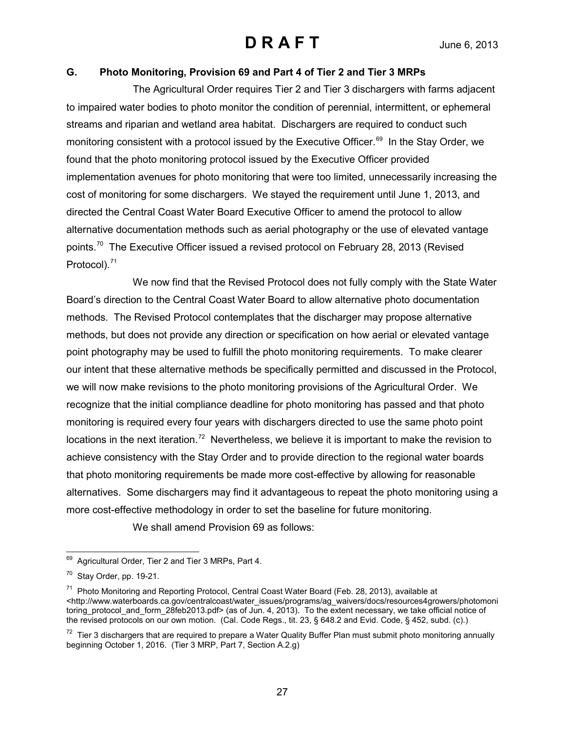### G. Photo Monitoring, Provision 69 and Part 4 of Tier 2 and Tier 3 MRPs

The Agricultural Order requires Tier 2 and Tier 3 dischargers with farms adjacent to impaired water bodies to photo monitor the condition of perennial, intermittent, or ephemeral streams and riparian and wetland area habitat. Dischargers are required to conduct such monitoring consistent with a protocol issued by the Executive Officer.[69] In the Stay Order, we found that the photo monitoring protocol issued by the Executive Officer provided implementation avenues for photo monitoring that were too limited, unnecessarily increasing the cost of monitoring for some dischargers. We stayed the requirement until June 1, 2013, and directed the Central Coast Water Board Executive Officer to amend the protocol to allow alternative documentation methods such as aerial photography or the use of elevated vantage points.[70] The Executive Officer issued a revised protocol on February 28, 2013 (Revised Protocol).[71]

We now find that the Revised Protocol does not fully comply with the State Water Board's direction to the Central Coast Water Board to allow alternative photo documentation methods. The Revised Protocol contemplates that the discharger may propose alternative methods, but does not provide any direction or specification on how aerial or elevated vantage point photography may be used to fulfill the photo monitoring requirements. To make clearer our intent that these alternative methods be specifically permitted and discussed in the Protocol, we will now make revisions to the photo monitoring provisions of the Agricultural Order. We recognize that the initial compliance deadline for photo monitoring has passed and that photo monitoring is required every four years with dischargers directed to use the same photo point locations in the next iteration.[72] Nevertheless, we believe it is important to make the revision to achieve consistency with the Stay Order and to provide direction to the regional water boards that photo monitoring requirements be made more cost-effective by allowing for reasonable alternatives. Some dischargers may find it advantageous to repeat the photo monitoring using a more cost-effective methodology in order to set the baseline for future monitoring.

We shall amend Provision 69 as follows:

---

[69] Agricultural Order, Tier 2 and Tier 3 MRPs, Part 4.

[70] Stay Order, pp. 19-21.

[71] Photo Monitoring and Reporting Protocol, Central Coast Water Board (Feb. 28, 2013), available at <http://www.waterboards.ca.gov/centralcoast/water_issues/programs/ag_waivers/docs/resources4growers/photomonitoring_protocol_and_form_28feb2013.pdf> (as of Jun. 4, 2013). To the extent necessary, we take official notice of the revised protocols on our own motion. (Cal. Code Regs., tit. 23, § 648.2 and Evid. Code, § 452, subd. (c).)

[72] Tier 3 dischargers that are required to prepare a Water Quality Buffer Plan must submit photo monitoring annually beginning October 1, 2016. (Tier 3 MRP, Part 7, Section A.2.g)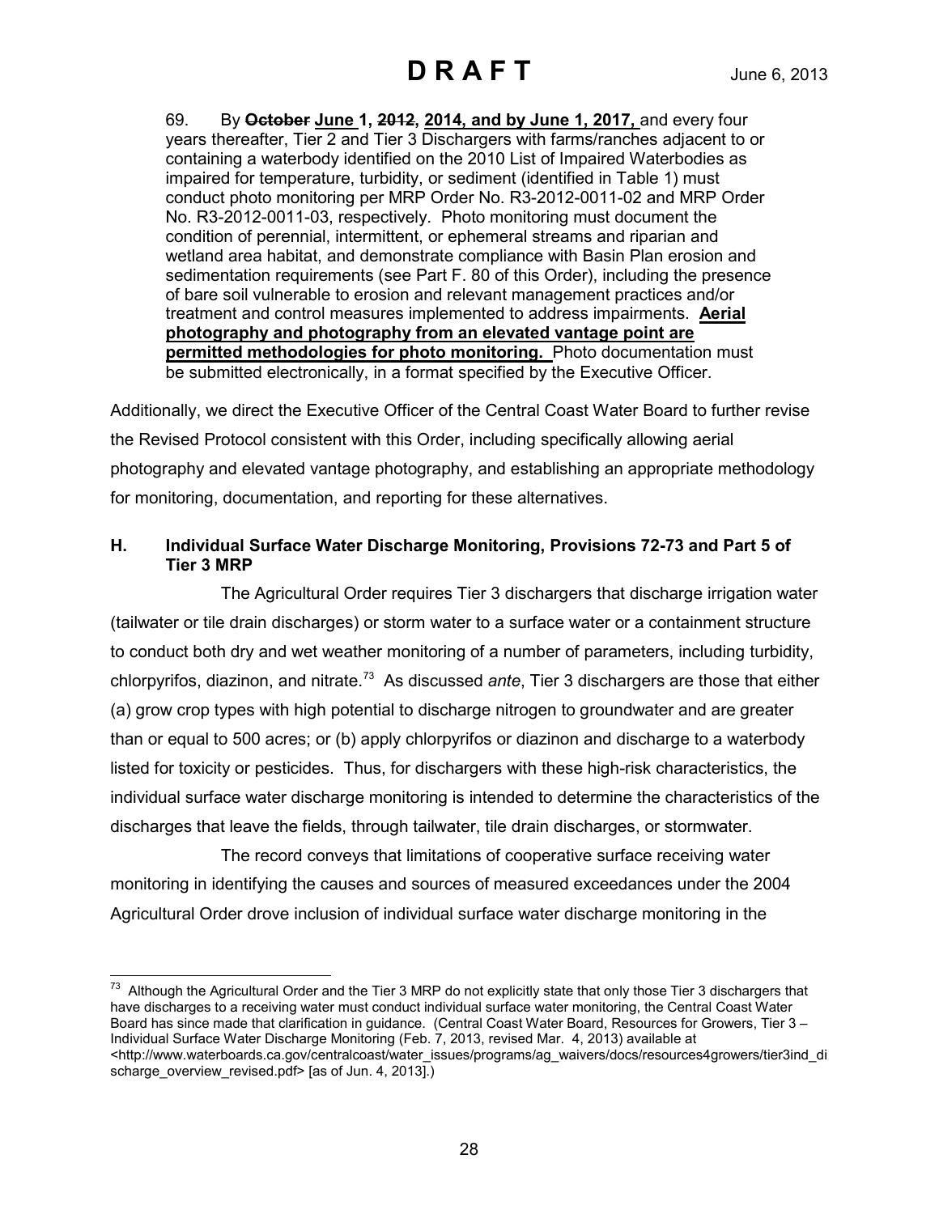69. By ~~October~~ **June 1, ~~2012~~, 2014, and by June 1, 2017,** and every four years thereafter, Tier 2 and Tier 3 Dischargers with farms/ranches adjacent to or containing a waterbody identified on the 2010 List of Impaired Waterbodies as impaired for temperature, turbidity, or sediment (identified in Table 1) must conduct photo monitoring per MRP Order No. R3-2012-0011-02 and MRP Order No. R3-2012-0011-03, respectively. Photo monitoring must document the condition of perennial, intermittent, or ephemeral streams and riparian and wetland area habitat, and demonstrate compliance with Basin Plan erosion and sedimentation requirements (see Part F. 80 of this Order), including the presence of bare soil vulnerable to erosion and relevant management practices and/or treatment and control measures implemented to address impairments. **Aerial photography and photography from an elevated vantage point are permitted methodologies for photo monitoring.** Photo documentation must be submitted electronically, in a format specified by the Executive Officer.

Additionally, we direct the Executive Officer of the Central Coast Water Board to further revise the Revised Protocol consistent with this Order, including specifically allowing aerial photography and elevated vantage photography, and establishing an appropriate methodology for monitoring, documentation, and reporting for these alternatives.

### H. Individual Surface Water Discharge Monitoring, Provisions 72-73 and Part 5 of Tier 3 MRP

The Agricultural Order requires Tier 3 dischargers that discharge irrigation water (tailwater or tile drain discharges) or storm water to a surface water or a containment structure to conduct both dry and wet weather monitoring of a number of parameters, including turbidity, chlorpyrifos, diazinon, and nitrate.[73] As discussed *ante*, Tier 3 dischargers are those that either (a) grow crop types with high potential to discharge nitrogen to groundwater and are greater than or equal to 500 acres; or (b) apply chlorpyrifos or diazinon and discharge to a waterbody listed for toxicity or pesticides. Thus, for dischargers with these high-risk characteristics, the individual surface water discharge monitoring is intended to determine the characteristics of the discharges that leave the fields, through tailwater, tile drain discharges, or stormwater.

The record conveys that limitations of cooperative surface receiving water monitoring in identifying the causes and sources of measured exceedances under the 2004 Agricultural Order drove inclusion of individual surface water discharge monitoring in the

[73] Although the Agricultural Order and the Tier 3 MRP do not explicitly state that only those Tier 3 dischargers that have discharges to a receiving water must conduct individual surface water monitoring, the Central Coast Water Board has since made that clarification in guidance. (Central Coast Water Board, Resources for Growers, Tier 3 – Individual Surface Water Discharge Monitoring (Feb. 7, 2013, revised Mar. 4, 2013) available at <http://www.waterboards.ca.gov/centralcoast/water_issues/programs/ag_waivers/docs/resources4growers/tier3ind_discharge_overview_revised.pdf> [as of Jun. 4, 2013].)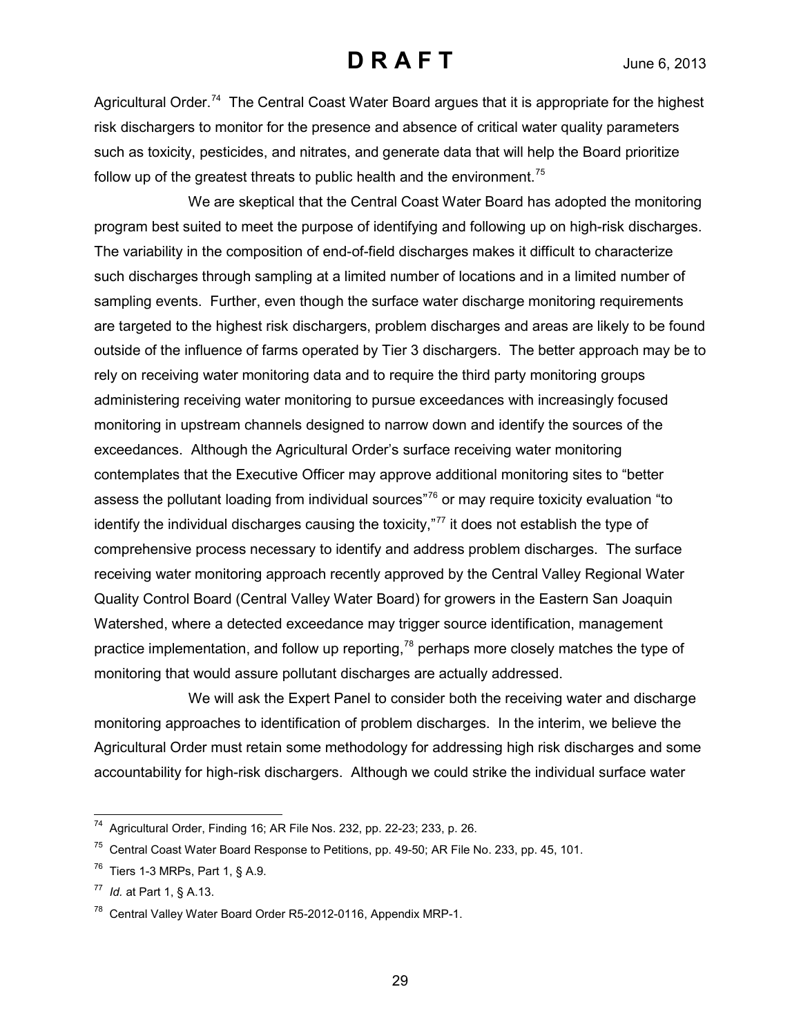Agricultural Order.[74] The Central Coast Water Board argues that it is appropriate for the highest risk dischargers to monitor for the presence and absence of critical water quality parameters such as toxicity, pesticides, and nitrates, and generate data that will help the Board prioritize follow up of the greatest threats to public health and the environment.[75]

We are skeptical that the Central Coast Water Board has adopted the monitoring program best suited to meet the purpose of identifying and following up on high-risk discharges. The variability in the composition of end-of-field discharges makes it difficult to characterize such discharges through sampling at a limited number of locations and in a limited number of sampling events. Further, even though the surface water discharge monitoring requirements are targeted to the highest risk dischargers, problem discharges and areas are likely to be found outside of the influence of farms operated by Tier 3 dischargers. The better approach may be to rely on receiving water monitoring data and to require the third party monitoring groups administering receiving water monitoring to pursue exceedances with increasingly focused monitoring in upstream channels designed to narrow down and identify the sources of the exceedances. Although the Agricultural Order's surface receiving water monitoring contemplates that the Executive Officer may approve additional monitoring sites to "better assess the pollutant loading from individual sources"[76] or may require toxicity evaluation "to identify the individual discharges causing the toxicity,"[77] it does not establish the type of comprehensive process necessary to identify and address problem discharges. The surface receiving water monitoring approach recently approved by the Central Valley Regional Water Quality Control Board (Central Valley Water Board) for growers in the Eastern San Joaquin Watershed, where a detected exceedance may trigger source identification, management practice implementation, and follow up reporting,[78] perhaps more closely matches the type of monitoring that would assure pollutant discharges are actually addressed.

We will ask the Expert Panel to consider both the receiving water and discharge monitoring approaches to identification of problem discharges. In the interim, we believe the Agricultural Order must retain some methodology for addressing high risk discharges and some accountability for high-risk dischargers. Although we could strike the individual surface water

---

[74] Agricultural Order, Finding 16; AR File Nos. 232, pp. 22-23; 233, p. 26.

[75] Central Coast Water Board Response to Petitions, pp. 49-50; AR File No. 233, pp. 45, 101.

[76] Tiers 1-3 MRPs, Part 1, § A.9.

[77] *Id.* at Part 1, § A.13.

[78] Central Valley Water Board Order R5-2012-0116, Appendix MRP-1.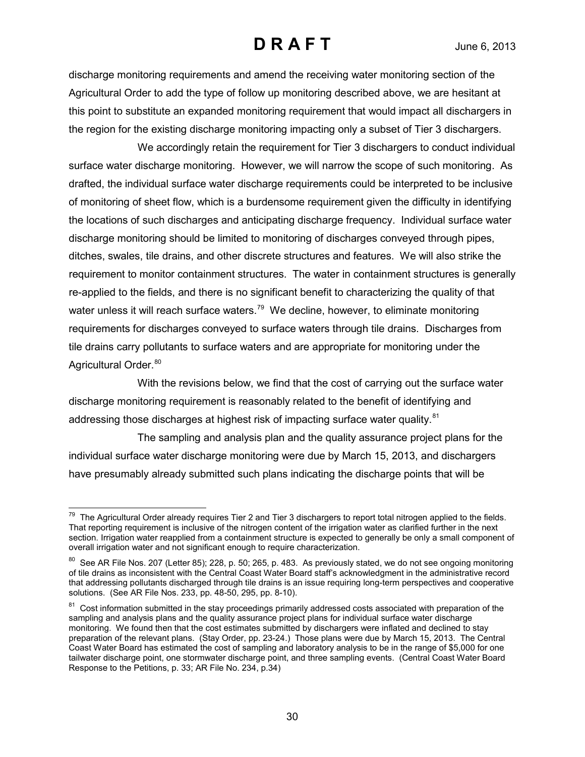discharge monitoring requirements and amend the receiving water monitoring section of the Agricultural Order to add the type of follow up monitoring described above, we are hesitant at this point to substitute an expanded monitoring requirement that would impact all dischargers in the region for the existing discharge monitoring impacting only a subset of Tier 3 dischargers.

We accordingly retain the requirement for Tier 3 dischargers to conduct individual surface water discharge monitoring. However, we will narrow the scope of such monitoring. As drafted, the individual surface water discharge requirements could be interpreted to be inclusive of monitoring of sheet flow, which is a burdensome requirement given the difficulty in identifying the locations of such discharges and anticipating discharge frequency. Individual surface water discharge monitoring should be limited to monitoring of discharges conveyed through pipes, ditches, swales, tile drains, and other discrete structures and features. We will also strike the requirement to monitor containment structures. The water in containment structures is generally re-applied to the fields, and there is no significant benefit to characterizing the quality of that water unless it will reach surface waters.[79] We decline, however, to eliminate monitoring requirements for discharges conveyed to surface waters through tile drains. Discharges from tile drains carry pollutants to surface waters and are appropriate for monitoring under the Agricultural Order.[80]

With the revisions below, we find that the cost of carrying out the surface water discharge monitoring requirement is reasonably related to the benefit of identifying and addressing those discharges at highest risk of impacting surface water quality.[81]

The sampling and analysis plan and the quality assurance project plans for the individual surface water discharge monitoring were due by March 15, 2013, and dischargers have presumably already submitted such plans indicating the discharge points that will be

---

[79] The Agricultural Order already requires Tier 2 and Tier 3 dischargers to report total nitrogen applied to the fields. That reporting requirement is inclusive of the nitrogen content of the irrigation water as clarified further in the next section. Irrigation water reapplied from a containment structure is expected to generally be only a small component of overall irrigation water and not significant enough to require characterization.

[80] See AR File Nos. 207 (Letter 85); 228, p. 50; 265, p. 483. As previously stated, we do not see ongoing monitoring of tile drains as inconsistent with the Central Coast Water Board staff's acknowledgment in the administrative record that addressing pollutants discharged through tile drains is an issue requiring long-term perspectives and cooperative solutions. (See AR File Nos. 233, pp. 48-50, 295, pp. 8-10).

[81] Cost information submitted in the stay proceedings primarily addressed costs associated with preparation of the sampling and analysis plans and the quality assurance project plans for individual surface water discharge monitoring. We found then that the cost estimates submitted by dischargers were inflated and declined to stay preparation of the relevant plans. (Stay Order, pp. 23-24.) Those plans were due by March 15, 2013. The Central Coast Water Board has estimated the cost of sampling and laboratory analysis to be in the range of $5,000 for one tailwater discharge point, one stormwater discharge point, and three sampling events. (Central Coast Water Board Response to the Petitions, p. 33; AR File No. 234, p.34)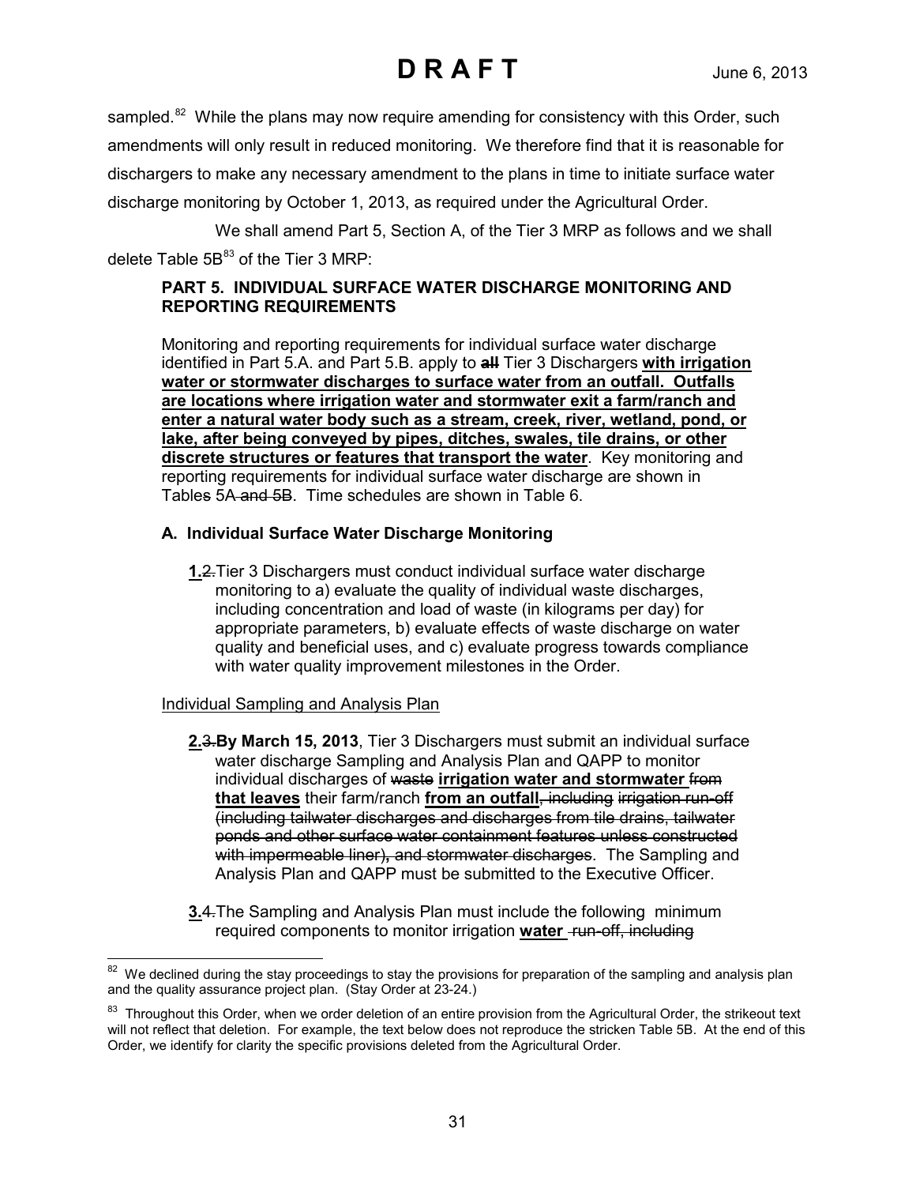sampled.[82] While the plans may now require amending for consistency with this Order, such amendments will only result in reduced monitoring. We therefore find that it is reasonable for dischargers to make any necessary amendment to the plans in time to initiate surface water discharge monitoring by October 1, 2013, as required under the Agricultural Order.

We shall amend Part 5, Section A, of the Tier 3 MRP as follows and we shall delete Table 5B[83] of the Tier 3 MRP:

> **PART 5. INDIVIDUAL SURFACE WATER DISCHARGE MONITORING AND REPORTING REQUIREMENTS**
>
> Monitoring and reporting requirements for individual surface water discharge identified in Part 5.A. and Part 5.B. apply to ~~**all**~~ Tier 3 Dischargers <u>**with irrigation water or stormwater discharges to surface water from an outfall. Outfalls are locations where irrigation water and stormwater exit a farm/ranch and enter a natural water body such as a stream, creek, river, wetland, pond, or lake, after being conveyed by pipes, ditches, swales, tile drains, or other discrete structures or features that transport the water**</u>. Key monitoring and reporting requirements for individual surface water discharge are shown in Table~~s~~ 5A ~~and 5B~~. Time schedules are shown in Table 6.
>
> **A. Individual Surface Water Discharge Monitoring**
>
> <u>**1.**</u>~~2.~~ Tier 3 Dischargers must conduct individual surface water discharge monitoring to a) evaluate the quality of individual waste discharges, including concentration and load of waste (in kilograms per day) for appropriate parameters, b) evaluate effects of waste discharge on water quality and beneficial uses, and c) evaluate progress towards compliance with water quality improvement milestones in the Order.
>
> <u>Individual Sampling and Analysis Plan</u>
>
> <u>**2.**</u>~~3.~~ **By March 15, 2013**, Tier 3 Dischargers must submit an individual surface water discharge Sampling and Analysis Plan and QAPP to monitor individual discharges of ~~waste~~ <u>**irrigation water and stormwater**</u> ~~from~~ <u>**that leaves**</u> their farm/ranch <u>**from an outfall**</u>~~, including irrigation run-off (including tailwater discharges and discharges from tile drains, tailwater ponds and other surface water containment features unless constructed with impermeable liner), and stormwater discharges~~. The Sampling and Analysis Plan and QAPP must be submitted to the Executive Officer.
>
> <u>**3.**</u>~~4.~~ The Sampling and Analysis Plan must include the following minimum required components to monitor irrigation <u>**water**</u> ~~run-off, including~~

[82] We declined during the stay proceedings to stay the provisions for preparation of the sampling and analysis plan and the quality assurance project plan. (Stay Order at 23-24.)

[83] Throughout this Order, when we order deletion of an entire provision from the Agricultural Order, the strikeout text will not reflect that deletion. For example, the text below does not reproduce the stricken Table 5B. At the end of this Order, we identify for clarity the specific provisions deleted from the Agricultural Order.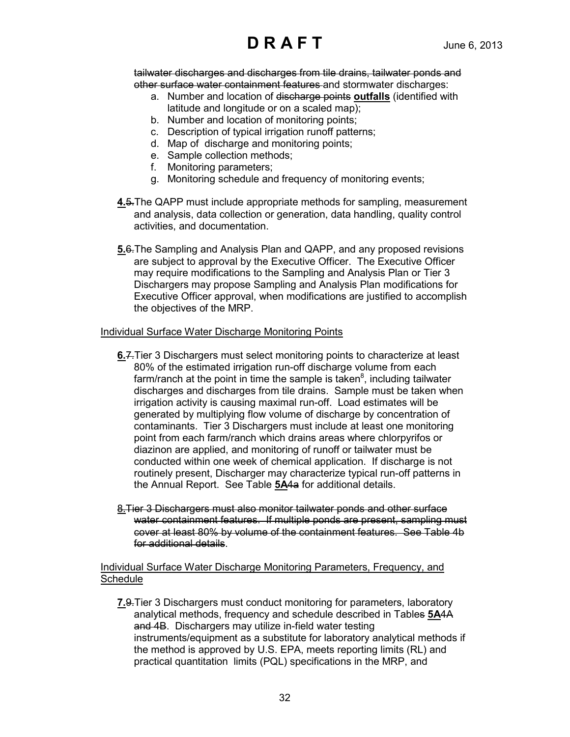tailwater discharges and discharges from tile drains, tailwater ponds and other surface water containment features and stormwater discharges:

a. Number and location of discharge points **outfalls** (identified with latitude and longitude or on a scaled map);
b. Number and location of monitoring points;
c. Description of typical irrigation runoff patterns;
d. Map of discharge and monitoring points;
e. Sample collection methods;
f. Monitoring parameters;
g. Monitoring schedule and frequency of monitoring events;

**4.**5. The QAPP must include appropriate methods for sampling, measurement and analysis, data collection or generation, data handling, quality control activities, and documentation.

**5.**6. The Sampling and Analysis Plan and QAPP, and any proposed revisions are subject to approval by the Executive Officer. The Executive Officer may require modifications to the Sampling and Analysis Plan or Tier 3 Dischargers may propose Sampling and Analysis Plan modifications for Executive Officer approval, when modifications are justified to accomplish the objectives of the MRP.

Individual Surface Water Discharge Monitoring Points

**6.**7. Tier 3 Dischargers must select monitoring points to characterize at least 80% of the estimated irrigation run-off discharge volume from each farm/ranch at the point in time the sample is taken[8], including tailwater discharges and discharges from tile drains. Sample must be taken when irrigation activity is causing maximal run-off. Load estimates will be generated by multiplying flow volume of discharge by concentration of contaminants. Tier 3 Dischargers must include at least one monitoring point from each farm/ranch which drains areas where chlorpyrifos or diazinon are applied, and monitoring of runoff or tailwater must be conducted within one week of chemical application. If discharge is not routinely present, Discharger may characterize typical run-off patterns in the Annual Report. See Table **5A**4a for additional details.

8. Tier 3 Dischargers must also monitor tailwater ponds and other surface water containment features. If multiple ponds are present, sampling must cover at least 80% by volume of the containment features. See Table 4b for additional details.

Individual Surface Water Discharge Monitoring Parameters, Frequency, and Schedule

**7.**9. Tier 3 Dischargers must conduct monitoring for parameters, laboratory analytical methods, frequency and schedule described in Tables **5A**4A and 4B. Dischargers may utilize in-field water testing instruments/equipment as a substitute for laboratory analytical methods if the method is approved by U.S. EPA, meets reporting limits (RL) and practical quantitation limits (PQL) specifications in the MRP, and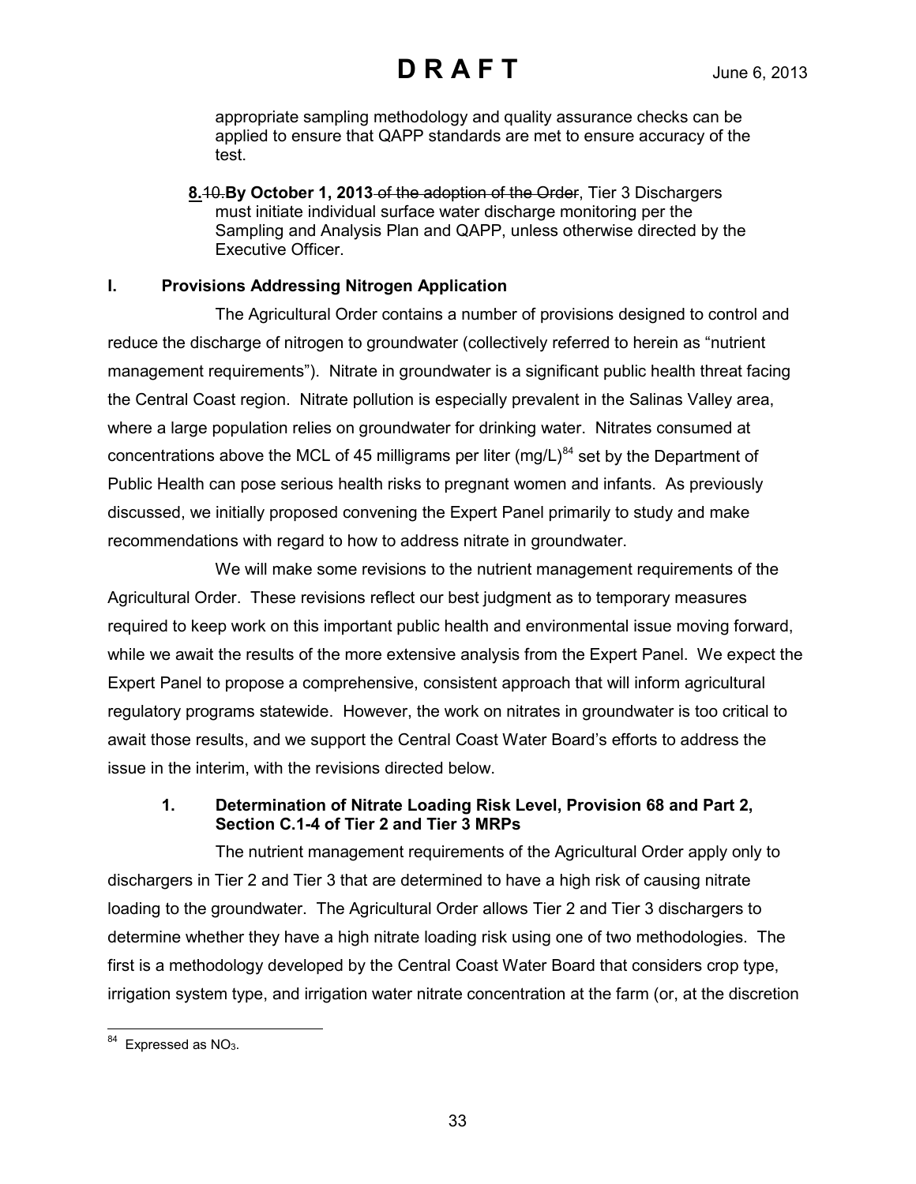appropriate sampling methodology and quality assurance checks can be applied to ensure that QAPP standards are met to ensure accuracy of the test.

**<u>8.</u>**~~10.~~ **By October 1, 2013** ~~of the adoption of the Order~~, Tier 3 Dischargers must initiate individual surface water discharge monitoring per the Sampling and Analysis Plan and QAPP, unless otherwise directed by the Executive Officer.

## I. Provisions Addressing Nitrogen Application

The Agricultural Order contains a number of provisions designed to control and reduce the discharge of nitrogen to groundwater (collectively referred to herein as "nutrient management requirements"). Nitrate in groundwater is a significant public health threat facing the Central Coast region. Nitrate pollution is especially prevalent in the Salinas Valley area, where a large population relies on groundwater for drinking water. Nitrates consumed at concentrations above the MCL of 45 milligrams per liter (mg/L)[84] set by the Department of Public Health can pose serious health risks to pregnant women and infants. As previously discussed, we initially proposed convening the Expert Panel primarily to study and make recommendations with regard to how to address nitrate in groundwater.

We will make some revisions to the nutrient management requirements of the Agricultural Order. These revisions reflect our best judgment as to temporary measures required to keep work on this important public health and environmental issue moving forward, while we await the results of the more extensive analysis from the Expert Panel. We expect the Expert Panel to propose a comprehensive, consistent approach that will inform agricultural regulatory programs statewide. However, the work on nitrates in groundwater is too critical to await those results, and we support the Central Coast Water Board's efforts to address the issue in the interim, with the revisions directed below.

### 1. Determination of Nitrate Loading Risk Level, Provision 68 and Part 2, Section C.1-4 of Tier 2 and Tier 3 MRPs

The nutrient management requirements of the Agricultural Order apply only to dischargers in Tier 2 and Tier 3 that are determined to have a high risk of causing nitrate loading to the groundwater. The Agricultural Order allows Tier 2 and Tier 3 dischargers to determine whether they have a high nitrate loading risk using one of two methodologies. The first is a methodology developed by the Central Coast Water Board that considers crop type, irrigation system type, and irrigation water nitrate concentration at the farm (or, at the discretion

---

[84] Expressed as $NO_3$.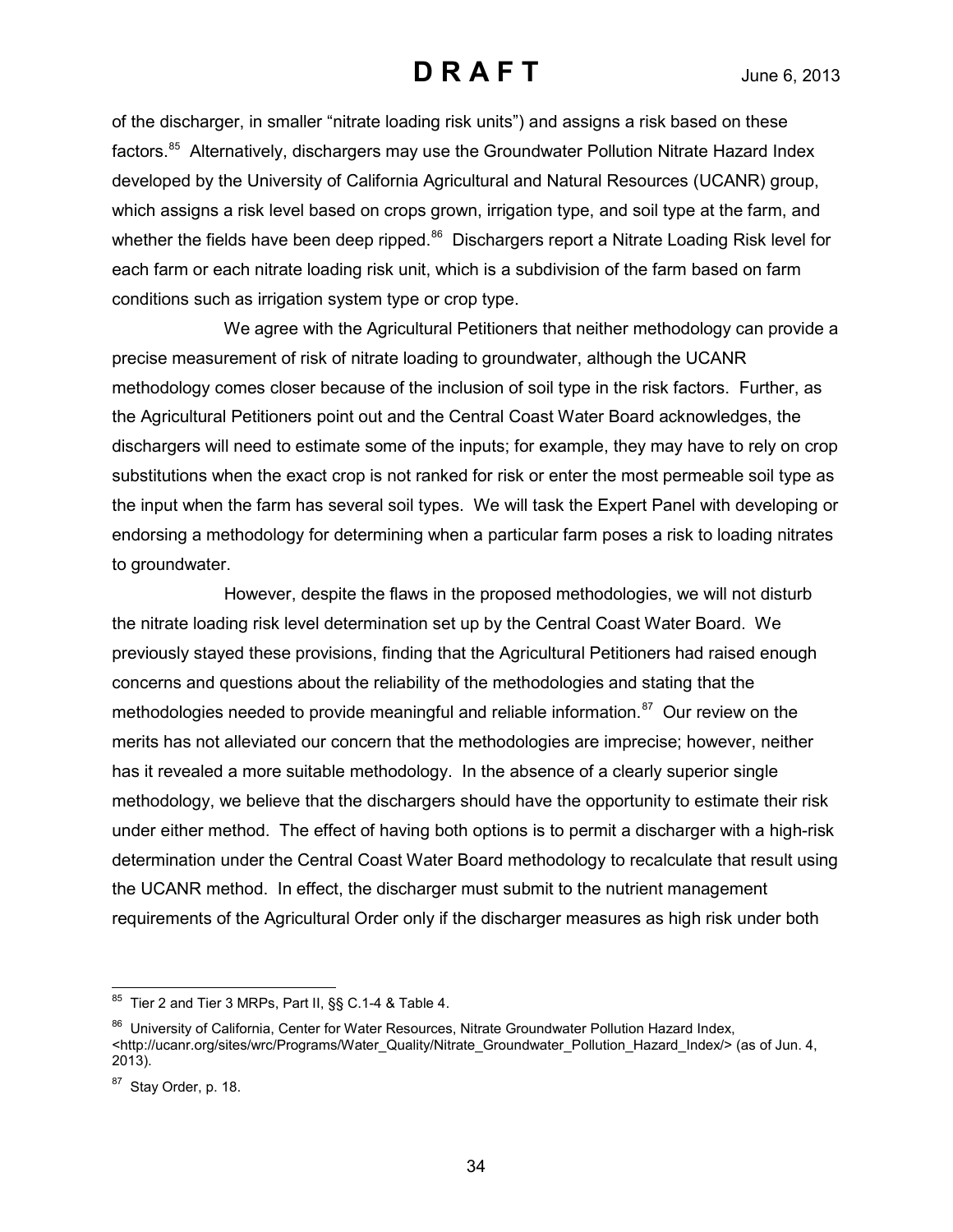of the discharger, in smaller "nitrate loading risk units") and assigns a risk based on these factors.[85] Alternatively, dischargers may use the Groundwater Pollution Nitrate Hazard Index developed by the University of California Agricultural and Natural Resources (UCANR) group, which assigns a risk level based on crops grown, irrigation type, and soil type at the farm, and whether the fields have been deep ripped.[86] Dischargers report a Nitrate Loading Risk level for each farm or each nitrate loading risk unit, which is a subdivision of the farm based on farm conditions such as irrigation system type or crop type.

We agree with the Agricultural Petitioners that neither methodology can provide a precise measurement of risk of nitrate loading to groundwater, although the UCANR methodology comes closer because of the inclusion of soil type in the risk factors. Further, as the Agricultural Petitioners point out and the Central Coast Water Board acknowledges, the dischargers will need to estimate some of the inputs; for example, they may have to rely on crop substitutions when the exact crop is not ranked for risk or enter the most permeable soil type as the input when the farm has several soil types. We will task the Expert Panel with developing or endorsing a methodology for determining when a particular farm poses a risk to loading nitrates to groundwater.

However, despite the flaws in the proposed methodologies, we will not disturb the nitrate loading risk level determination set up by the Central Coast Water Board. We previously stayed these provisions, finding that the Agricultural Petitioners had raised enough concerns and questions about the reliability of the methodologies and stating that the methodologies needed to provide meaningful and reliable information.[87] Our review on the merits has not alleviated our concern that the methodologies are imprecise; however, neither has it revealed a more suitable methodology. In the absence of a clearly superior single methodology, we believe that the dischargers should have the opportunity to estimate their risk under either method. The effect of having both options is to permit a discharger with a high-risk determination under the Central Coast Water Board methodology to recalculate that result using the UCANR method. In effect, the discharger must submit to the nutrient management requirements of the Agricultural Order only if the discharger measures as high risk under both

---

[85] Tier 2 and Tier 3 MRPs, Part II, §§ C.1-4 & Table 4.

[86] University of California, Center for Water Resources, Nitrate Groundwater Pollution Hazard Index, <http://ucanr.org/sites/wrc/Programs/Water_Quality/Nitrate_Groundwater_Pollution_Hazard_Index/> (as of Jun. 4, 2013).

[87] Stay Order, p. 18.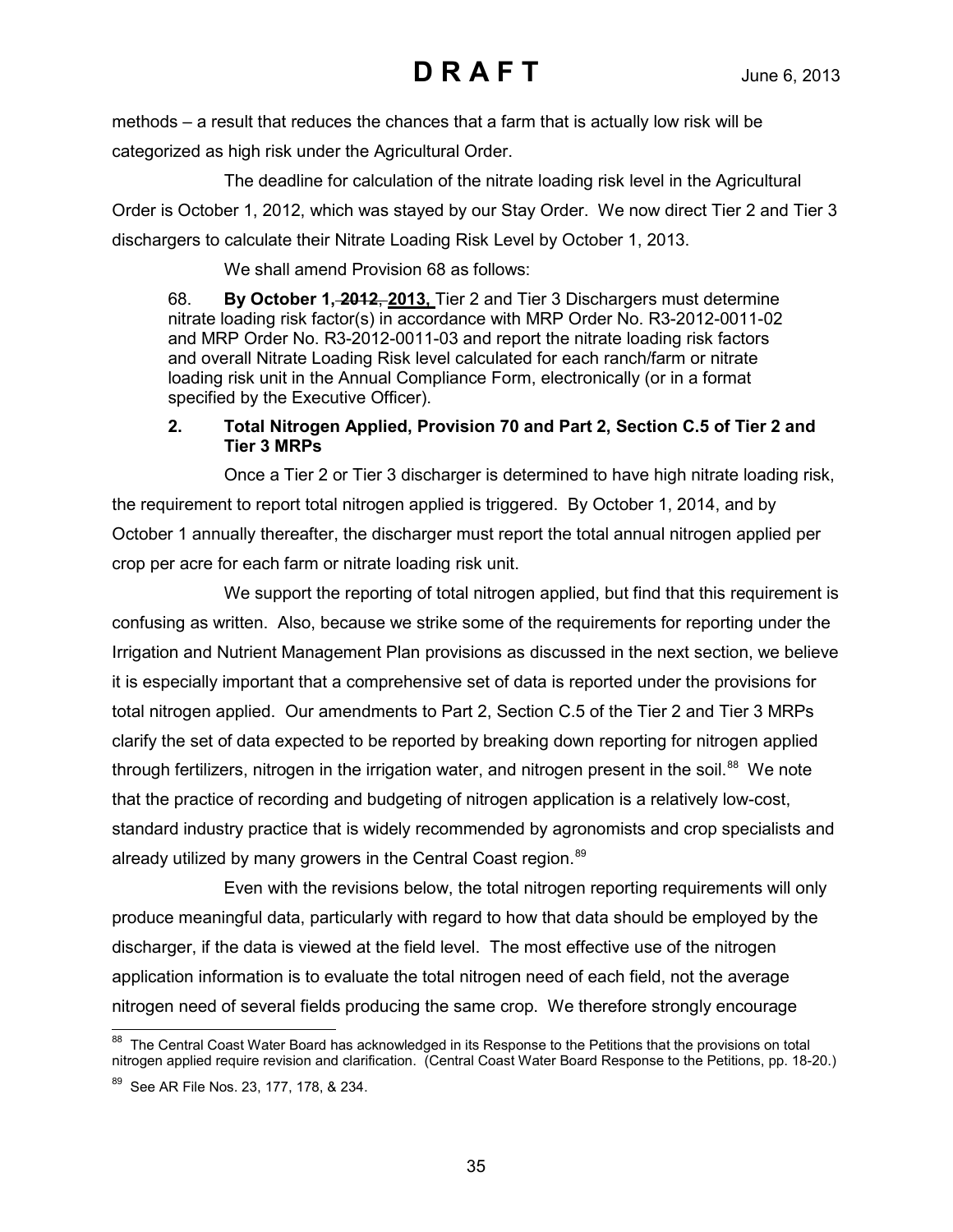methods – a result that reduces the chances that a farm that is actually low risk will be categorized as high risk under the Agricultural Order.

The deadline for calculation of the nitrate loading risk level in the Agricultural Order is October 1, 2012, which was stayed by our Stay Order. We now direct Tier 2 and Tier 3 dischargers to calculate their Nitrate Loading Risk Level by October 1, 2013.

We shall amend Provision 68 as follows:

> 68. **By October 1, ~~2012,~~ 2013,** Tier 2 and Tier 3 Dischargers must determine nitrate loading risk factor(s) in accordance with MRP Order No. R3-2012-0011-02 and MRP Order No. R3-2012-0011-03 and report the nitrate loading risk factors and overall Nitrate Loading Risk level calculated for each ranch/farm or nitrate loading risk unit in the Annual Compliance Form, electronically (or in a format specified by the Executive Officer).

**2. Total Nitrogen Applied, Provision 70 and Part 2, Section C.5 of Tier 2 and Tier 3 MRPs**

Once a Tier 2 or Tier 3 discharger is determined to have high nitrate loading risk, the requirement to report total nitrogen applied is triggered. By October 1, 2014, and by October 1 annually thereafter, the discharger must report the total annual nitrogen applied per crop per acre for each farm or nitrate loading risk unit.

We support the reporting of total nitrogen applied, but find that this requirement is confusing as written. Also, because we strike some of the requirements for reporting under the Irrigation and Nutrient Management Plan provisions as discussed in the next section, we believe it is especially important that a comprehensive set of data is reported under the provisions for total nitrogen applied. Our amendments to Part 2, Section C.5 of the Tier 2 and Tier 3 MRPs clarify the set of data expected to be reported by breaking down reporting for nitrogen applied through fertilizers, nitrogen in the irrigation water, and nitrogen present in the soil.[88] We note that the practice of recording and budgeting of nitrogen application is a relatively low-cost, standard industry practice that is widely recommended by agronomists and crop specialists and already utilized by many growers in the Central Coast region.[89]

Even with the revisions below, the total nitrogen reporting requirements will only produce meaningful data, particularly with regard to how that data should be employed by the discharger, if the data is viewed at the field level. The most effective use of the nitrogen application information is to evaluate the total nitrogen need of each field, not the average nitrogen need of several fields producing the same crop. We therefore strongly encourage

---

[88] The Central Coast Water Board has acknowledged in its Response to the Petitions that the provisions on total nitrogen applied require revision and clarification. (Central Coast Water Board Response to the Petitions, pp. 18-20.)

[89] See AR File Nos. 23, 177, 178, & 234.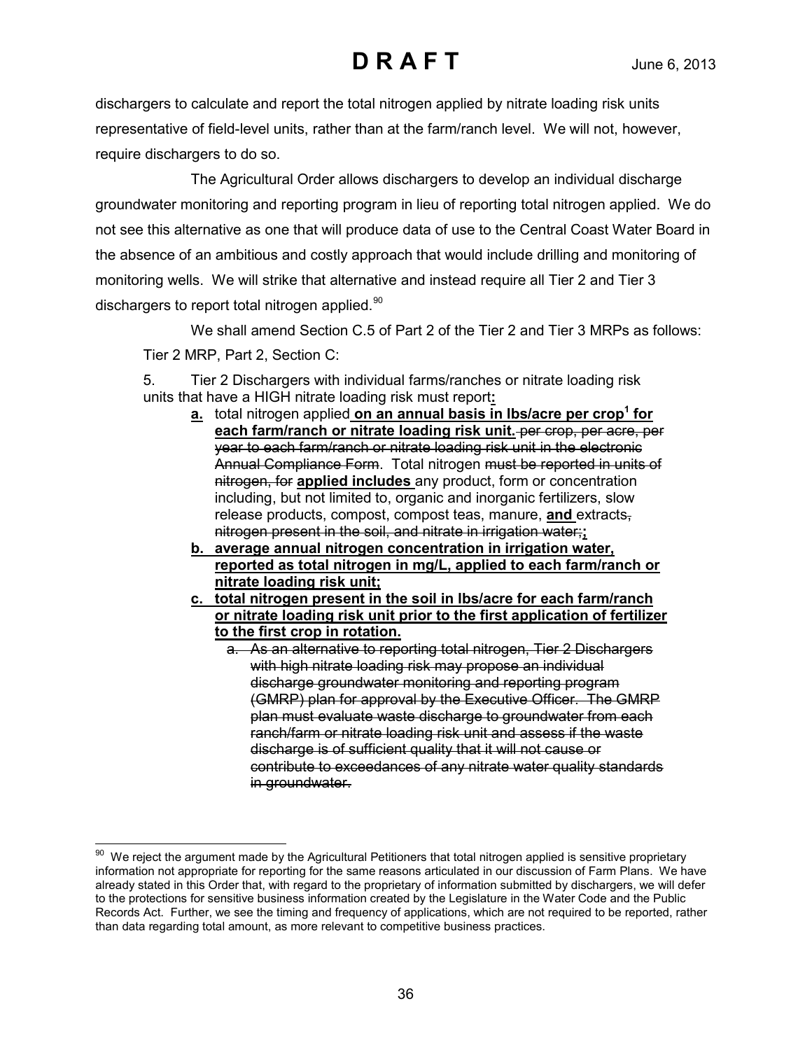dischargers to calculate and report the total nitrogen applied by nitrate loading risk units representative of field-level units, rather than at the farm/ranch level. We will not, however, require dischargers to do so.

The Agricultural Order allows dischargers to develop an individual discharge groundwater monitoring and reporting program in lieu of reporting total nitrogen applied. We do not see this alternative as one that will produce data of use to the Central Coast Water Board in the absence of an ambitious and costly approach that would include drilling and monitoring of monitoring wells. We will strike that alternative and instead require all Tier 2 and Tier 3 dischargers to report total nitrogen applied.[90]

We shall amend Section C.5 of Part 2 of the Tier 2 and Tier 3 MRPs as follows:

Tier 2 MRP, Part 2, Section C:

5. Tier 2 Dischargers with individual farms/ranches or nitrate loading risk units that have a HIGH nitrate loading risk must report**:**

- **a.** total nitrogen applied **on an annual basis in lbs/acre per crop[1] for each farm/ranch or nitrate loading risk unit.** ~~per crop, per acre, per year to each farm/ranch or nitrate loading risk unit in the electronic Annual Compliance Form~~. Total nitrogen ~~must be reported in units of nitrogen, for~~ **applied includes** any product, form or concentration including, but not limited to, organic and inorganic fertilizers, slow release products, compost, compost teas, manure, **and** extracts~~, nitrogen present in the soil, and nitrate in irrigation water;~~**;**
- **b. average annual nitrogen concentration in irrigation water, reported as total nitrogen in mg/L, applied to each farm/ranch or nitrate loading risk unit;**
- **c. total nitrogen present in the soil in lbs/acre for each farm/ranch or nitrate loading risk unit prior to the first application of fertilizer to the first crop in rotation.**
  - ~~a. As an alternative to reporting total nitrogen, Tier 2 Dischargers with high nitrate loading risk may propose an individual discharge groundwater monitoring and reporting program (GMRP) plan for approval by the Executive Officer. The GMRP plan must evaluate waste discharge to groundwater from each ranch/farm or nitrate loading risk unit and assess if the waste discharge is of sufficient quality that it will not cause or contribute to exceedances of any nitrate water quality standards in groundwater.~~

---

[90] We reject the argument made by the Agricultural Petitioners that total nitrogen applied is sensitive proprietary information not appropriate for reporting for the same reasons articulated in our discussion of Farm Plans. We have already stated in this Order that, with regard to the proprietary of information submitted by dischargers, we will defer to the protections for sensitive business information created by the Legislature in the Water Code and the Public Records Act. Further, we see the timing and frequency of applications, which are not required to be reported, rather than data regarding total amount, as more relevant to competitive business practices.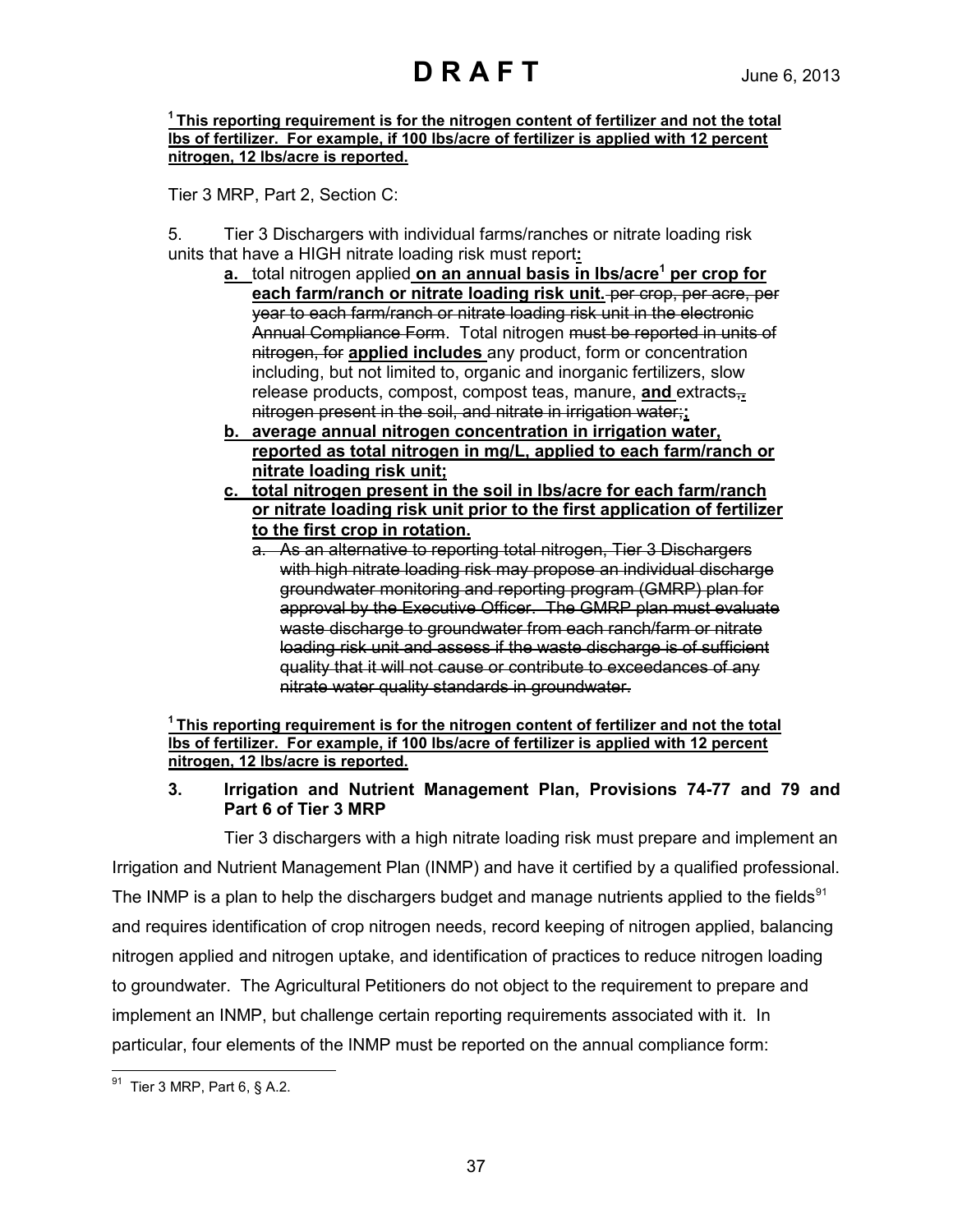**[1] This reporting requirement is for the nitrogen content of fertilizer and not the total lbs of fertilizer. For example, if 100 lbs/acre of fertilizer is applied with 12 percent nitrogen, 12 lbs/acre is reported.**

Tier 3 MRP, Part 2, Section C:

5. Tier 3 Dischargers with individual farms/ranches or nitrate loading risk units that have a HIGH nitrate loading risk must report**:**

   **a.** total nitrogen applied **on an annual basis in lbs/acre[1] per crop for each farm/ranch or nitrate loading risk unit.** ~~per crop, per acre, per year to each farm/ranch or nitrate loading risk unit in the electronic Annual Compliance Form~~. Total nitrogen ~~must be reported in units of nitrogen, for~~ **applied includes** any product, form or concentration including, but not limited to, organic and inorganic fertilizers, slow release products, compost, compost teas, manure, **and** extracts~~,~~**.** ~~nitrogen present in the soil, and nitrate in irrigation water;~~**;**

   **b. average annual nitrogen concentration in irrigation water, reported as total nitrogen in mg/L, applied to each farm/ranch or nitrate loading risk unit;**

   **c. total nitrogen present in the soil in lbs/acre for each farm/ranch or nitrate loading risk unit prior to the first application of fertilizer to the first crop in rotation.**

   ~~a. As an alternative to reporting total nitrogen, Tier 3 Dischargers with high nitrate loading risk may propose an individual discharge groundwater monitoring and reporting program (GMRP) plan for approval by the Executive Officer. The GMRP plan must evaluate waste discharge to groundwater from each ranch/farm or nitrate loading risk unit and assess if the waste discharge is of sufficient quality that it will not cause or contribute to exceedances of any nitrate water quality standards in groundwater.~~

**[1] This reporting requirement is for the nitrogen content of fertilizer and not the total lbs of fertilizer. For example, if 100 lbs/acre of fertilizer is applied with 12 percent nitrogen, 12 lbs/acre is reported.**

### 3. Irrigation and Nutrient Management Plan, Provisions 74-77 and 79 and Part 6 of Tier 3 MRP

Tier 3 dischargers with a high nitrate loading risk must prepare and implement an Irrigation and Nutrient Management Plan (INMP) and have it certified by a qualified professional. The INMP is a plan to help the dischargers budget and manage nutrients applied to the fields[91] and requires identification of crop nitrogen needs, record keeping of nitrogen applied, balancing nitrogen applied and nitrogen uptake, and identification of practices to reduce nitrogen loading to groundwater. The Agricultural Petitioners do not object to the requirement to prepare and implement an INMP, but challenge certain reporting requirements associated with it. In particular, four elements of the INMP must be reported on the annual compliance form:

[91] Tier 3 MRP, Part 6, § A.2.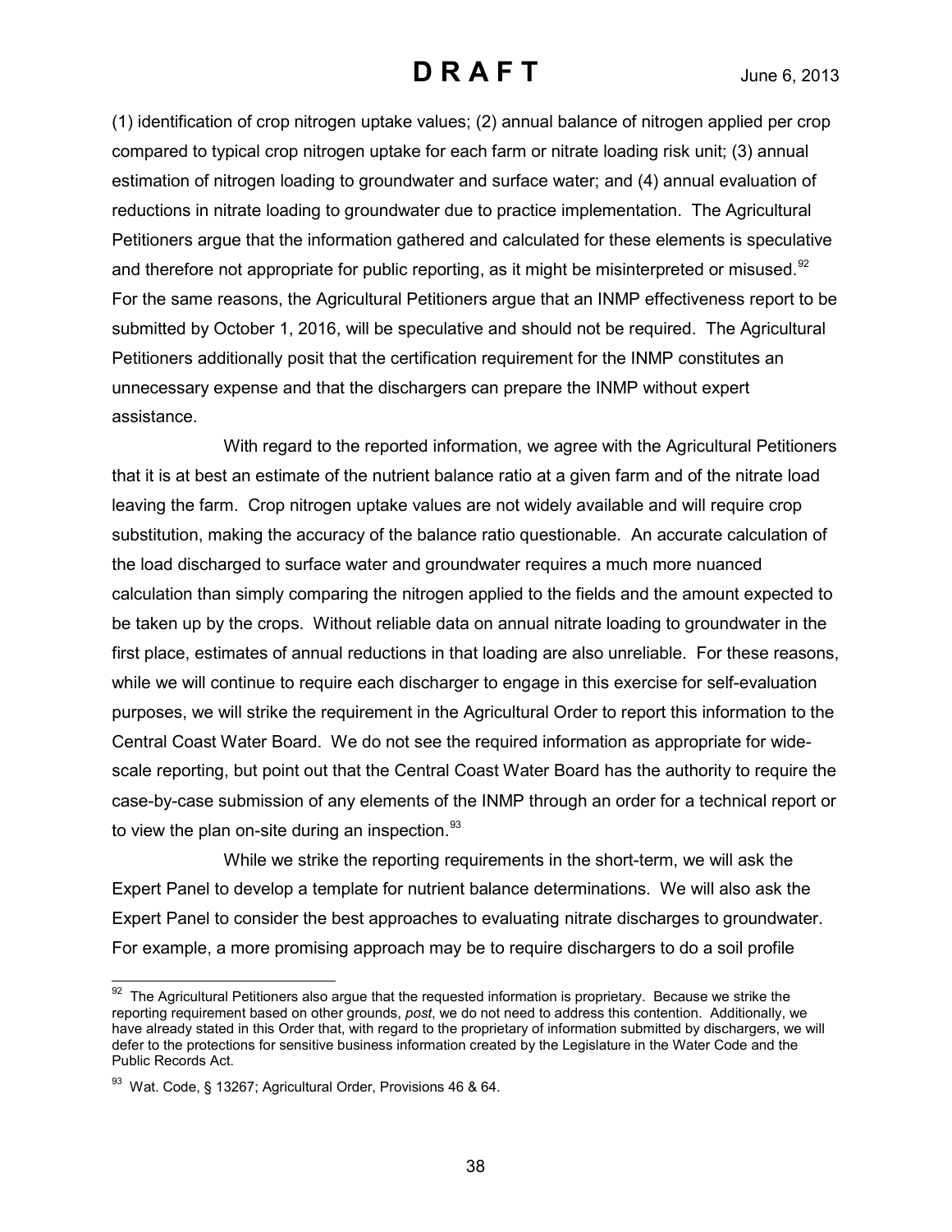(1) identification of crop nitrogen uptake values; (2) annual balance of nitrogen applied per crop compared to typical crop nitrogen uptake for each farm or nitrate loading risk unit; (3) annual estimation of nitrogen loading to groundwater and surface water; and (4) annual evaluation of reductions in nitrate loading to groundwater due to practice implementation. The Agricultural Petitioners argue that the information gathered and calculated for these elements is speculative and therefore not appropriate for public reporting, as it might be misinterpreted or misused.[92] For the same reasons, the Agricultural Petitioners argue that an INMP effectiveness report to be submitted by October 1, 2016, will be speculative and should not be required. The Agricultural Petitioners additionally posit that the certification requirement for the INMP constitutes an unnecessary expense and that the dischargers can prepare the INMP without expert assistance.

With regard to the reported information, we agree with the Agricultural Petitioners that it is at best an estimate of the nutrient balance ratio at a given farm and of the nitrate load leaving the farm. Crop nitrogen uptake values are not widely available and will require crop substitution, making the accuracy of the balance ratio questionable. An accurate calculation of the load discharged to surface water and groundwater requires a much more nuanced calculation than simply comparing the nitrogen applied to the fields and the amount expected to be taken up by the crops. Without reliable data on annual nitrate loading to groundwater in the first place, estimates of annual reductions in that loading are also unreliable. For these reasons, while we will continue to require each discharger to engage in this exercise for self-evaluation purposes, we will strike the requirement in the Agricultural Order to report this information to the Central Coast Water Board. We do not see the required information as appropriate for wide-scale reporting, but point out that the Central Coast Water Board has the authority to require the case-by-case submission of any elements of the INMP through an order for a technical report or to view the plan on-site during an inspection.[93]

While we strike the reporting requirements in the short-term, we will ask the Expert Panel to develop a template for nutrient balance determinations. We will also ask the Expert Panel to consider the best approaches to evaluating nitrate discharges to groundwater. For example, a more promising approach may be to require dischargers to do a soil profile

---

[92] The Agricultural Petitioners also argue that the requested information is proprietary. Because we strike the reporting requirement based on other grounds, *post*, we do not need to address this contention. Additionally, we have already stated in this Order that, with regard to the proprietary of information submitted by dischargers, we will defer to the protections for sensitive business information created by the Legislature in the Water Code and the Public Records Act.

[93] Wat. Code, § 13267; Agricultural Order, Provisions 46 & 64.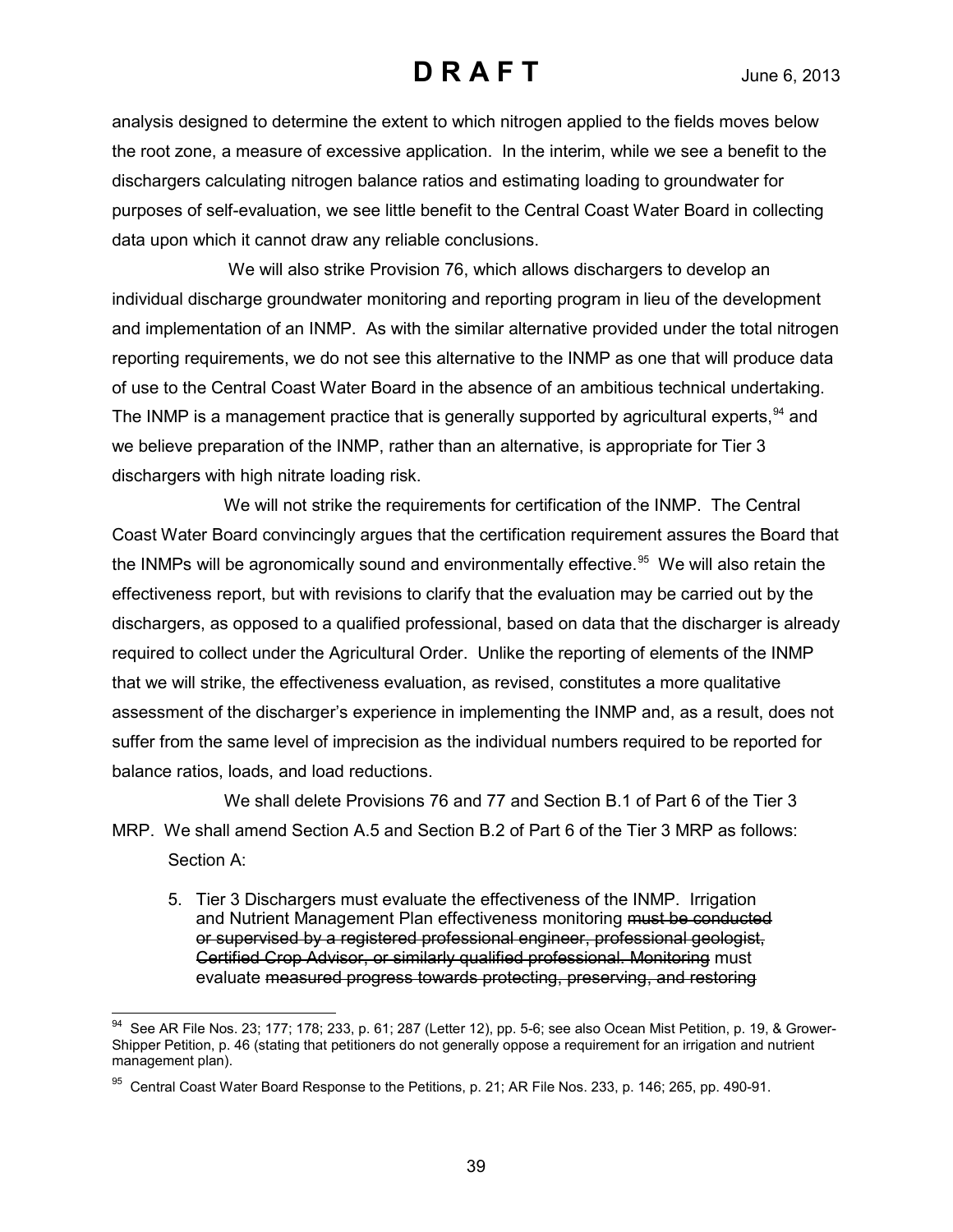analysis designed to determine the extent to which nitrogen applied to the fields moves below the root zone, a measure of excessive application. In the interim, while we see a benefit to the dischargers calculating nitrogen balance ratios and estimating loading to groundwater for purposes of self-evaluation, we see little benefit to the Central Coast Water Board in collecting data upon which it cannot draw any reliable conclusions.

We will also strike Provision 76, which allows dischargers to develop an individual discharge groundwater monitoring and reporting program in lieu of the development and implementation of an INMP. As with the similar alternative provided under the total nitrogen reporting requirements, we do not see this alternative to the INMP as one that will produce data of use to the Central Coast Water Board in the absence of an ambitious technical undertaking. The INMP is a management practice that is generally supported by agricultural experts,[94] and we believe preparation of the INMP, rather than an alternative, is appropriate for Tier 3 dischargers with high nitrate loading risk.

We will not strike the requirements for certification of the INMP. The Central Coast Water Board convincingly argues that the certification requirement assures the Board that the INMPs will be agronomically sound and environmentally effective.[95] We will also retain the effectiveness report, but with revisions to clarify that the evaluation may be carried out by the dischargers, as opposed to a qualified professional, based on data that the discharger is already required to collect under the Agricultural Order. Unlike the reporting of elements of the INMP that we will strike, the effectiveness evaluation, as revised, constitutes a more qualitative assessment of the discharger's experience in implementing the INMP and, as a result, does not suffer from the same level of imprecision as the individual numbers required to be reported for balance ratios, loads, and load reductions.

We shall delete Provisions 76 and 77 and Section B.1 of Part 6 of the Tier 3 MRP. We shall amend Section A.5 and Section B.2 of Part 6 of the Tier 3 MRP as follows:

Section A:

5. Tier 3 Dischargers must evaluate the effectiveness of the INMP. Irrigation and Nutrient Management Plan effectiveness monitoring ~~must be conducted or supervised by a registered professional engineer, professional geologist, Certified Crop Advisor, or similarly qualified professional. Monitoring~~ must evaluate ~~measured progress towards protecting, preserving, and restoring~~

---

[94] See AR File Nos. 23; 177; 178; 233, p. 61; 287 (Letter 12), pp. 5-6; see also Ocean Mist Petition, p. 19, & Grower-Shipper Petition, p. 46 (stating that petitioners do not generally oppose a requirement for an irrigation and nutrient management plan).

[95] Central Coast Water Board Response to the Petitions, p. 21; AR File Nos. 233, p. 146; 265, pp. 490-91.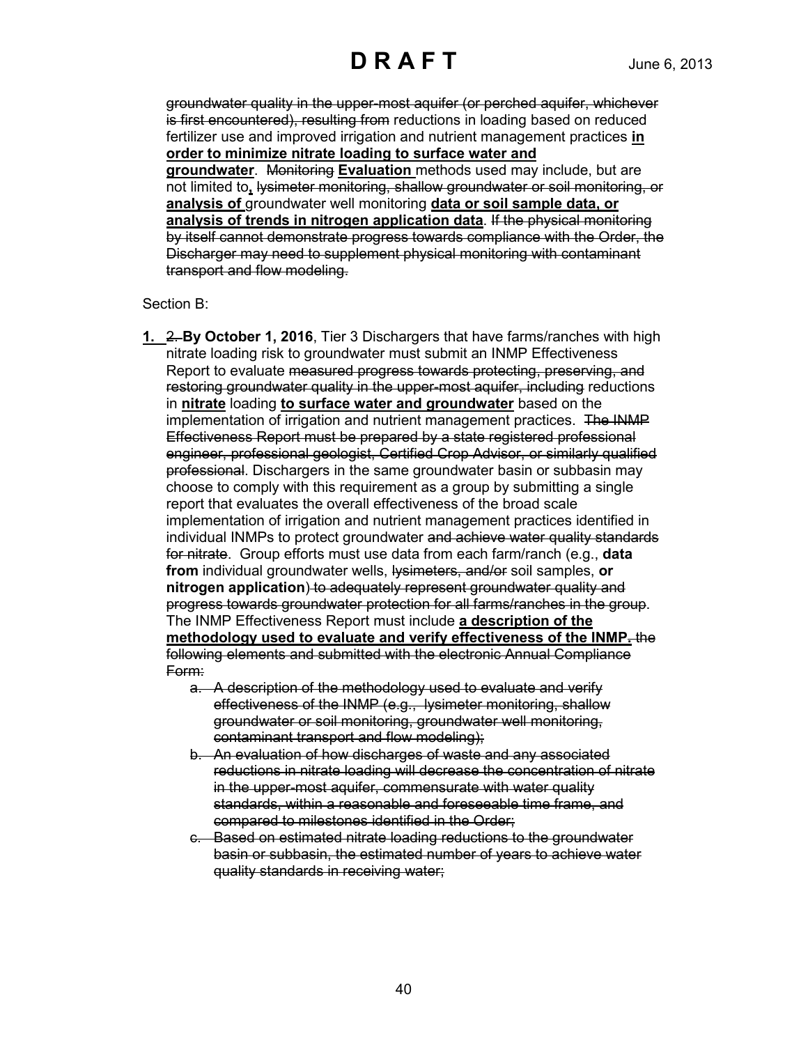~~groundwater quality in the upper-most aquifer (or perched aquifer, whichever is first encountered), resulting from~~ reductions in loading based on reduced fertilizer use and improved irrigation and nutrient management practices **<u>in order to minimize nitrate loading to surface water and groundwater</u>**. ~~Monitoring~~ **<u>Evaluation</u>** methods used may include, but are not limited to**<u>,</u>** ~~lysimeter monitoring, shallow groundwater or soil monitoring, or~~ **<u>analysis of</u>** groundwater well monitoring **<u>data or soil sample data, or analysis of trends in nitrogen application data</u>**. ~~If the physical monitoring by itself cannot demonstrate progress towards compliance with the Order, the Discharger may need to supplement physical monitoring with contaminant transport and flow modeling.~~

Section B:

**<u>1.</u>** ~~2.~~ **By October 1, 2016**, Tier 3 Dischargers that have farms/ranches with high nitrate loading risk to groundwater must submit an INMP Effectiveness Report to evaluate ~~measured progress towards protecting, preserving, and restoring groundwater quality in the upper-most aquifer, including~~ reductions in **<u>nitrate</u>** loading **<u>to surface water and groundwater</u>** based on the implementation of irrigation and nutrient management practices. ~~The INMP Effectiveness Report must be prepared by a state registered professional engineer, professional geologist, Certified Crop Advisor, or similarly qualified professional~~. Dischargers in the same groundwater basin or subbasin may choose to comply with this requirement as a group by submitting a single report that evaluates the overall effectiveness of the broad scale implementation of irrigation and nutrient management practices identified in individual INMPs to protect groundwater ~~and achieve water quality standards for nitrate~~. Group efforts must use data from each farm/ranch (e.g., **data from** individual groundwater wells, ~~lysimeters, and/or~~ soil samples, **or nitrogen application**) ~~to adequately represent groundwater quality and progress towards groundwater protection for all farms/ranches in the group~~. The INMP Effectiveness Report must include **<u>a description of the methodology used to evaluate and verify effectiveness of the INMP.</u>** ~~the following elements and submitted with the electronic Annual Compliance Form:~~

   - ~~a. A description of the methodology used to evaluate and verify effectiveness of the INMP (e.g., lysimeter monitoring, shallow groundwater or soil monitoring, groundwater well monitoring, contaminant transport and flow modeling);~~
   - ~~b. An evaluation of how discharges of waste and any associated reductions in nitrate loading will decrease the concentration of nitrate in the upper-most aquifer, commensurate with water quality standards, within a reasonable and foreseeable time frame, and compared to milestones identified in the Order;~~
   - ~~c. Based on estimated nitrate loading reductions to the groundwater basin or subbasin, the estimated number of years to achieve water quality standards in receiving water;~~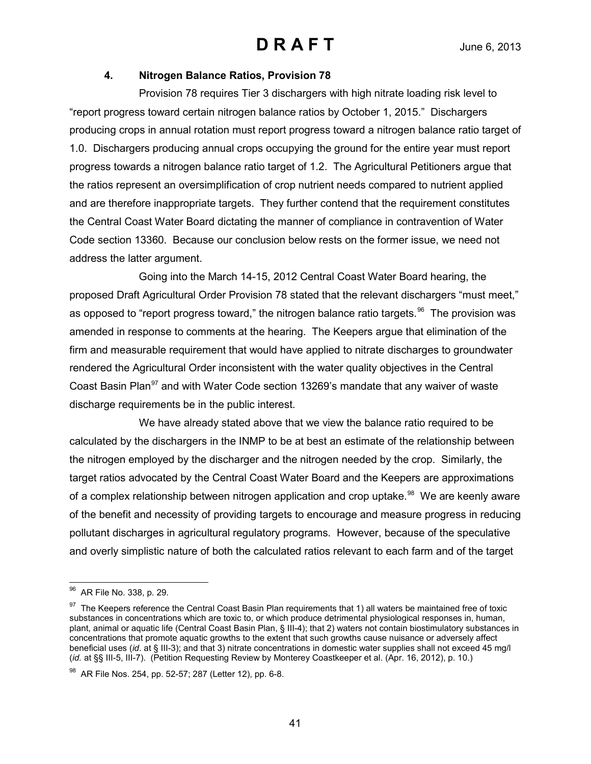### 4. Nitrogen Balance Ratios, Provision 78

Provision 78 requires Tier 3 dischargers with high nitrate loading risk level to "report progress toward certain nitrogen balance ratios by October 1, 2015." Dischargers producing crops in annual rotation must report progress toward a nitrogen balance ratio target of 1.0. Dischargers producing annual crops occupying the ground for the entire year must report progress towards a nitrogen balance ratio target of 1.2. The Agricultural Petitioners argue that the ratios represent an oversimplification of crop nutrient needs compared to nutrient applied and are therefore inappropriate targets. They further contend that the requirement constitutes the Central Coast Water Board dictating the manner of compliance in contravention of Water Code section 13360. Because our conclusion below rests on the former issue, we need not address the latter argument.

Going into the March 14-15, 2012 Central Coast Water Board hearing, the proposed Draft Agricultural Order Provision 78 stated that the relevant dischargers "must meet," as opposed to "report progress toward," the nitrogen balance ratio targets.[96] The provision was amended in response to comments at the hearing. The Keepers argue that elimination of the firm and measurable requirement that would have applied to nitrate discharges to groundwater rendered the Agricultural Order inconsistent with the water quality objectives in the Central Coast Basin Plan[97] and with Water Code section 13269's mandate that any waiver of waste discharge requirements be in the public interest.

We have already stated above that we view the balance ratio required to be calculated by the dischargers in the INMP to be at best an estimate of the relationship between the nitrogen employed by the discharger and the nitrogen needed by the crop. Similarly, the target ratios advocated by the Central Coast Water Board and the Keepers are approximations of a complex relationship between nitrogen application and crop uptake.[98] We are keenly aware of the benefit and necessity of providing targets to encourage and measure progress in reducing pollutant discharges in agricultural regulatory programs. However, because of the speculative and overly simplistic nature of both the calculated ratios relevant to each farm and of the target

---

[96] AR File No. 338, p. 29.

[97] The Keepers reference the Central Coast Basin Plan requirements that 1) all waters be maintained free of toxic substances in concentrations which are toxic to, or which produce detrimental physiological responses in, human, plant, animal or aquatic life (Central Coast Basin Plan, § III-4); that 2) waters not contain biostimulatory substances in concentrations that promote aquatic growths to the extent that such growths cause nuisance or adversely affect beneficial uses (*id*. at § III-3); and that 3) nitrate concentrations in domestic water supplies shall not exceed 45 mg/l (*id.* at §§ III-5, III-7). (Petition Requesting Review by Monterey Coastkeeper et al. (Apr. 16, 2012), p. 10.)

[98] AR File Nos. 254, pp. 52-57; 287 (Letter 12), pp. 6-8.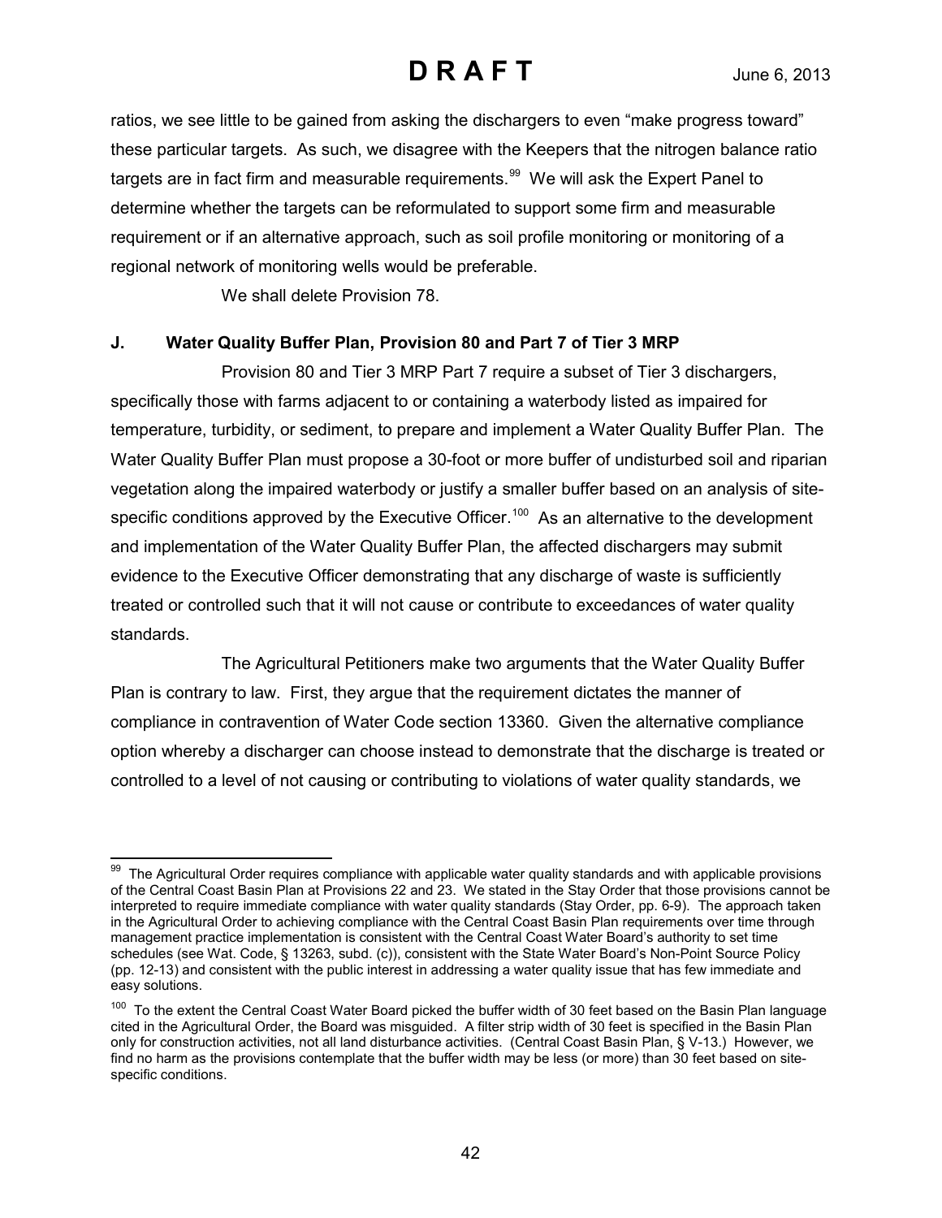ratios, we see little to be gained from asking the dischargers to even "make progress toward" these particular targets. As such, we disagree with the Keepers that the nitrogen balance ratio targets are in fact firm and measurable requirements.[99] We will ask the Expert Panel to determine whether the targets can be reformulated to support some firm and measurable requirement or if an alternative approach, such as soil profile monitoring or monitoring of a regional network of monitoring wells would be preferable.

We shall delete Provision 78.

### J. Water Quality Buffer Plan, Provision 80 and Part 7 of Tier 3 MRP

Provision 80 and Tier 3 MRP Part 7 require a subset of Tier 3 dischargers, specifically those with farms adjacent to or containing a waterbody listed as impaired for temperature, turbidity, or sediment, to prepare and implement a Water Quality Buffer Plan. The Water Quality Buffer Plan must propose a 30-foot or more buffer of undisturbed soil and riparian vegetation along the impaired waterbody or justify a smaller buffer based on an analysis of site-specific conditions approved by the Executive Officer.[100] As an alternative to the development and implementation of the Water Quality Buffer Plan, the affected dischargers may submit evidence to the Executive Officer demonstrating that any discharge of waste is sufficiently treated or controlled such that it will not cause or contribute to exceedances of water quality standards.

The Agricultural Petitioners make two arguments that the Water Quality Buffer Plan is contrary to law. First, they argue that the requirement dictates the manner of compliance in contravention of Water Code section 13360. Given the alternative compliance option whereby a discharger can choose instead to demonstrate that the discharge is treated or controlled to a level of not causing or contributing to violations of water quality standards, we

---

[99] The Agricultural Order requires compliance with applicable water quality standards and with applicable provisions of the Central Coast Basin Plan at Provisions 22 and 23. We stated in the Stay Order that those provisions cannot be interpreted to require immediate compliance with water quality standards (Stay Order, pp. 6-9). The approach taken in the Agricultural Order to achieving compliance with the Central Coast Basin Plan requirements over time through management practice implementation is consistent with the Central Coast Water Board's authority to set time schedules (see Wat. Code, § 13263, subd. (c)), consistent with the State Water Board's Non-Point Source Policy (pp. 12-13) and consistent with the public interest in addressing a water quality issue that has few immediate and easy solutions.

[100] To the extent the Central Coast Water Board picked the buffer width of 30 feet based on the Basin Plan language cited in the Agricultural Order, the Board was misguided. A filter strip width of 30 feet is specified in the Basin Plan only for construction activities, not all land disturbance activities. (Central Coast Basin Plan, § V-13.) However, we find no harm as the provisions contemplate that the buffer width may be less (or more) than 30 feet based on site-specific conditions.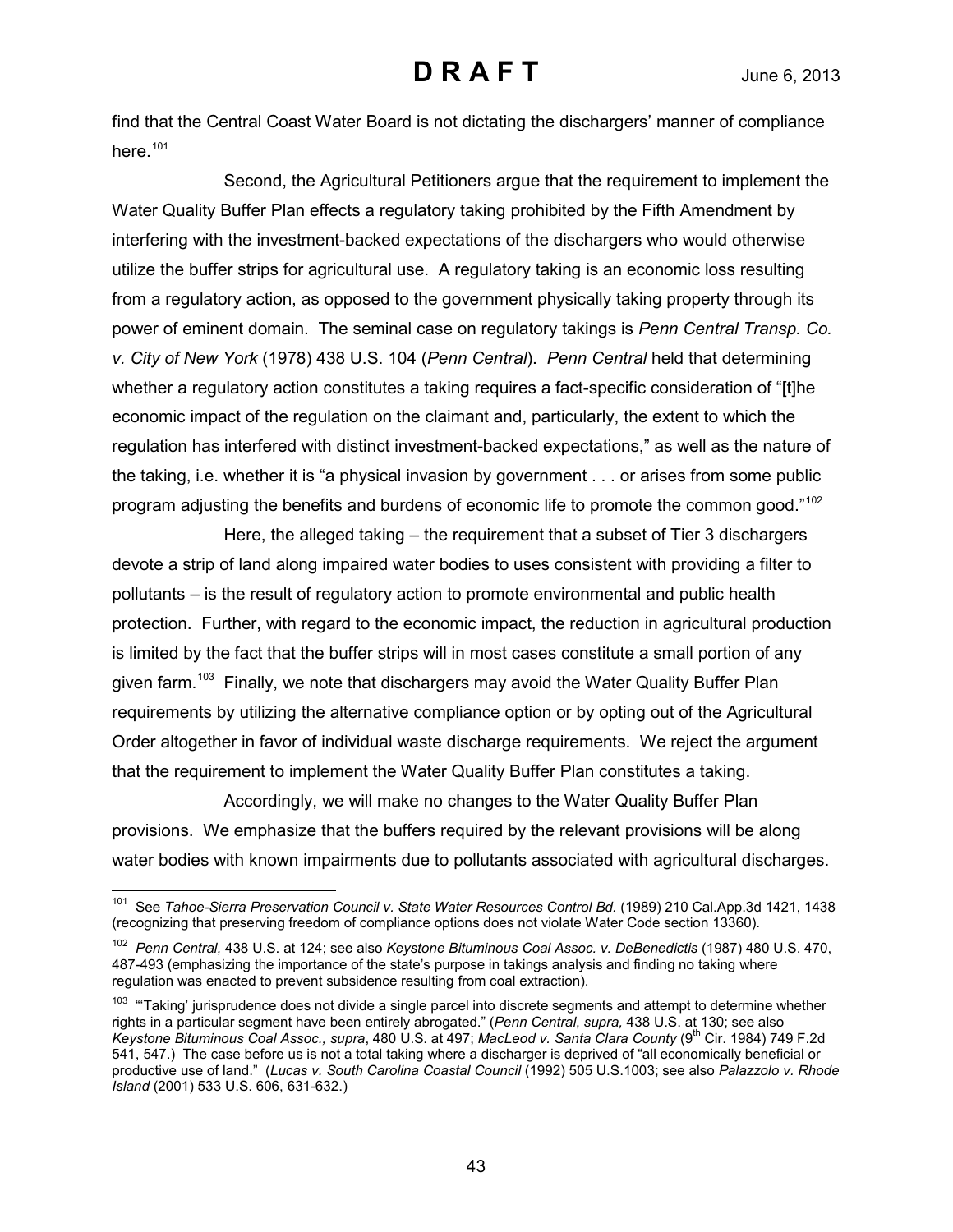find that the Central Coast Water Board is not dictating the dischargers' manner of compliance here.[101]

Second, the Agricultural Petitioners argue that the requirement to implement the Water Quality Buffer Plan effects a regulatory taking prohibited by the Fifth Amendment by interfering with the investment-backed expectations of the dischargers who would otherwise utilize the buffer strips for agricultural use. A regulatory taking is an economic loss resulting from a regulatory action, as opposed to the government physically taking property through its power of eminent domain. The seminal case on regulatory takings is *Penn Central Transp. Co. v. City of New York* (1978) 438 U.S. 104 (*Penn Central*). *Penn Central* held that determining whether a regulatory action constitutes a taking requires a fact-specific consideration of "[t]he economic impact of the regulation on the claimant and, particularly, the extent to which the regulation has interfered with distinct investment-backed expectations," as well as the nature of the taking, i.e. whether it is "a physical invasion by government . . . or arises from some public program adjusting the benefits and burdens of economic life to promote the common good."[102]

Here, the alleged taking – the requirement that a subset of Tier 3 dischargers devote a strip of land along impaired water bodies to uses consistent with providing a filter to pollutants – is the result of regulatory action to promote environmental and public health protection. Further, with regard to the economic impact, the reduction in agricultural production is limited by the fact that the buffer strips will in most cases constitute a small portion of any given farm.[103] Finally, we note that dischargers may avoid the Water Quality Buffer Plan requirements by utilizing the alternative compliance option or by opting out of the Agricultural Order altogether in favor of individual waste discharge requirements. We reject the argument that the requirement to implement the Water Quality Buffer Plan constitutes a taking.

Accordingly, we will make no changes to the Water Quality Buffer Plan provisions. We emphasize that the buffers required by the relevant provisions will be along water bodies with known impairments due to pollutants associated with agricultural discharges.

---

[101] See *Tahoe-Sierra Preservation Council v. State Water Resources Control Bd.* (1989) 210 Cal.App.3d 1421, 1438 (recognizing that preserving freedom of compliance options does not violate Water Code section 13360).

[102] *Penn Central,* 438 U.S. at 124; see also *Keystone Bituminous Coal Assoc. v. DeBenedictis* (1987) 480 U.S. 470, 487-493 (emphasizing the importance of the state's purpose in takings analysis and finding no taking where regulation was enacted to prevent subsidence resulting from coal extraction).

[103] "'Taking' jurisprudence does not divide a single parcel into discrete segments and attempt to determine whether rights in a particular segment have been entirely abrogated." (*Penn Central*, *supra,* 438 U.S. at 130; see also *Keystone Bituminous Coal Assoc., supra*, 480 U.S. at 497; *MacLeod v. Santa Clara County* (9th Cir. 1984) 749 F.2d 541, 547.) The case before us is not a total taking where a discharger is deprived of "all economically beneficial or productive use of land." (*Lucas v. South Carolina Coastal Council* (1992) 505 U.S.1003; see also *Palazzolo v. Rhode Island* (2001) 533 U.S. 606, 631-632.)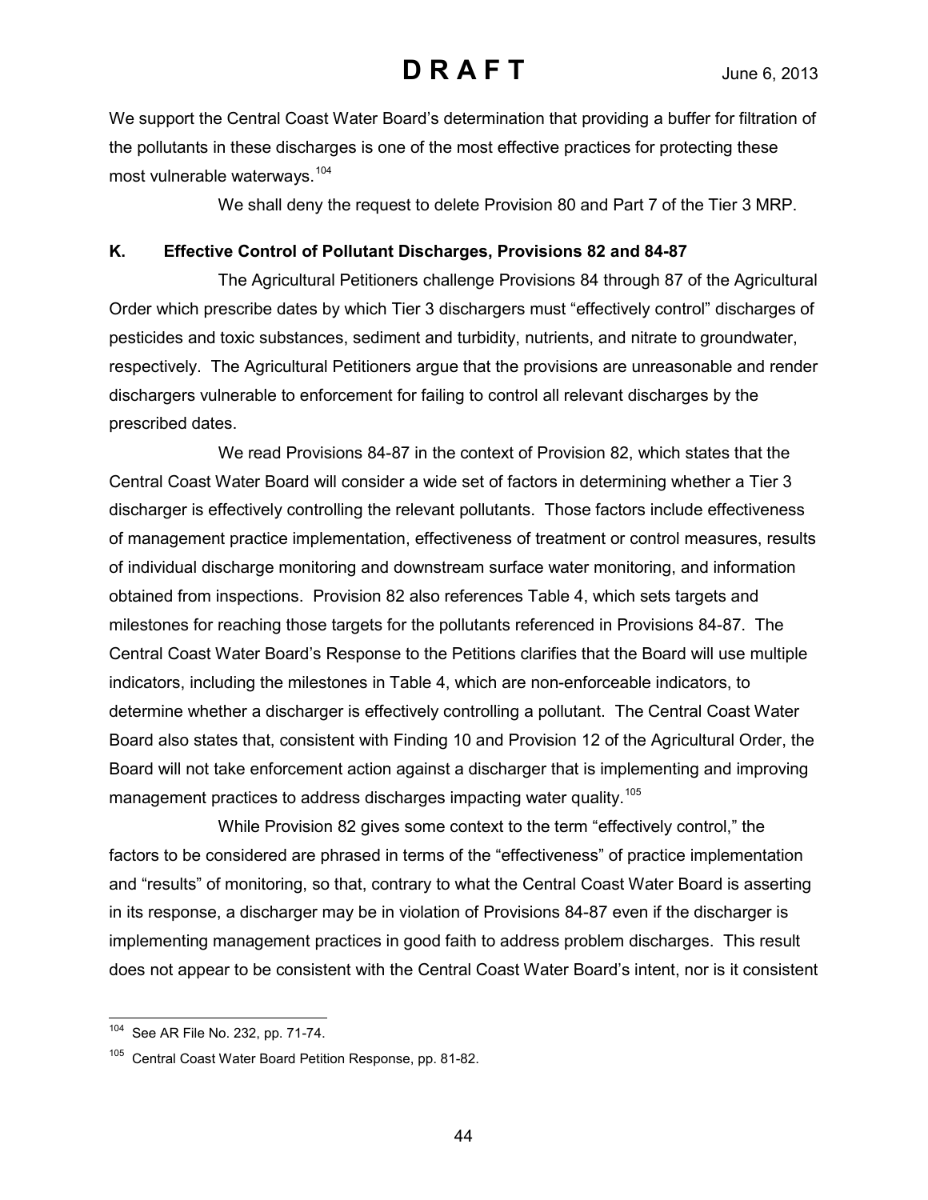We support the Central Coast Water Board's determination that providing a buffer for filtration of the pollutants in these discharges is one of the most effective practices for protecting these most vulnerable waterways.[104]

We shall deny the request to delete Provision 80 and Part 7 of the Tier 3 MRP.

**K. Effective Control of Pollutant Discharges, Provisions 82 and 84-87**

The Agricultural Petitioners challenge Provisions 84 through 87 of the Agricultural Order which prescribe dates by which Tier 3 dischargers must "effectively control" discharges of pesticides and toxic substances, sediment and turbidity, nutrients, and nitrate to groundwater, respectively. The Agricultural Petitioners argue that the provisions are unreasonable and render dischargers vulnerable to enforcement for failing to control all relevant discharges by the prescribed dates.

We read Provisions 84-87 in the context of Provision 82, which states that the Central Coast Water Board will consider a wide set of factors in determining whether a Tier 3 discharger is effectively controlling the relevant pollutants. Those factors include effectiveness of management practice implementation, effectiveness of treatment or control measures, results of individual discharge monitoring and downstream surface water monitoring, and information obtained from inspections. Provision 82 also references Table 4, which sets targets and milestones for reaching those targets for the pollutants referenced in Provisions 84-87. The Central Coast Water Board's Response to the Petitions clarifies that the Board will use multiple indicators, including the milestones in Table 4, which are non-enforceable indicators, to determine whether a discharger is effectively controlling a pollutant. The Central Coast Water Board also states that, consistent with Finding 10 and Provision 12 of the Agricultural Order, the Board will not take enforcement action against a discharger that is implementing and improving management practices to address discharges impacting water quality.[105]

While Provision 82 gives some context to the term "effectively control," the factors to be considered are phrased in terms of the "effectiveness" of practice implementation and "results" of monitoring, so that, contrary to what the Central Coast Water Board is asserting in its response, a discharger may be in violation of Provisions 84-87 even if the discharger is implementing management practices in good faith to address problem discharges. This result does not appear to be consistent with the Central Coast Water Board's intent, nor is it consistent

---

[104] See AR File No. 232, pp. 71-74.

[105] Central Coast Water Board Petition Response, pp. 81-82.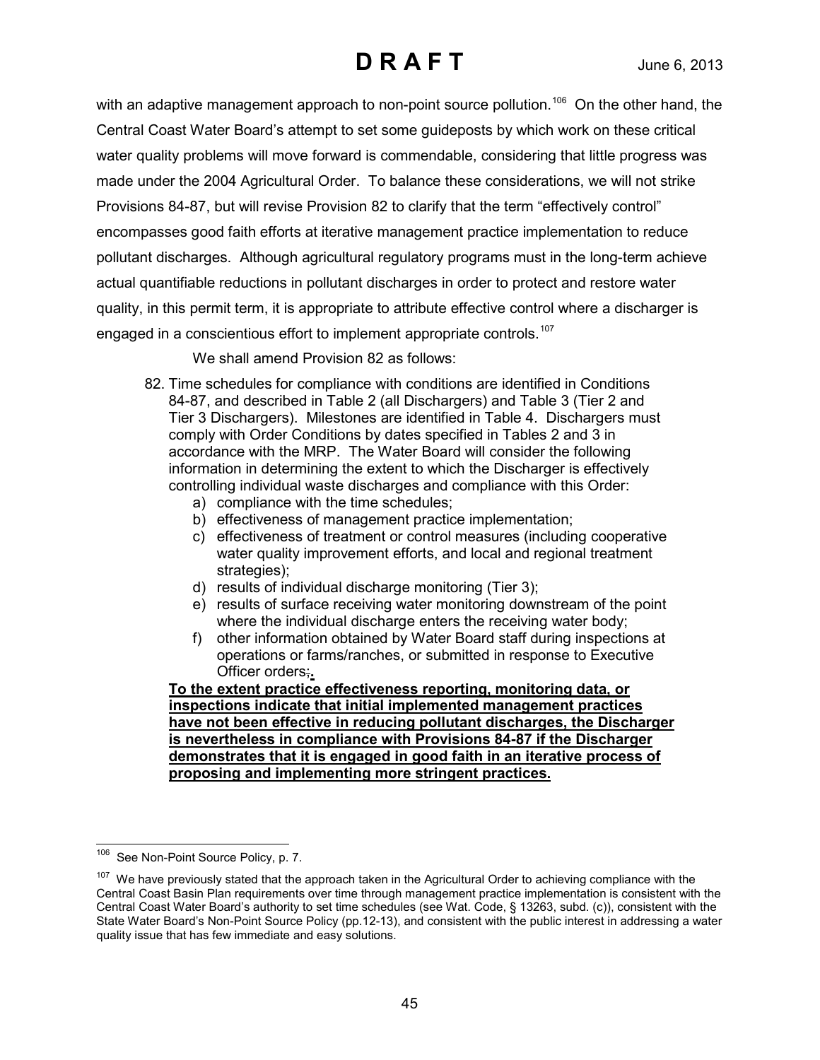with an adaptive management approach to non-point source pollution.[106] On the other hand, the Central Coast Water Board's attempt to set some guideposts by which work on these critical water quality problems will move forward is commendable, considering that little progress was made under the 2004 Agricultural Order. To balance these considerations, we will not strike Provisions 84-87, but will revise Provision 82 to clarify that the term "effectively control" encompasses good faith efforts at iterative management practice implementation to reduce pollutant discharges. Although agricultural regulatory programs must in the long-term achieve actual quantifiable reductions in pollutant discharges in order to protect and restore water quality, in this permit term, it is appropriate to attribute effective control where a discharger is engaged in a conscientious effort to implement appropriate controls.[107]

We shall amend Provision 82 as follows:

82. Time schedules for compliance with conditions are identified in Conditions 84-87, and described in Table 2 (all Dischargers) and Table 3 (Tier 2 and Tier 3 Dischargers). Milestones are identified in Table 4. Dischargers must comply with Order Conditions by dates specified in Tables 2 and 3 in accordance with the MRP. The Water Board will consider the following information in determining the extent to which the Discharger is effectively controlling individual waste discharges and compliance with this Order:
    a) compliance with the time schedules;
    b) effectiveness of management practice implementation;
    c) effectiveness of treatment or control measures (including cooperative water quality improvement efforts, and local and regional treatment strategies);
    d) results of individual discharge monitoring (Tier 3);
    e) results of surface receiving water monitoring downstream of the point where the individual discharge enters the receiving water body;
    f) other information obtained by Water Board staff during inspections at operations or farms/ranches, or submitted in response to Executive Officer orders~~;~~**.**

    **To the extent practice effectiveness reporting, monitoring data, or inspections indicate that initial implemented management practices have not been effective in reducing pollutant discharges, the Discharger is nevertheless in compliance with Provisions 84-87 if the Discharger demonstrates that it is engaged in good faith in an iterative process of proposing and implementing more stringent practices.**

---

[106] See Non-Point Source Policy, p. 7.

[107] We have previously stated that the approach taken in the Agricultural Order to achieving compliance with the Central Coast Basin Plan requirements over time through management practice implementation is consistent with the Central Coast Water Board's authority to set time schedules (see Wat. Code, § 13263, subd. (c)), consistent with the State Water Board's Non-Point Source Policy (pp.12-13), and consistent with the public interest in addressing a water quality issue that has few immediate and easy solutions.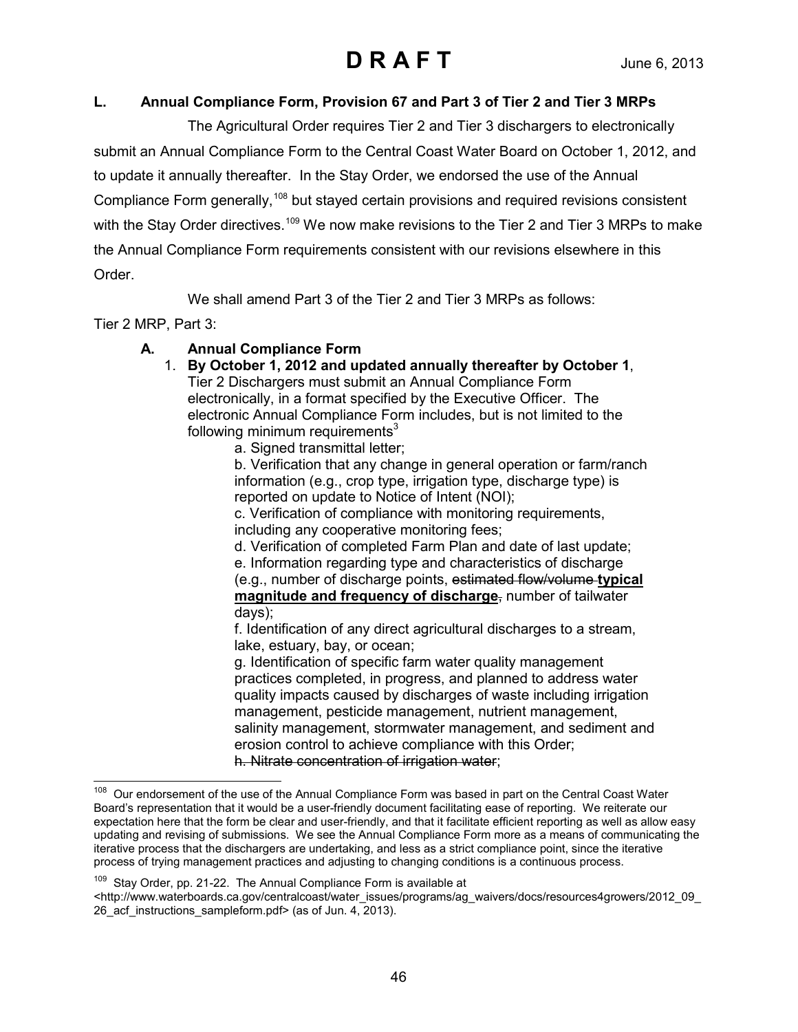### L. Annual Compliance Form, Provision 67 and Part 3 of Tier 2 and Tier 3 MRPs

The Agricultural Order requires Tier 2 and Tier 3 dischargers to electronically submit an Annual Compliance Form to the Central Coast Water Board on October 1, 2012, and to update it annually thereafter. In the Stay Order, we endorsed the use of the Annual Compliance Form generally,[108] but stayed certain provisions and required revisions consistent with the Stay Order directives.[109] We now make revisions to the Tier 2 and Tier 3 MRPs to make the Annual Compliance Form requirements consistent with our revisions elsewhere in this Order.

We shall amend Part 3 of the Tier 2 and Tier 3 MRPs as follows:

Tier 2 MRP, Part 3:

**A. Annual Compliance Form**

1. **By October 1, 2012 and updated annually thereafter by October 1**, Tier 2 Dischargers must submit an Annual Compliance Form electronically, in a format specified by the Executive Officer. The electronic Annual Compliance Form includes, but is not limited to the following minimum requirements[3]

   a. Signed transmittal letter;

   b. Verification that any change in general operation or farm/ranch information (e.g., crop type, irrigation type, discharge type) is reported on update to Notice of Intent (NOI);

   c. Verification of compliance with monitoring requirements, including any cooperative monitoring fees;

   d. Verification of completed Farm Plan and date of last update;

   e. Information regarding type and characteristics of discharge (e.g., number of discharge points, ~~estimated flow/volume~~ **<u>typical magnitude and frequency of discharge</u>**~~,~~ number of tailwater days);

   f. Identification of any direct agricultural discharges to a stream, lake, estuary, bay, or ocean;

   g. Identification of specific farm water quality management practices completed, in progress, and planned to address water quality impacts caused by discharges of waste including irrigation management, pesticide management, nutrient management, salinity management, stormwater management, and sediment and erosion control to achieve compliance with this Order;

   ~~h. Nitrate concentration of irrigation water~~;

---

[108] Our endorsement of the use of the Annual Compliance Form was based in part on the Central Coast Water Board's representation that it would be a user-friendly document facilitating ease of reporting. We reiterate our expectation here that the form be clear and user-friendly, and that it facilitate efficient reporting as well as allow easy updating and revising of submissions. We see the Annual Compliance Form more as a means of communicating the iterative process that the dischargers are undertaking, and less as a strict compliance point, since the iterative process of trying management practices and adjusting to changing conditions is a continuous process.

[109] Stay Order, pp. 21-22. The Annual Compliance Form is available at <http://www.waterboards.ca.gov/centralcoast/water_issues/programs/ag_waivers/docs/resources4growers/2012_09_26_acf_instructions_sampleform.pdf> (as of Jun. 4, 2013).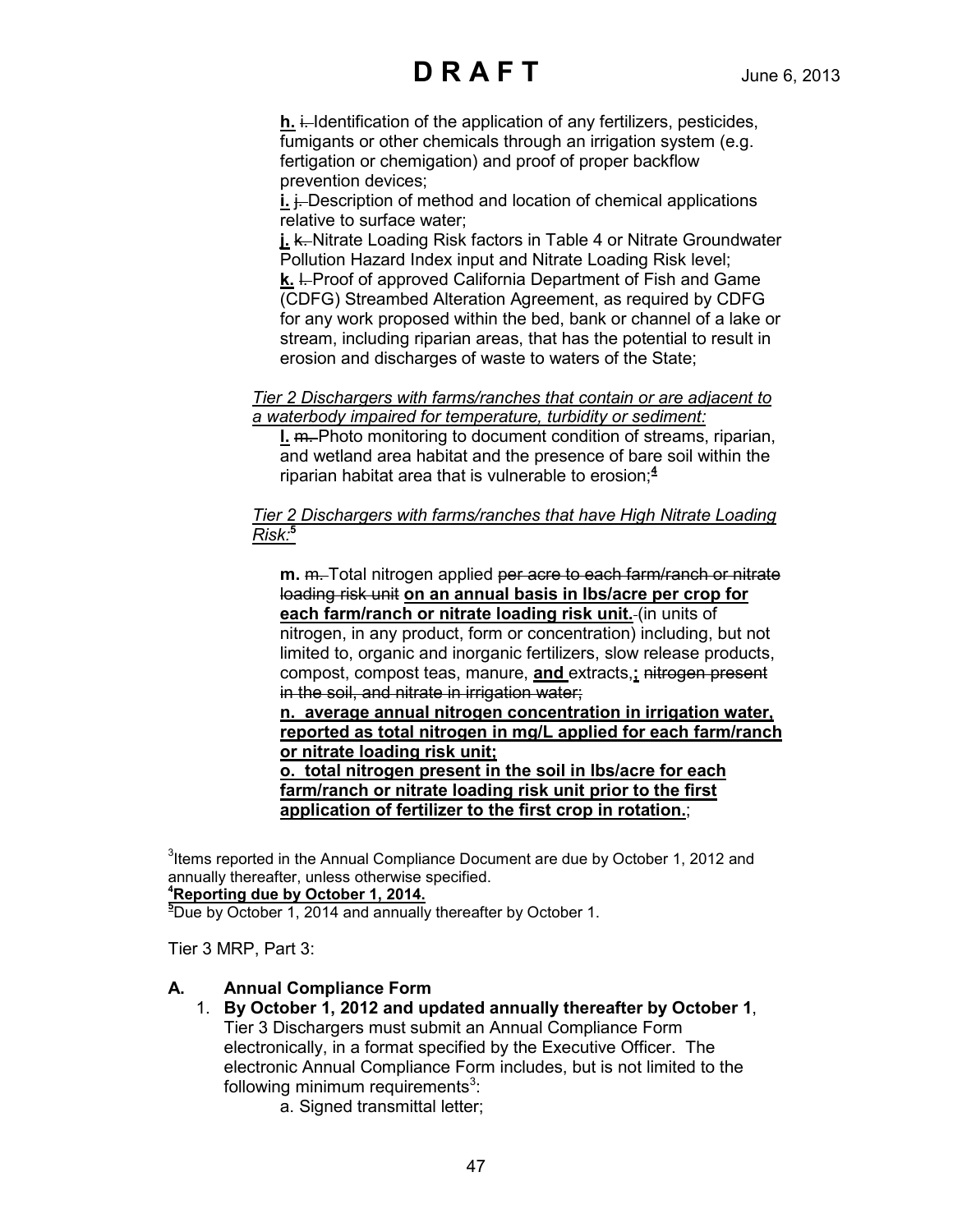**h.** ~~i.~~ Identification of the application of any fertilizers, pesticides, fumigants or other chemicals through an irrigation system (e.g. fertigation or chemigation) and proof of proper backflow prevention devices;

**i.** ~~j.~~ Description of method and location of chemical applications relative to surface water;

**j.** ~~k.~~ Nitrate Loading Risk factors in Table 4 or Nitrate Groundwater Pollution Hazard Index input and Nitrate Loading Risk level;

**k.** ~~l.~~ Proof of approved California Department of Fish and Game (CDFG) Streambed Alteration Agreement, as required by CDFG for any work proposed within the bed, bank or channel of a lake or stream, including riparian areas, that has the potential to result in erosion and discharges of waste to waters of the State;

*Tier 2 Dischargers with farms/ranches that contain or are adjacent to a waterbody impaired for temperature, turbidity or sediment:*

**l.** ~~m.~~ Photo monitoring to document condition of streams, riparian, and wetland area habitat and the presence of bare soil within the riparian habitat area that is vulnerable to erosion;[4]

*Tier 2 Dischargers with farms/ranches that have High Nitrate Loading Risk:*[5]

**m.** ~~m.~~ Total nitrogen applied ~~per acre to each farm/ranch or nitrate loading risk unit~~ **on an annual basis in lbs/acre per crop for each farm/ranch or nitrate loading risk unit.** ~~(~~(in units of nitrogen, in any product, form or concentration) including, but not limited to, organic and inorganic fertilizers, slow release products, compost, compost teas, manure, **and** extracts, **;** ~~nitrogen present in the soil, and nitrate in irrigation water;~~

**n. average annual nitrogen concentration in irrigation water, reported as total nitrogen in mg/L applied for each farm/ranch or nitrate loading risk unit;**

**o. total nitrogen present in the soil in lbs/acre for each farm/ranch or nitrate loading risk unit prior to the first application of fertilizer to the first crop in rotation.**;

[3]Items reported in the Annual Compliance Document are due by October 1, 2012 and annually thereafter, unless otherwise specified.

**[4]Reporting due by October 1, 2014.**

[5]Due by October 1, 2014 and annually thereafter by October 1.

Tier 3 MRP, Part 3:

**A. Annual Compliance Form**

1. **By October 1, 2012 and updated annually thereafter by October 1**, Tier 3 Dischargers must submit an Annual Compliance Form electronically, in a format specified by the Executive Officer. The electronic Annual Compliance Form includes, but is not limited to the following minimum requirements[3]:

   a. Signed transmittal letter;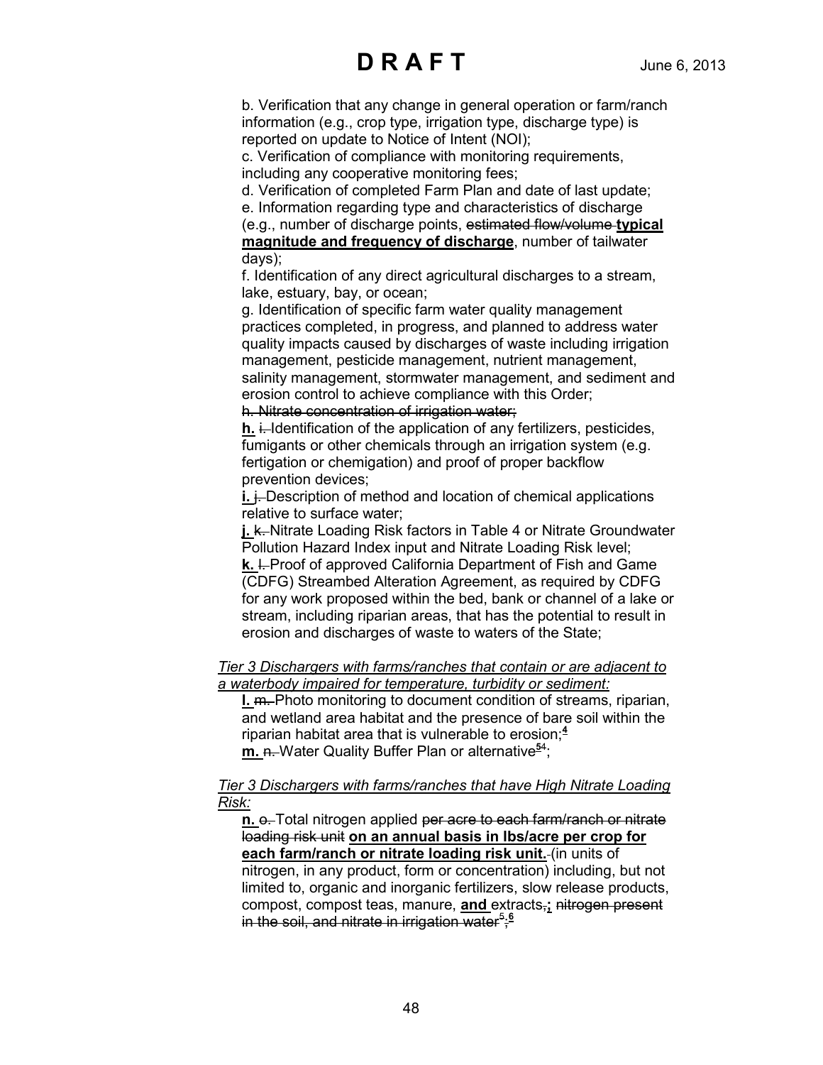b. Verification that any change in general operation or farm/ranch information (e.g., crop type, irrigation type, discharge type) is reported on update to Notice of Intent (NOI);

c. Verification of compliance with monitoring requirements, including any cooperative monitoring fees;

d. Verification of completed Farm Plan and date of last update;

e. Information regarding type and characteristics of discharge (e.g., number of discharge points, ~~estimated flow/volume~~ **typical magnitude and frequency of discharge**, number of tailwater days);

f. Identification of any direct agricultural discharges to a stream, lake, estuary, bay, or ocean;

g. Identification of specific farm water quality management practices completed, in progress, and planned to address water quality impacts caused by discharges of waste including irrigation management, pesticide management, nutrient management, salinity management, stormwater management, and sediment and erosion control to achieve compliance with this Order;

~~h. Nitrate concentration of irrigation water;~~

**h.** ~~i.~~ Identification of the application of any fertilizers, pesticides, fumigants or other chemicals through an irrigation system (e.g. fertigation or chemigation) and proof of proper backflow prevention devices;

**i.** ~~j.~~ Description of method and location of chemical applications relative to surface water;

**j.** ~~k.~~ Nitrate Loading Risk factors in Table 4 or Nitrate Groundwater Pollution Hazard Index input and Nitrate Loading Risk level;

**k.** ~~l.~~ Proof of approved California Department of Fish and Game (CDFG) Streambed Alteration Agreement, as required by CDFG for any work proposed within the bed, bank or channel of a lake or stream, including riparian areas, that has the potential to result in erosion and discharges of waste to waters of the State;

*Tier 3 Dischargers with farms/ranches that contain or are adjacent to a waterbody impaired for temperature, turbidity or sediment:*

**l.** ~~m.~~ Photo monitoring to document condition of streams, riparian, and wetland area habitat and the presence of bare soil within the riparian habitat area that is vulnerable to erosion;[4]

**m.** ~~n.~~ Water Quality Buffer Plan or alternative[54];

*Tier 3 Dischargers with farms/ranches that have High Nitrate Loading Risk:*

**n.** ~~o.~~ Total nitrogen applied ~~per acre to each farm/ranch or nitrate loading risk unit~~ **on an annual basis in lbs/acre per crop for each farm/ranch or nitrate loading risk unit.** (in units of nitrogen, in any product, form or concentration) including, but not limited to, organic and inorganic fertilizers, slow release products, compost, compost teas, manure, **and** extracts~~,~~**;** ~~nitrogen present in the soil, and nitrate in irrigation water[5];~~[6]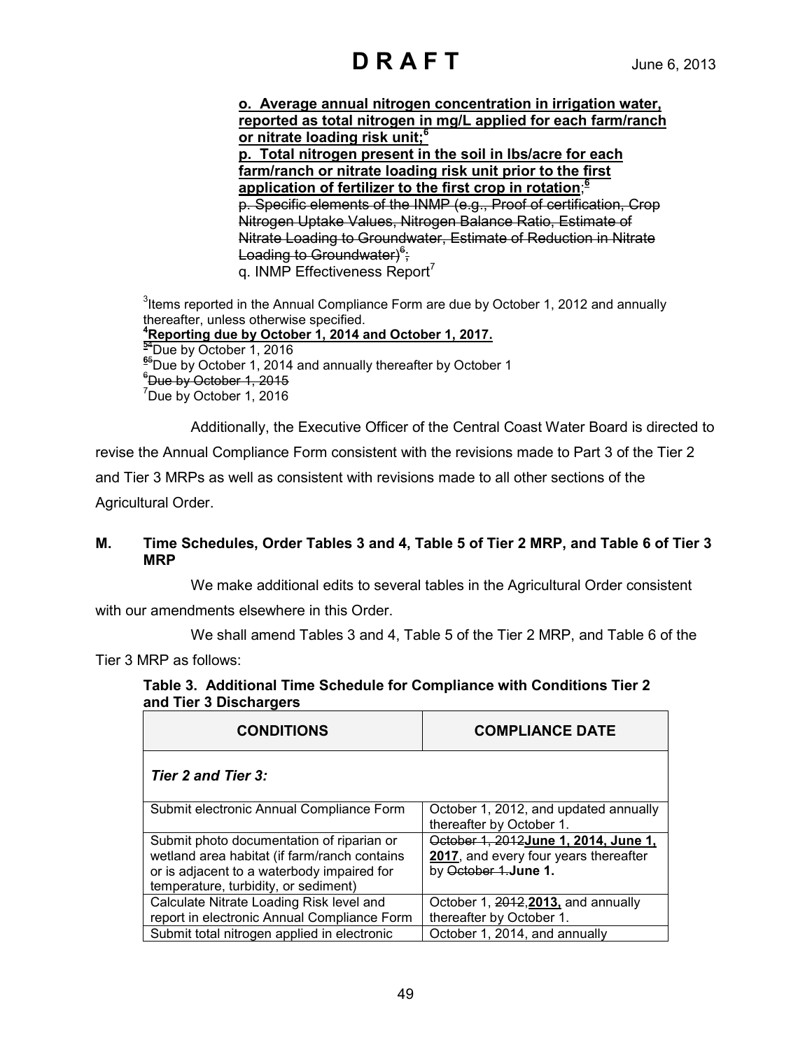**o. Average annual nitrogen concentration in irrigation water, reported as total nitrogen in mg/L applied for each farm/ranch or nitrate loading risk unit;**[6]

**p. Total nitrogen present in the soil in lbs/acre for each farm/ranch or nitrate loading risk unit prior to the first application of fertilizer to the first crop in rotation**;[6]

~~p. Specific elements of the INMP (e.g., Proof of certification, Crop Nitrogen Uptake Values, Nitrogen Balance Ratio, Estimate of Nitrate Loading to Groundwater, Estimate of Reduction in Nitrate Loading to Groundwater)~~[6]~~;~~

q. INMP Effectiveness Report[7]

[3]Items reported in the Annual Compliance Form are due by October 1, 2012 and annually thereafter, unless otherwise specified.

**[4]Reporting due by October 1, 2014 and October 1, 2017.**

[~~5~~4]Due by October 1, 2016

[~~6~~5]Due by October 1, 2014 and annually thereafter by October 1

[6]~~Due by October 1, 2015~~

[7]Due by October 1, 2016

Additionally, the Executive Officer of the Central Coast Water Board is directed to revise the Annual Compliance Form consistent with the revisions made to Part 3 of the Tier 2 and Tier 3 MRPs as well as consistent with revisions made to all other sections of the Agricultural Order.

### M. Time Schedules, Order Tables 3 and 4, Table 5 of Tier 2 MRP, and Table 6 of Tier 3 MRP

We make additional edits to several tables in the Agricultural Order consistent with our amendments elsewhere in this Order.

We shall amend Tables 3 and 4, Table 5 of the Tier 2 MRP, and Table 6 of the Tier 3 MRP as follows:

**Table 3. Additional Time Schedule for Compliance with Conditions Tier 2 and Tier 3 Dischargers**

| CONDITIONS | COMPLIANCE DATE |
|---|---|
| ***Tier 2 and Tier 3:*** | |
| Submit electronic Annual Compliance Form | October 1, 2012, and updated annually thereafter by October 1. |
| Submit photo documentation of riparian or wetland area habitat (if farm/ranch contains or is adjacent to a waterbody impaired for temperature, turbidity, or sediment) | ~~October 1, 2012~~**June 1, 2014, June 1, 2017**, and every four years thereafter by ~~October 1.~~**June 1.** |
| Calculate Nitrate Loading Risk level and report in electronic Annual Compliance Form | October 1, ~~2012~~,**2013,** and annually thereafter by October 1. |
| Submit total nitrogen applied in electronic | October 1, 2014, and annually |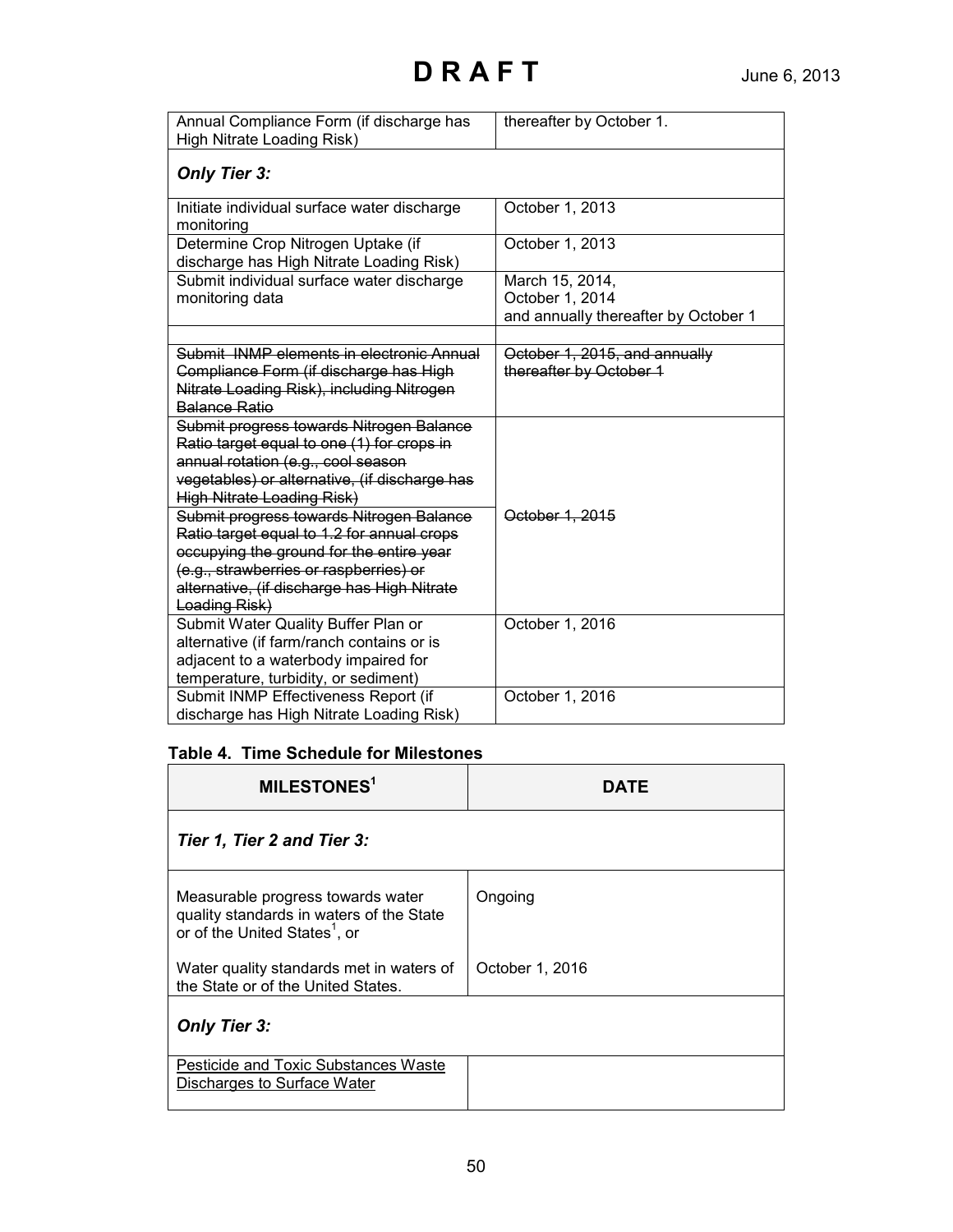| | |
|---|---|
| Annual Compliance Form (if discharge has High Nitrate Loading Risk) | thereafter by October 1. |
| ***Only Tier 3:*** | |
| Initiate individual surface water discharge monitoring | October 1, 2013 |
| Determine Crop Nitrogen Uptake (if discharge has High Nitrate Loading Risk) | October 1, 2013 |
| Submit individual surface water discharge monitoring data | March 15, 2014, October 1, 2014 and annually thereafter by October 1 |
| | |
| ~~Submit INMP elements in electronic Annual Compliance Form (if discharge has High Nitrate Loading Risk), including Nitrogen Balance Ratio~~ | ~~October 1, 2015, and annually thereafter by October 1~~ |
| ~~Submit progress towards Nitrogen Balance Ratio target equal to one (1) for crops in annual rotation (e.g., cool season vegetables) or alternative, (if discharge has High Nitrate Loading Risk)~~ | ~~October 1, 2015~~ |
| ~~Submit progress towards Nitrogen Balance Ratio target equal to 1.2 for annual crops occupying the ground for the entire year (e.g., strawberries or raspberries) or alternative, (if discharge has High Nitrate Loading Risk)~~ | |
| Submit Water Quality Buffer Plan or alternative (if farm/ranch contains or is adjacent to a waterbody impaired for temperature, turbidity, or sediment) | October 1, 2016 |
| Submit INMP Effectiveness Report (if discharge has High Nitrate Loading Risk) | October 1, 2016 |

**Table 4. Time Schedule for Milestones**

| MILESTONES[1] | DATE |
|---|---|
| ***Tier 1, Tier 2 and Tier 3:*** | |
| Measurable progress towards water quality standards in waters of the State or of the United States[1], or | Ongoing |
| Water quality standards met in waters of the State or of the United States. | October 1, 2016 |
| ***Only Tier 3:*** | |
| <u>Pesticide and Toxic Substances Waste Discharges to Surface Water</u> | |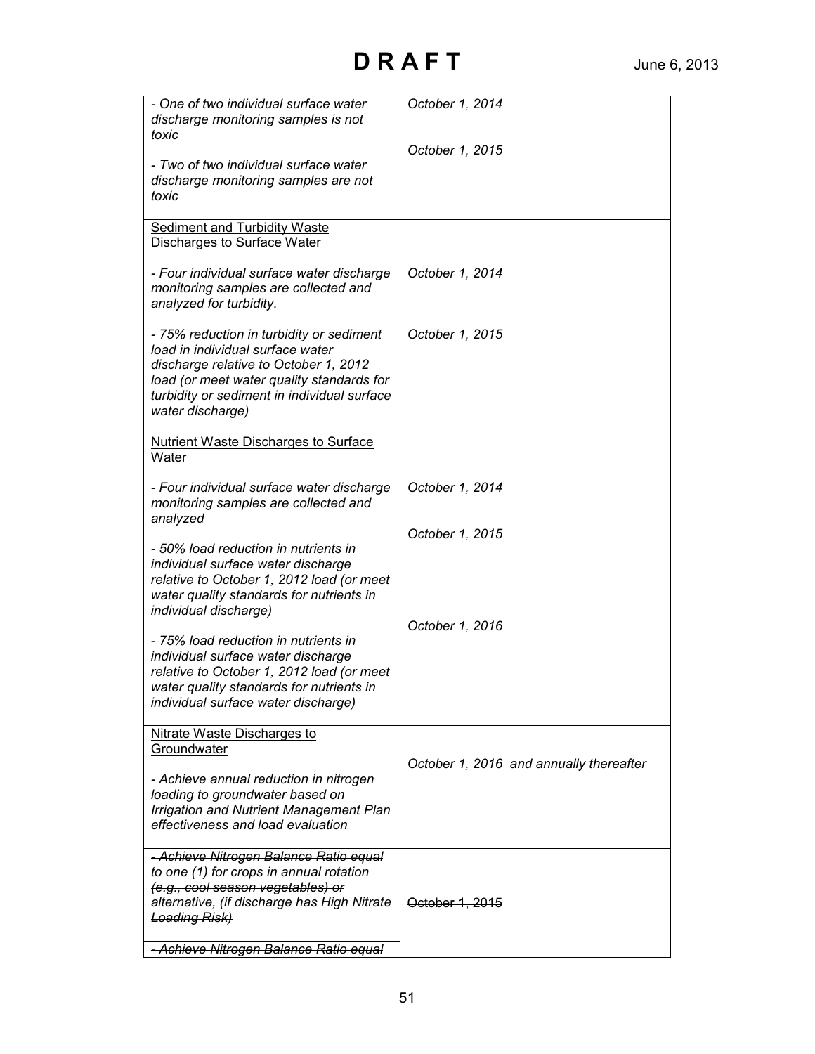| | |
|---|---|
| *- One of two individual surface water discharge monitoring samples is not toxic*<br><br>*- Two of two individual surface water discharge monitoring samples are not toxic* | *October 1, 2014*<br><br>*October 1, 2015* |
| <u>Sediment and Turbidity Waste Discharges to Surface Water</u><br><br>*- Four individual surface water discharge monitoring samples are collected and analyzed for turbidity.*<br><br>*- 75% reduction in turbidity or sediment load in individual surface water discharge relative to October 1, 2012 load (or meet water quality standards for turbidity or sediment in individual surface water discharge)* | <br><br>*October 1, 2014*<br><br>*October 1, 2015* |
| <u>Nutrient Waste Discharges to Surface Water</u><br><br>*- Four individual surface water discharge monitoring samples are collected and analyzed*<br><br>*- 50% load reduction in nutrients in individual surface water discharge relative to October 1, 2012 load (or meet water quality standards for nutrients in individual discharge)*<br><br>*- 75% load reduction in nutrients in individual surface water discharge relative to October 1, 2012 load (or meet water quality standards for nutrients in individual surface water discharge)* | <br><br>*October 1, 2014*<br><br>*October 1, 2015*<br><br>*October 1, 2016* |
| <u>Nitrate Waste Discharges to Groundwater</u><br><br>*- Achieve annual reduction in nitrogen loading to groundwater based on Irrigation and Nutrient Management Plan effectiveness and load evaluation* | *October 1, 2016 and annually thereafter* |
| ~~*- Achieve Nitrogen Balance Ratio equal to one (1) for crops in annual rotation (e.g., cool season vegetables) or alternative, (if discharge has High Nitrate Loading Risk)*~~<br><br>~~*- Achieve Nitrogen Balance Ratio equal*~~ | ~~October 1, 2015~~ |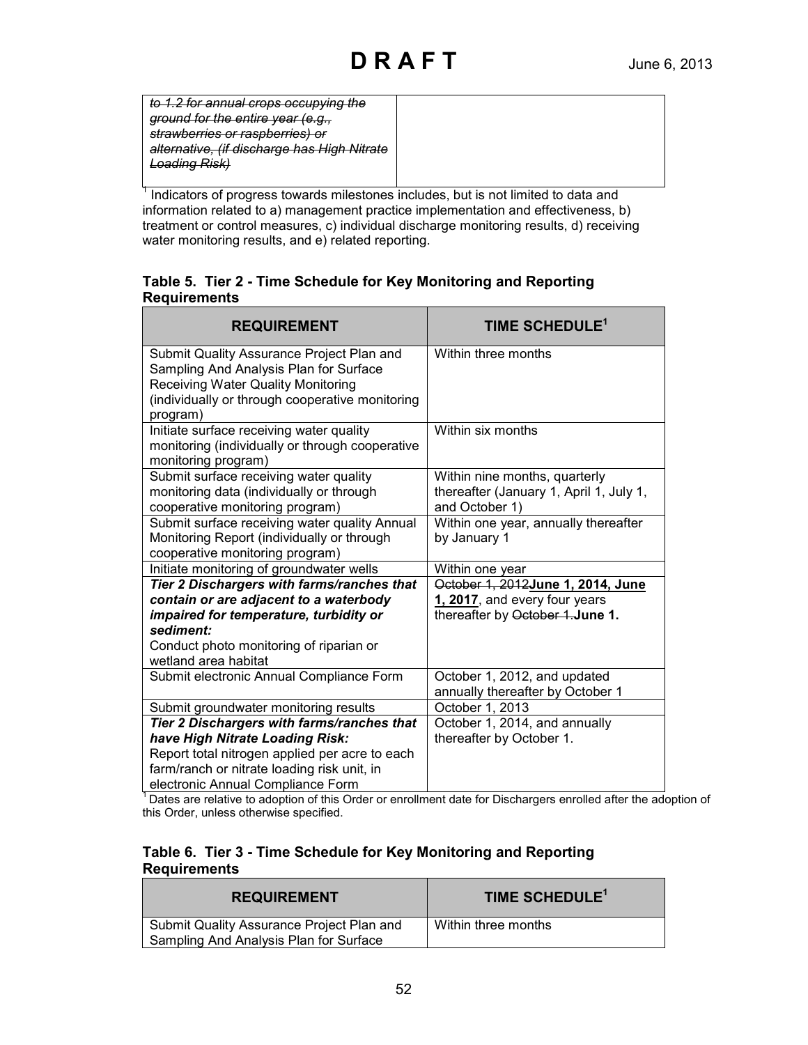| | |
|---|---|
| ~~*to 1.2 for annual crops occupying the ground for the entire year (e.g., strawberries or raspberries) or alternative, (if discharge has High Nitrate Loading Risk)*~~ | |

[1] Indicators of progress towards milestones includes, but is not limited to data and information related to a) management practice implementation and effectiveness, b) treatment or control measures, c) individual discharge monitoring results, d) receiving water monitoring results, and e) related reporting.

**Table 5. Tier 2 - Time Schedule for Key Monitoring and Reporting Requirements**

| REQUIREMENT | TIME SCHEDULE[1] |
|---|---|
| Submit Quality Assurance Project Plan and Sampling And Analysis Plan for Surface Receiving Water Quality Monitoring (individually or through cooperative monitoring program) | Within three months |
| Initiate surface receiving water quality monitoring (individually or through cooperative monitoring program) | Within six months |
| Submit surface receiving water quality monitoring data (individually or through cooperative monitoring program) | Within nine months, quarterly thereafter (January 1, April 1, July 1, and October 1) |
| Submit surface receiving water quality Annual Monitoring Report (individually or through cooperative monitoring program) | Within one year, annually thereafter by January 1 |
| Initiate monitoring of groundwater wells | Within one year |
| ***Tier 2 Dischargers with farms/ranches that contain or are adjacent to a waterbody impaired for temperature, turbidity or sediment:*** Conduct photo monitoring of riparian or wetland area habitat | ~~October 1, 2012~~**June 1, 2014, June 1, 2017**, and every four years thereafter by ~~October 1.~~**June 1.** |
| Submit electronic Annual Compliance Form | October 1, 2012, and updated annually thereafter by October 1 |
| Submit groundwater monitoring results | October 1, 2013 |
| ***Tier 2 Dischargers with farms/ranches that have High Nitrate Loading Risk:*** Report total nitrogen applied per acre to each farm/ranch or nitrate loading risk unit, in electronic Annual Compliance Form | October 1, 2014, and annually thereafter by October 1. |

[1] Dates are relative to adoption of this Order or enrollment date for Dischargers enrolled after the adoption of this Order, unless otherwise specified.

**Table 6. Tier 3 - Time Schedule for Key Monitoring and Reporting Requirements**

| REQUIREMENT | TIME SCHEDULE[1] |
|---|---|
| Submit Quality Assurance Project Plan and Sampling And Analysis Plan for Surface | Within three months |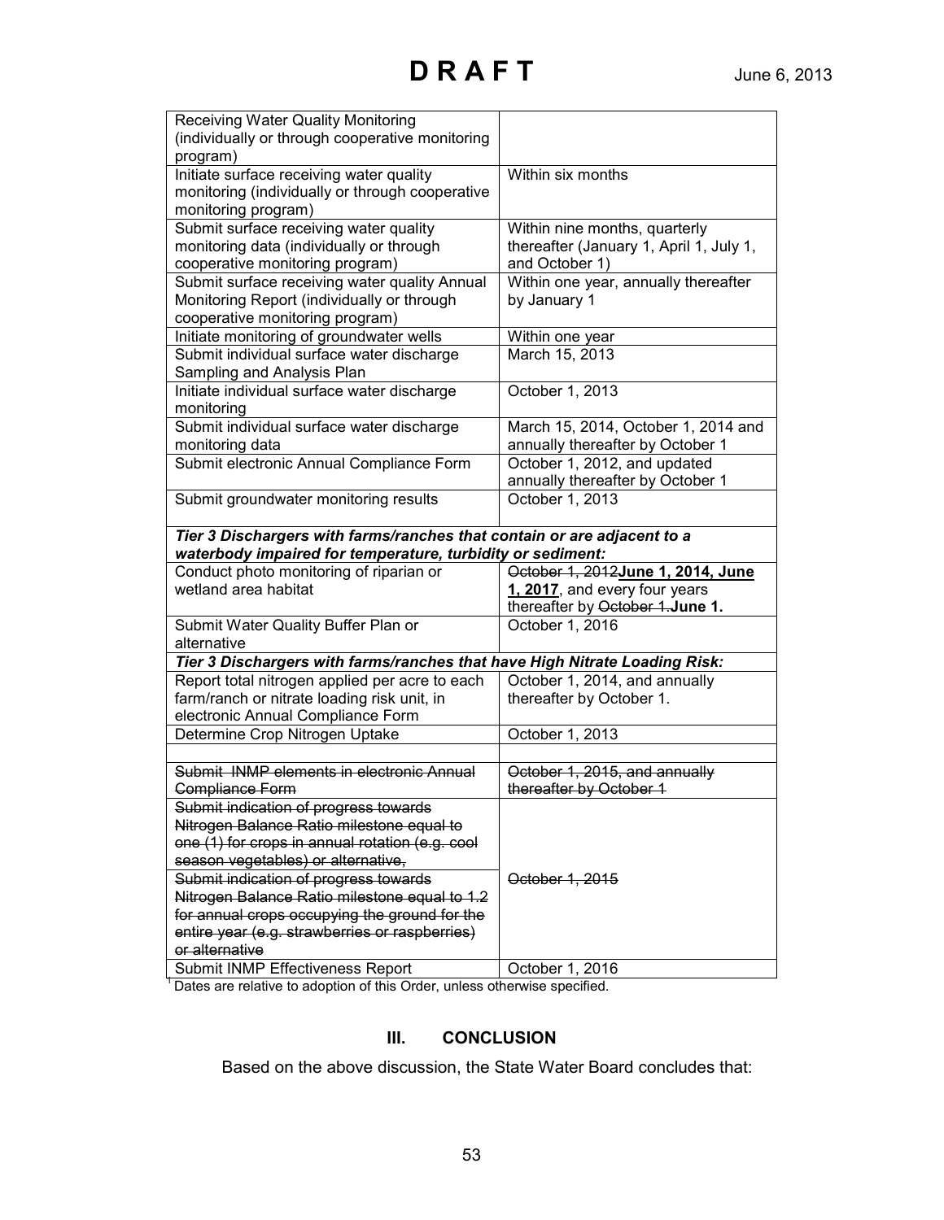# D R A F T

June 6, 2013

| | |
|---|---|
| Receiving Water Quality Monitoring (individually or through cooperative monitoring program) | |
| Initiate surface receiving water quality monitoring (individually or through cooperative monitoring program) | Within six months |
| Submit surface receiving water quality monitoring data (individually or through cooperative monitoring program) | Within nine months, quarterly thereafter (January 1, April 1, July 1, and October 1) |
| Submit surface receiving water quality Annual Monitoring Report (individually or through cooperative monitoring program) | Within one year, annually thereafter by January 1 |
| Initiate monitoring of groundwater wells | Within one year |
| Submit individual surface water discharge Sampling and Analysis Plan | March 15, 2013 |
| Initiate individual surface water discharge monitoring | October 1, 2013 |
| Submit individual surface water discharge monitoring data | March 15, 2014, October 1, 2014 and annually thereafter by October 1 |
| Submit electronic Annual Compliance Form | October 1, 2012, and updated annually thereafter by October 1 |
| Submit groundwater monitoring results | October 1, 2013 |
| ***Tier 3 Dischargers with farms/ranches that contain or are adjacent to a waterbody impaired for temperature, turbidity or sediment:*** | |
| Conduct photo monitoring of riparian or wetland area habitat | ~~October 1, 2012~~**June 1, 2014, June 1, 2017**, and every four years thereafter by ~~October 1.~~**June 1.** |
| Submit Water Quality Buffer Plan or alternative | October 1, 2016 |
| ***Tier 3 Dischargers with farms/ranches that have High Nitrate Loading Risk:*** | |
| Report total nitrogen applied per acre to each farm/ranch or nitrate loading risk unit, in electronic Annual Compliance Form | October 1, 2014, and annually thereafter by October 1. |
| Determine Crop Nitrogen Uptake | October 1, 2013 |
| | |
| ~~Submit INMP elements in electronic Annual Compliance Form~~ | ~~October 1, 2015, and annually thereafter by October 1~~ |
| ~~Submit indication of progress towards Nitrogen Balance Ratio milestone equal to one (1) for crops in annual rotation (e.g. cool season vegetables) or alternative,~~ | ~~October 1, 2015~~ |
| ~~Submit indication of progress towards Nitrogen Balance Ratio milestone equal to 1.2 for annual crops occupying the ground for the entire year (e.g. strawberries or raspberries) or alternative~~ | |
| Submit INMP Effectiveness Report | October 1, 2016 |

[1] Dates are relative to adoption of this Order, unless otherwise specified.

## III. CONCLUSION

Based on the above discussion, the State Water Board concludes that: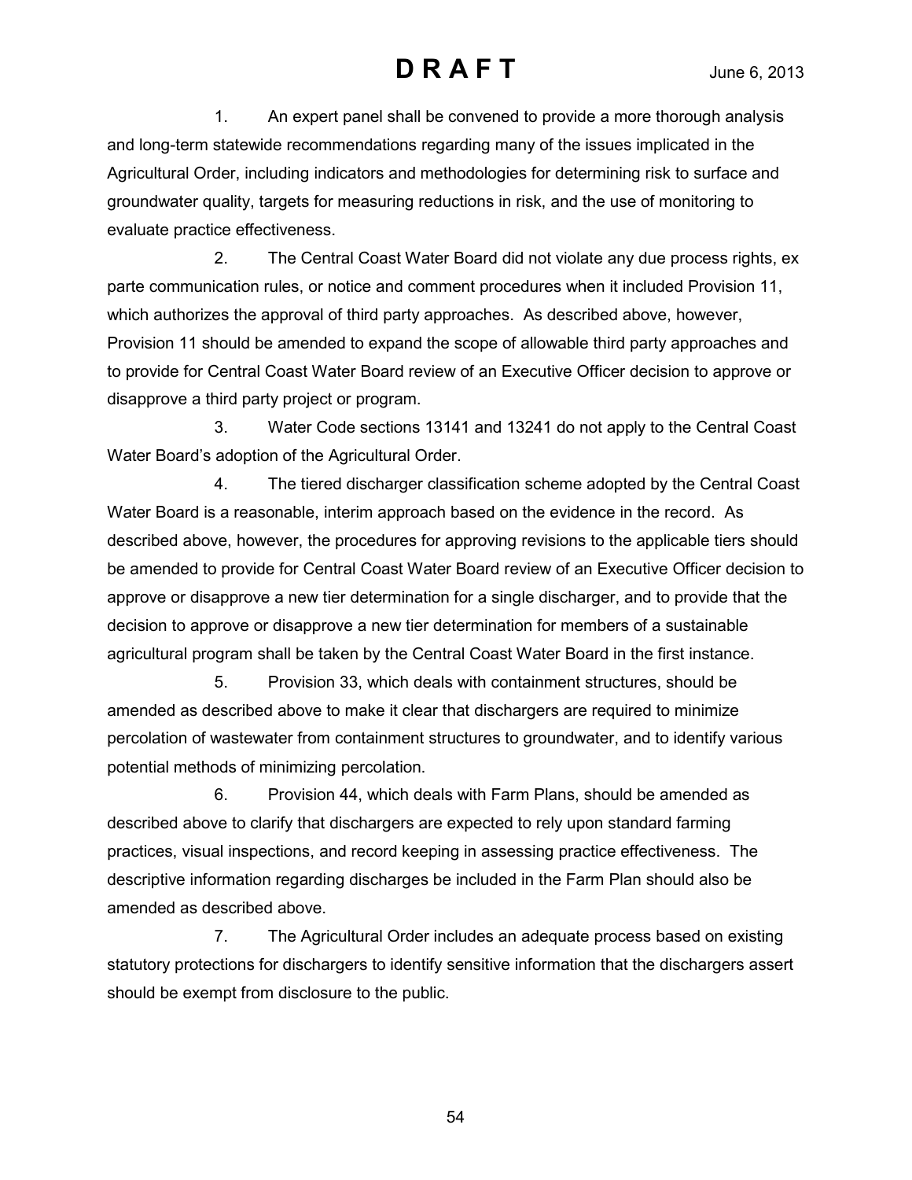1. An expert panel shall be convened to provide a more thorough analysis and long-term statewide recommendations regarding many of the issues implicated in the Agricultural Order, including indicators and methodologies for determining risk to surface and groundwater quality, targets for measuring reductions in risk, and the use of monitoring to evaluate practice effectiveness.

2. The Central Coast Water Board did not violate any due process rights, ex parte communication rules, or notice and comment procedures when it included Provision 11, which authorizes the approval of third party approaches. As described above, however, Provision 11 should be amended to expand the scope of allowable third party approaches and to provide for Central Coast Water Board review of an Executive Officer decision to approve or disapprove a third party project or program.

3. Water Code sections 13141 and 13241 do not apply to the Central Coast Water Board's adoption of the Agricultural Order.

4. The tiered discharger classification scheme adopted by the Central Coast Water Board is a reasonable, interim approach based on the evidence in the record. As described above, however, the procedures for approving revisions to the applicable tiers should be amended to provide for Central Coast Water Board review of an Executive Officer decision to approve or disapprove a new tier determination for a single discharger, and to provide that the decision to approve or disapprove a new tier determination for members of a sustainable agricultural program shall be taken by the Central Coast Water Board in the first instance.

5. Provision 33, which deals with containment structures, should be amended as described above to make it clear that dischargers are required to minimize percolation of wastewater from containment structures to groundwater, and to identify various potential methods of minimizing percolation.

6. Provision 44, which deals with Farm Plans, should be amended as described above to clarify that dischargers are expected to rely upon standard farming practices, visual inspections, and record keeping in assessing practice effectiveness. The descriptive information regarding discharges be included in the Farm Plan should also be amended as described above.

7. The Agricultural Order includes an adequate process based on existing statutory protections for dischargers to identify sensitive information that the dischargers assert should be exempt from disclosure to the public.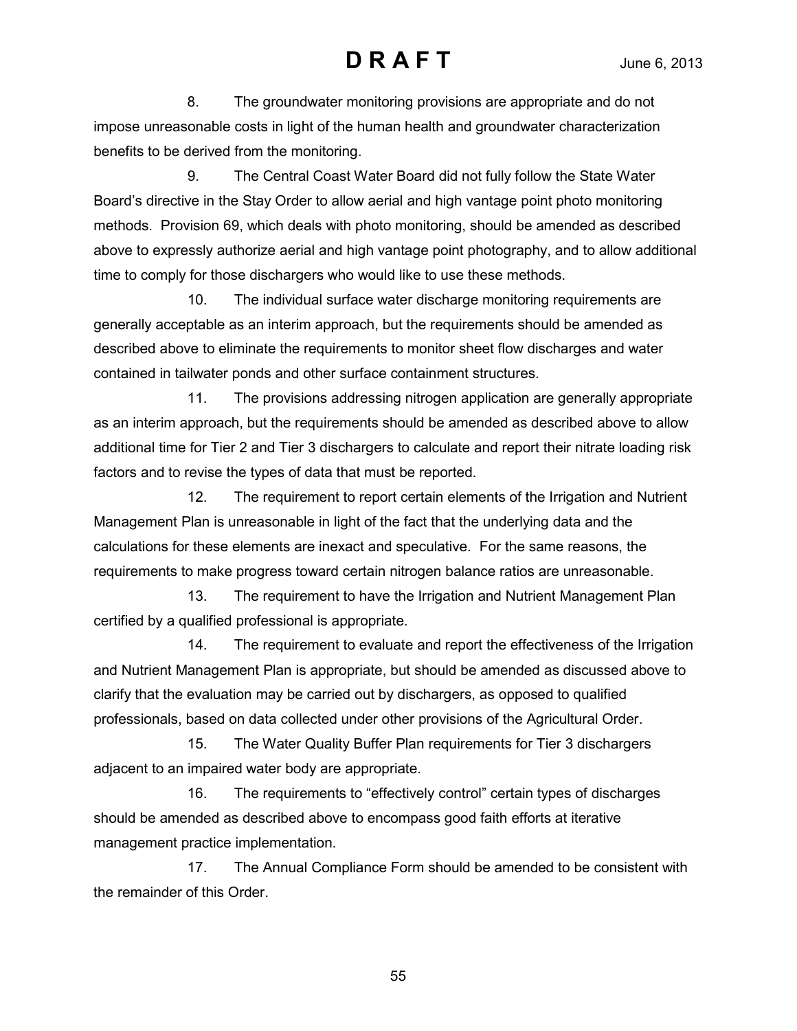8. The groundwater monitoring provisions are appropriate and do not impose unreasonable costs in light of the human health and groundwater characterization benefits to be derived from the monitoring.

9. The Central Coast Water Board did not fully follow the State Water Board's directive in the Stay Order to allow aerial and high vantage point photo monitoring methods. Provision 69, which deals with photo monitoring, should be amended as described above to expressly authorize aerial and high vantage point photography, and to allow additional time to comply for those dischargers who would like to use these methods.

10. The individual surface water discharge monitoring requirements are generally acceptable as an interim approach, but the requirements should be amended as described above to eliminate the requirements to monitor sheet flow discharges and water contained in tailwater ponds and other surface containment structures.

11. The provisions addressing nitrogen application are generally appropriate as an interim approach, but the requirements should be amended as described above to allow additional time for Tier 2 and Tier 3 dischargers to calculate and report their nitrate loading risk factors and to revise the types of data that must be reported.

12. The requirement to report certain elements of the Irrigation and Nutrient Management Plan is unreasonable in light of the fact that the underlying data and the calculations for these elements are inexact and speculative. For the same reasons, the requirements to make progress toward certain nitrogen balance ratios are unreasonable.

13. The requirement to have the Irrigation and Nutrient Management Plan certified by a qualified professional is appropriate.

14. The requirement to evaluate and report the effectiveness of the Irrigation and Nutrient Management Plan is appropriate, but should be amended as discussed above to clarify that the evaluation may be carried out by dischargers, as opposed to qualified professionals, based on data collected under other provisions of the Agricultural Order.

15. The Water Quality Buffer Plan requirements for Tier 3 dischargers adjacent to an impaired water body are appropriate.

16. The requirements to "effectively control" certain types of discharges should be amended as described above to encompass good faith efforts at iterative management practice implementation.

17. The Annual Compliance Form should be amended to be consistent with the remainder of this Order.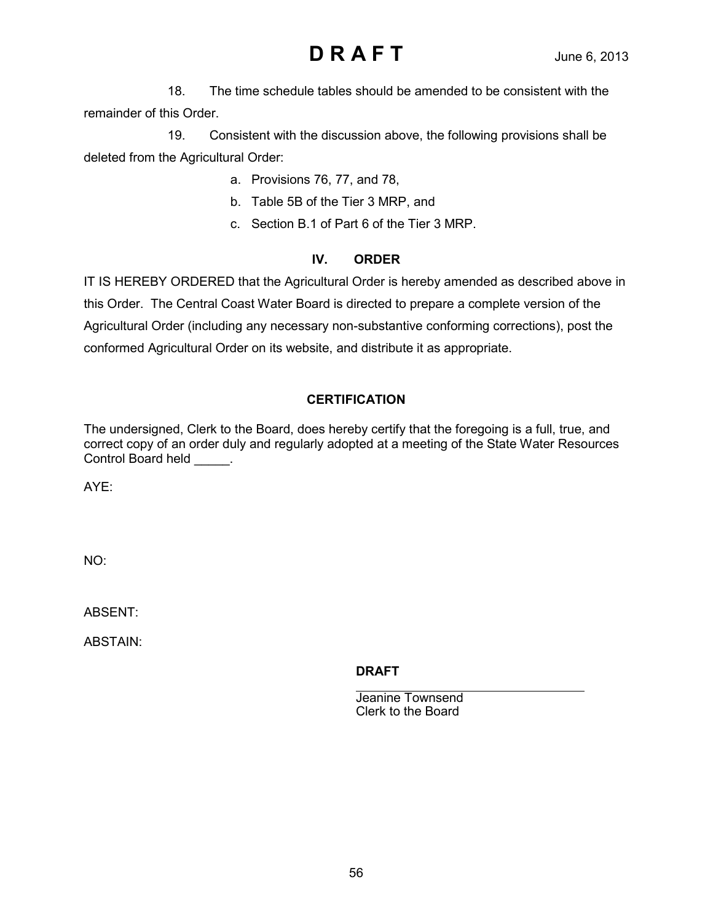18. The time schedule tables should be amended to be consistent with the remainder of this Order.

19. Consistent with the discussion above, the following provisions shall be deleted from the Agricultural Order:

a. Provisions 76, 77, and 78,
b. Table 5B of the Tier 3 MRP, and
c. Section B.1 of Part 6 of the Tier 3 MRP.

## IV. ORDER

IT IS HEREBY ORDERED that the Agricultural Order is hereby amended as described above in this Order. The Central Coast Water Board is directed to prepare a complete version of the Agricultural Order (including any necessary non-substantive conforming corrections), post the conformed Agricultural Order on its website, and distribute it as appropriate.

## CERTIFICATION

The undersigned, Clerk to the Board, does hereby certify that the foregoing is a full, true, and correct copy of an order duly and regularly adopted at a meeting of the State Water Resources Control Board held _____.

AYE:

NO:

ABSENT:

ABSTAIN:

**DRAFT**

Jeanine Townsend
Clerk to the Board